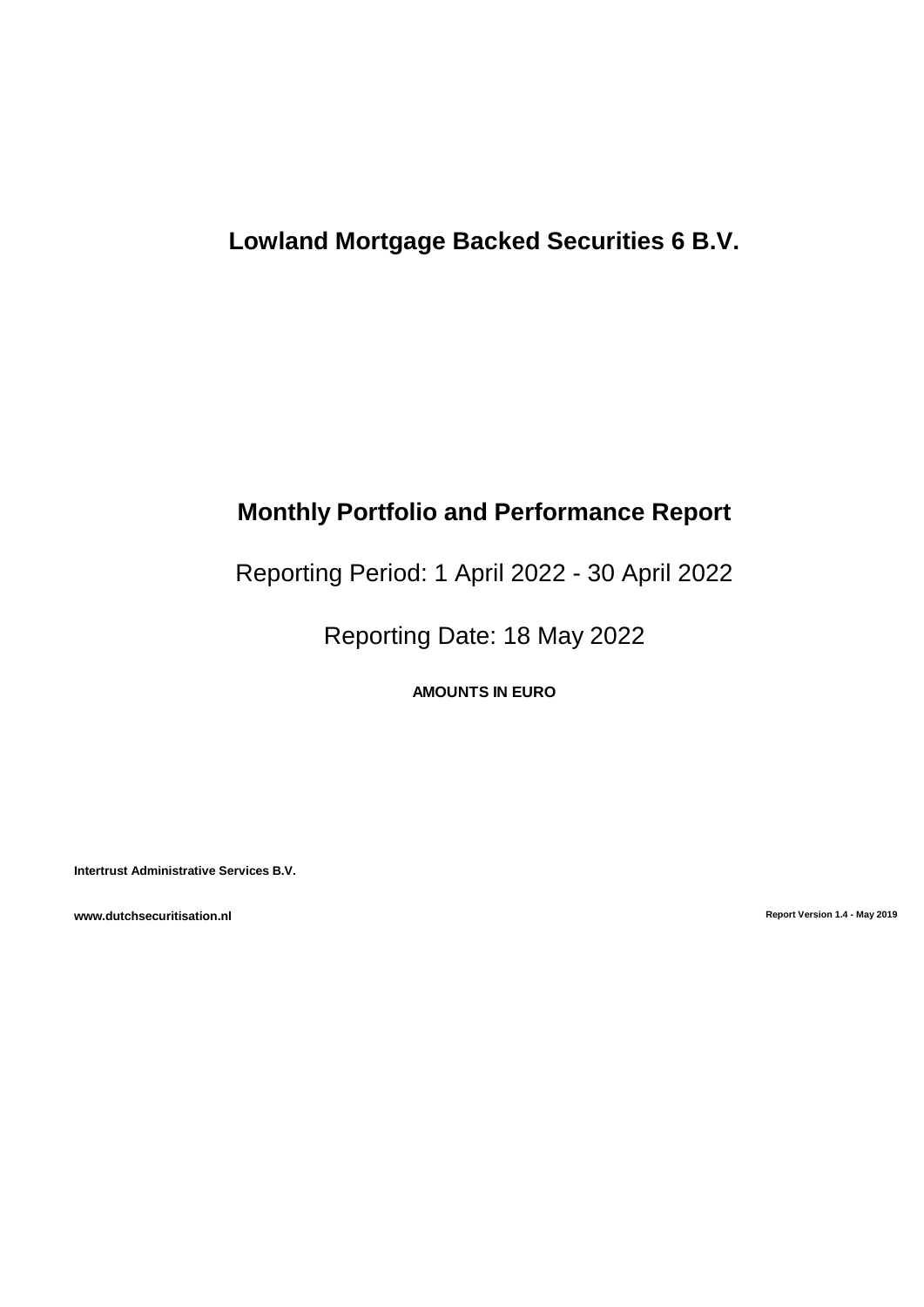# Lowland Mortgage Backed Securities 6 B.V.

## Monthly Portfolio and Performance Report

Reporting Period: 1 April 2022 - 30 April 2022

Reporting Date: 18 May 2022

**AMOUNTS IN EURO**

**Intertrust Administrative Services B.V.**

**www.dutchsecuritisation.nl**

**Report Version 1.4 - May 2019**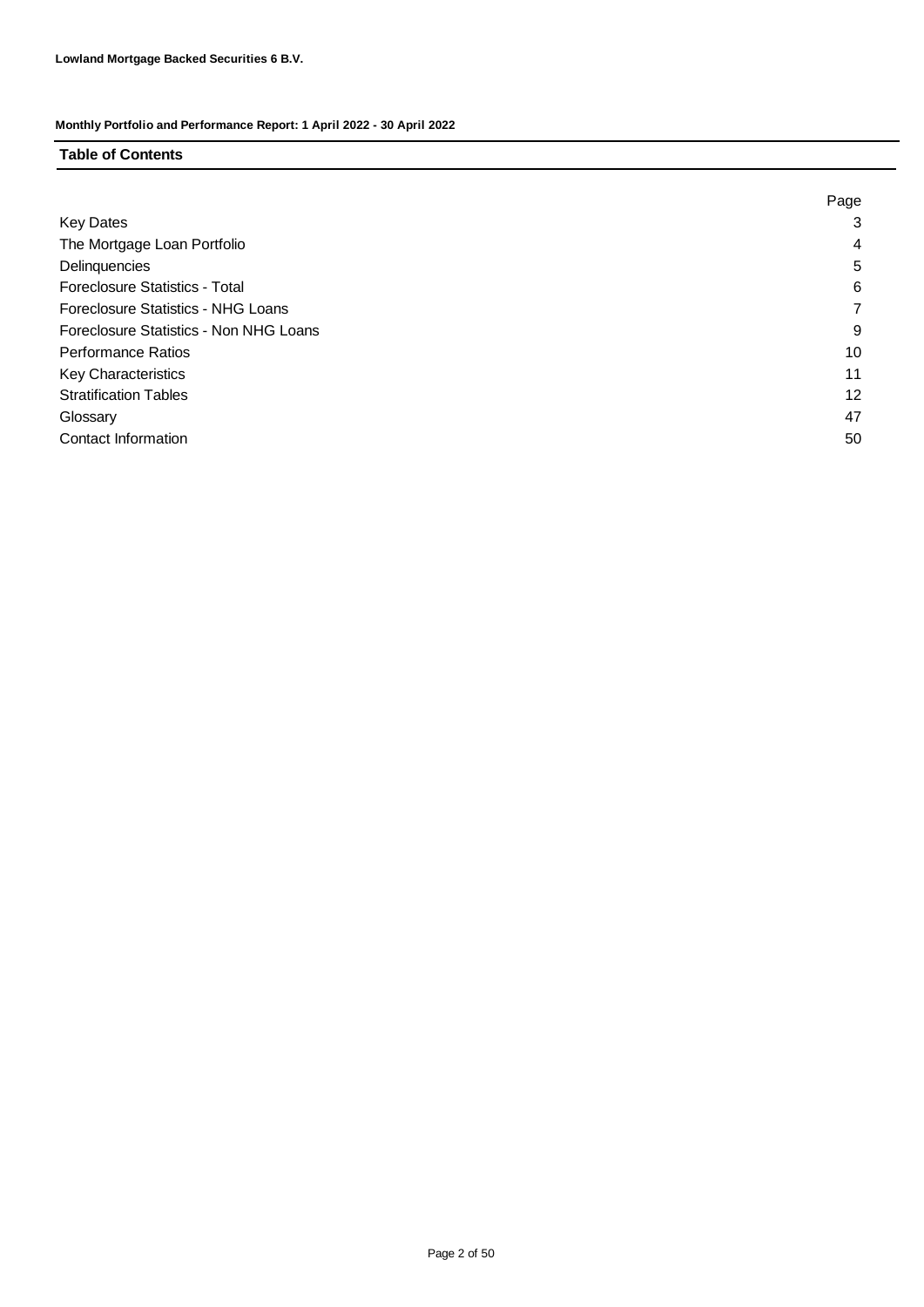**Lowland Mortgage Backed Securities 6 B.V.**

**Monthly Portfolio and Performance Report: 1 April 2022 - 30 April 2022**

## Table of Contents

| | Page |
|---|---|
| Key Dates | 3 |
| The Mortgage Loan Portfolio | 4 |
| Delinquencies | 5 |
| Foreclosure Statistics - Total | 6 |
| Foreclosure Statistics - NHG Loans | 7 |
| Foreclosure Statistics - Non NHG Loans | 9 |
| Performance Ratios | 10 |
| Key Characteristics | 11 |
| Stratification Tables | 12 |
| Glossary | 47 |
| Contact Information | 50 |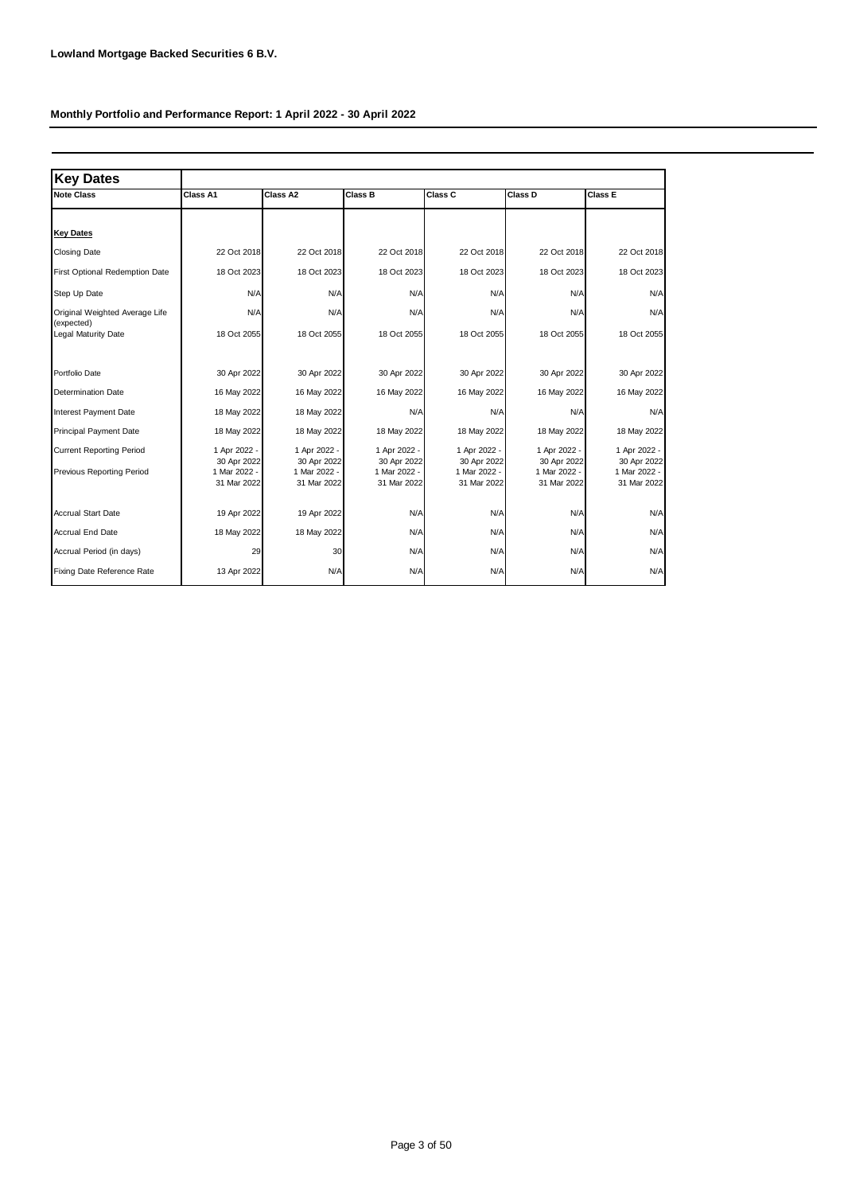**Lowland Mortgage Backed Securities 6 B.V.**

**Monthly Portfolio and Performance Report: 1 April 2022 - 30 April 2022**

## Key Dates

| Note Class | Class A1 | Class A2 | Class B | Class C | Class D | Class E |
|---|---|---|---|---|---|---|
| **Key Dates** | | | | | | |
| Closing Date | 22 Oct 2018 | 22 Oct 2018 | 22 Oct 2018 | 22 Oct 2018 | 22 Oct 2018 | 22 Oct 2018 |
| First Optional Redemption Date | 18 Oct 2023 | 18 Oct 2023 | 18 Oct 2023 | 18 Oct 2023 | 18 Oct 2023 | 18 Oct 2023 |
| Step Up Date | N/A | N/A | N/A | N/A | N/A | N/A |
| Original Weighted Average Life (expected) | N/A | N/A | N/A | N/A | N/A | N/A |
| Legal Maturity Date | 18 Oct 2055 | 18 Oct 2055 | 18 Oct 2055 | 18 Oct 2055 | 18 Oct 2055 | 18 Oct 2055 |
| Portfolio Date | 30 Apr 2022 | 30 Apr 2022 | 30 Apr 2022 | 30 Apr 2022 | 30 Apr 2022 | 30 Apr 2022 |
| Determination Date | 16 May 2022 | 16 May 2022 | 16 May 2022 | 16 May 2022 | 16 May 2022 | 16 May 2022 |
| Interest Payment Date | 18 May 2022 | 18 May 2022 | N/A | N/A | N/A | N/A |
| Principal Payment Date | 18 May 2022 | 18 May 2022 | 18 May 2022 | 18 May 2022 | 18 May 2022 | 18 May 2022 |
| Current Reporting Period | 1 Apr 2022 - 30 Apr 2022 | 1 Apr 2022 - 30 Apr 2022 | 1 Apr 2022 - 30 Apr 2022 | 1 Apr 2022 - 30 Apr 2022 | 1 Apr 2022 - 30 Apr 2022 | 1 Apr 2022 - 30 Apr 2022 |
| Previous Reporting Period | 1 Mar 2022 - 31 Mar 2022 | 1 Mar 2022 - 31 Mar 2022 | 1 Mar 2022 - 31 Mar 2022 | 1 Mar 2022 - 31 Mar 2022 | 1 Mar 2022 - 31 Mar 2022 | 1 Mar 2022 - 31 Mar 2022 |
| Accrual Start Date | 19 Apr 2022 | 19 Apr 2022 | N/A | N/A | N/A | N/A |
| Accrual End Date | 18 May 2022 | 18 May 2022 | N/A | N/A | N/A | N/A |
| Accrual Period (in days) | 29 | 30 | N/A | N/A | N/A | N/A |
| Fixing Date Reference Rate | 13 Apr 2022 | N/A | N/A | N/A | N/A | N/A |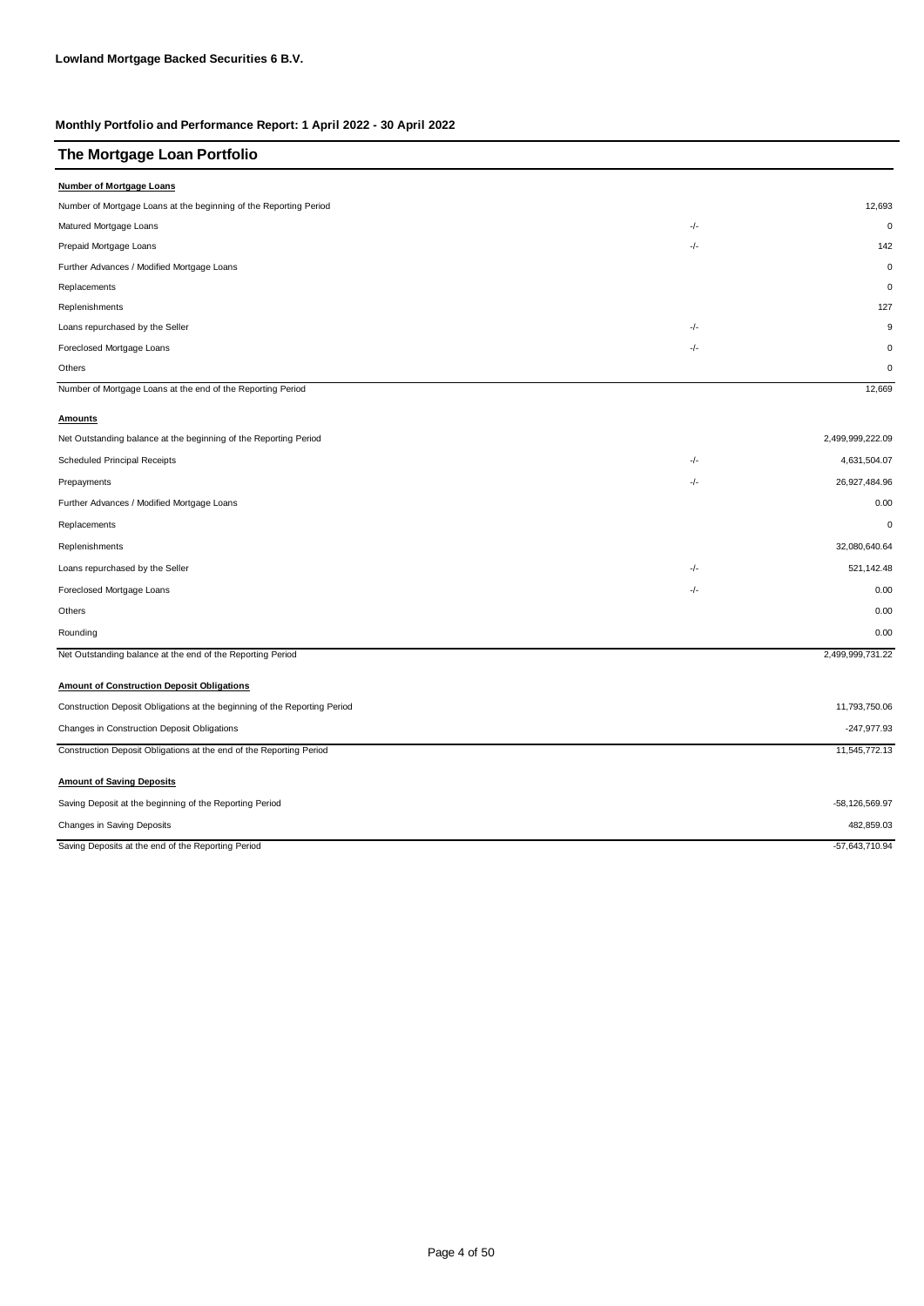**Lowland Mortgage Backed Securities 6 B.V.**

**Monthly Portfolio and Performance Report: 1 April 2022 - 30 April 2022**

## The Mortgage Loan Portfolio

**Number of Mortgage Loans**

| | | |
|---|---|---|
| Number of Mortgage Loans at the beginning of the Reporting Period | | 12,693 |
| Matured Mortgage Loans | -/- | 0 |
| Prepaid Mortgage Loans | -/- | 142 |
| Further Advances / Modified Mortgage Loans | | 0 |
| Replacements | | 0 |
| Replenishments | | 127 |
| Loans repurchased by the Seller | -/- | 9 |
| Foreclosed Mortgage Loans | -/- | 0 |
| Others | | 0 |
| Number of Mortgage Loans at the end of the Reporting Period | | 12,669 |

**Amounts**

| | | |
|---|---|---|
| Net Outstanding balance at the beginning of the Reporting Period | | 2,499,999,222.09 |
| Scheduled Principal Receipts | -/- | 4,631,504.07 |
| Prepayments | -/- | 26,927,484.96 |
| Further Advances / Modified Mortgage Loans | | 0.00 |
| Replacements | | 0 |
| Replenishments | | 32,080,640.64 |
| Loans repurchased by the Seller | -/- | 521,142.48 |
| Foreclosed Mortgage Loans | -/- | 0.00 |
| Others | | 0.00 |
| Rounding | | 0.00 |
| Net Outstanding balance at the end of the Reporting Period | | 2,499,999,731.22 |

**Amount of Construction Deposit Obligations**

| | |
|---|---|
| Construction Deposit Obligations at the beginning of the Reporting Period | 11,793,750.06 |
| Changes in Construction Deposit Obligations | -247,977.93 |
| Construction Deposit Obligations at the end of the Reporting Period | 11,545,772.13 |

**Amount of Saving Deposits**

| | |
|---|---|
| Saving Deposit at the beginning of the Reporting Period | -58,126,569.97 |
| Changes in Saving Deposits | 482,859.03 |
| Saving Deposits at the end of the Reporting Period | -57,643,710.94 |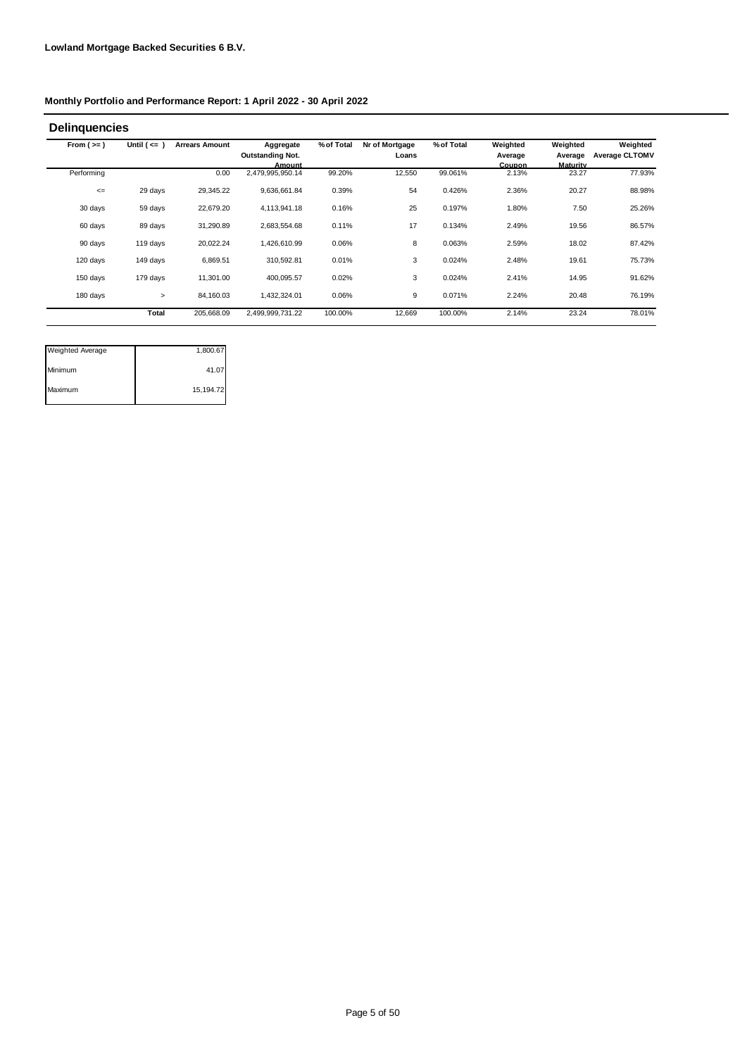**Lowland Mortgage Backed Securities 6 B.V.**

**Monthly Portfolio and Performance Report: 1 April 2022 - 30 April 2022**

## Delinquencies

| From ( >= ) | Until ( <= ) | Arrears Amount | Aggregate Outstanding Not. Amount | % of Total | Nr of Mortgage Loans | % of Total | Weighted Average Coupon | Weighted Average Maturity | Weighted Average CLTOMV |
|---|---|---|---|---|---|---|---|---|---|
| Performing | | 0.00 | 2,479,995,950.14 | 99.20% | 12,550 | 99.061% | 2.13% | 23.27 | 77.93% |
| <= | 29 days | 29,345.22 | 9,636,661.84 | 0.39% | 54 | 0.426% | 2.36% | 20.27 | 88.98% |
| 30 days | 59 days | 22,679.20 | 4,113,941.18 | 0.16% | 25 | 0.197% | 1.80% | 7.50 | 25.26% |
| 60 days | 89 days | 31,290.89 | 2,683,554.68 | 0.11% | 17 | 0.134% | 2.49% | 19.56 | 86.57% |
| 90 days | 119 days | 20,022.24 | 1,426,610.99 | 0.06% | 8 | 0.063% | 2.59% | 18.02 | 87.42% |
| 120 days | 149 days | 6,869.51 | 310,592.81 | 0.01% | 3 | 0.024% | 2.48% | 19.61 | 75.73% |
| 150 days | 179 days | 11,301.00 | 400,095.57 | 0.02% | 3 | 0.024% | 2.41% | 14.95 | 91.62% |
| 180 days | > | 84,160.03 | 1,432,324.01 | 0.06% | 9 | 0.071% | 2.24% | 20.48 | 76.19% |
| | **Total** | 205,668.09 | 2,499,999,731.22 | 100.00% | 12,669 | 100.00% | 2.14% | 23.24 | 78.01% |

| | |
|---|---|
| Weighted Average | 1,800.67 |
| Minimum | 41.07 |
| Maximum | 15,194.72 |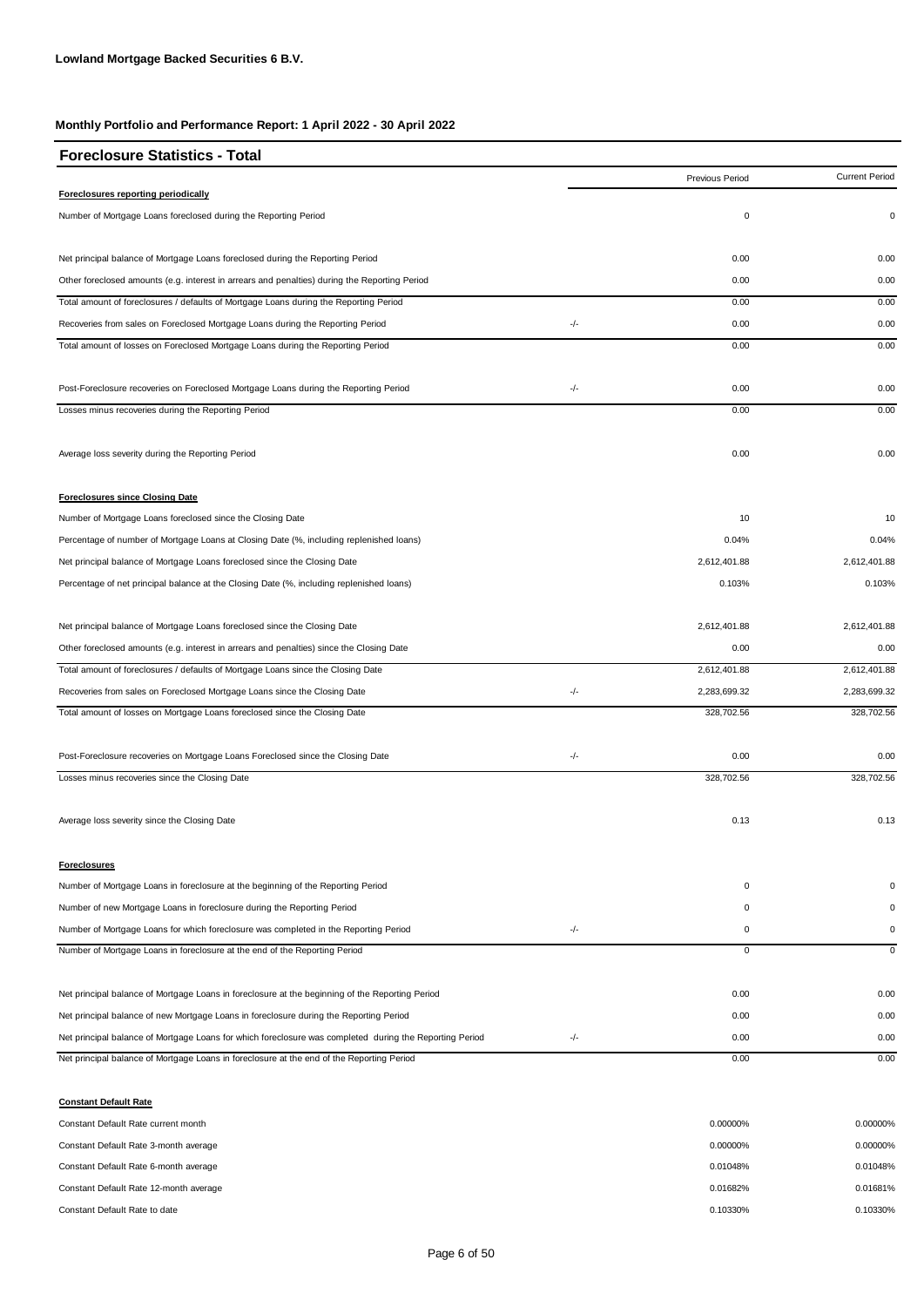**Lowland Mortgage Backed Securities 6 B.V.**

**Monthly Portfolio and Performance Report: 1 April 2022 - 30 April 2022**

## Foreclosure Statistics - Total

| | | Previous Period | Current Period |
|---|---|---|---|
| **Foreclosures reporting periodically** | | | |
| Number of Mortgage Loans foreclosed during the Reporting Period | | 0 | 0 |
| Net principal balance of Mortgage Loans foreclosed during the Reporting Period | | 0.00 | 0.00 |
| Other foreclosed amounts (e.g. interest in arrears and penalties) during the Reporting Period | | 0.00 | 0.00 |
| Total amount of foreclosures / defaults of Mortgage Loans during the Reporting Period | | 0.00 | 0.00 |
| Recoveries from sales on Foreclosed Mortgage Loans during the Reporting Period | -/- | 0.00 | 0.00 |
| Total amount of losses on Foreclosed Mortgage Loans during the Reporting Period | | 0.00 | 0.00 |
| Post-Foreclosure recoveries on Foreclosed Mortgage Loans during the Reporting Period | -/- | 0.00 | 0.00 |
| Losses minus recoveries during the Reporting Period | | 0.00 | 0.00 |
| Average loss severity during the Reporting Period | | 0.00 | 0.00 |
| **Foreclosures since Closing Date** | | | |
| Number of Mortgage Loans foreclosed since the Closing Date | | 10 | 10 |
| Percentage of number of Mortgage Loans at Closing Date (%, including replenished loans) | | 0.04% | 0.04% |
| Net principal balance of Mortgage Loans foreclosed since the Closing Date | | 2,612,401.88 | 2,612,401.88 |
| Percentage of net principal balance at the Closing Date (%, including replenished loans) | | 0.103% | 0.103% |
| Net principal balance of Mortgage Loans foreclosed since the Closing Date | | 2,612,401.88 | 2,612,401.88 |
| Other foreclosed amounts (e.g. interest in arrears and penalties) since the Closing Date | | 0.00 | 0.00 |
| Total amount of foreclosures / defaults of Mortgage Loans since the Closing Date | | 2,612,401.88 | 2,612,401.88 |
| Recoveries from sales on Foreclosed Mortgage Loans since the Closing Date | -/- | 2,283,699.32 | 2,283,699.32 |
| Total amount of losses on Mortgage Loans foreclosed since the Closing Date | | 328,702.56 | 328,702.56 |
| Post-Foreclosure recoveries on Mortgage Loans Foreclosed since the Closing Date | -/- | 0.00 | 0.00 |
| Losses minus recoveries since the Closing Date | | 328,702.56 | 328,702.56 |
| Average loss severity since the Closing Date | | 0.13 | 0.13 |
| **Foreclosures** | | | |
| Number of Mortgage Loans in foreclosure at the beginning of the Reporting Period | | 0 | 0 |
| Number of new Mortgage Loans in foreclosure during the Reporting Period | | 0 | 0 |
| Number of Mortgage Loans for which foreclosure was completed in the Reporting Period | -/- | 0 | 0 |
| Number of Mortgage Loans in foreclosure at the end of the Reporting Period | | 0 | 0 |
| Net principal balance of Mortgage Loans in foreclosure at the beginning of the Reporting Period | | 0.00 | 0.00 |
| Net principal balance of new Mortgage Loans in foreclosure during the Reporting Period | | 0.00 | 0.00 |
| Net principal balance of Mortgage Loans for which foreclosure was completed during the Reporting Period | -/- | 0.00 | 0.00 |
| Net principal balance of Mortgage Loans in foreclosure at the end of the Reporting Period | | 0.00 | 0.00 |
| **Constant Default Rate** | | | |
| Constant Default Rate current month | | 0.00000% | 0.00000% |
| Constant Default Rate 3-month average | | 0.00000% | 0.00000% |
| Constant Default Rate 6-month average | | 0.01048% | 0.01048% |
| Constant Default Rate 12-month average | | 0.01682% | 0.01681% |
| Constant Default Rate to date | | 0.10330% | 0.10330% |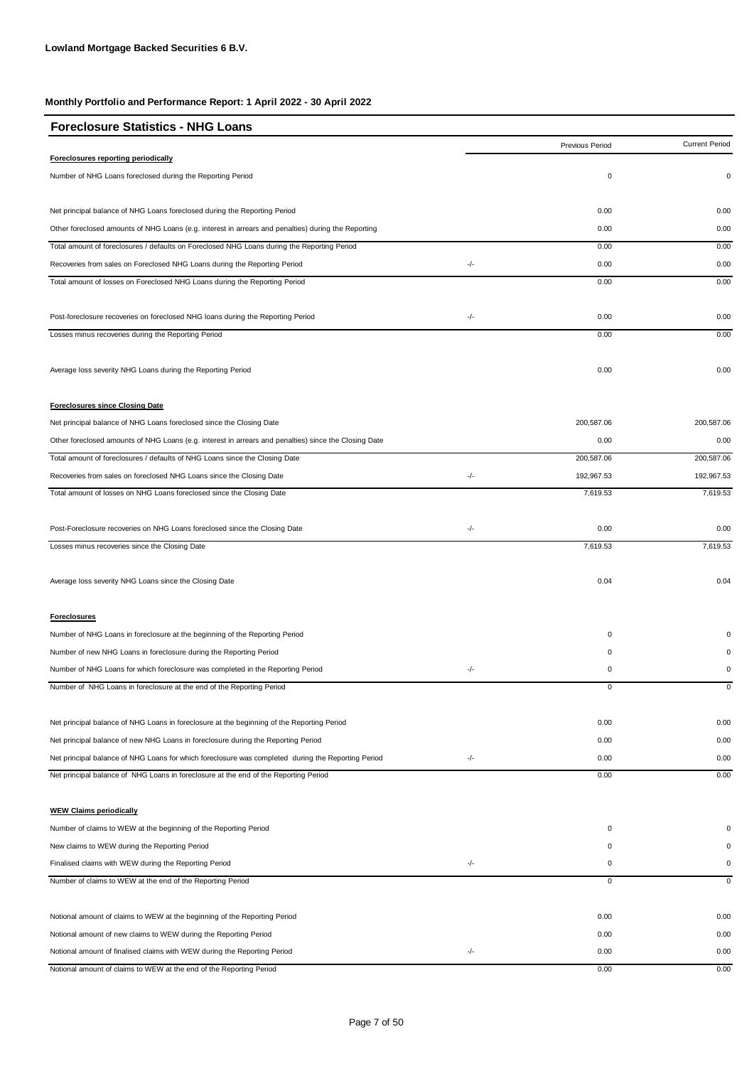**Lowland Mortgage Backed Securities 6 B.V.**

**Monthly Portfolio and Performance Report: 1 April 2022 - 30 April 2022**

## Foreclosure Statistics - NHG Loans

| | | Previous Period | Current Period |
|---|---|---|---|
| **Foreclosures reporting periodically** | | | |
| Number of NHG Loans foreclosed during the Reporting Period | | 0 | 0 |
| Net principal balance of NHG Loans foreclosed during the Reporting Period | | 0.00 | 0.00 |
| Other foreclosed amounts of NHG Loans (e.g. interest in arrears and penalties) during the Reporting | | 0.00 | 0.00 |
| Total amount of foreclosures / defaults on Foreclosed NHG Loans during the Reporting Period | | 0.00 | 0.00 |
| Recoveries from sales on Foreclosed NHG Loans during the Reporting Period | -/- | 0.00 | 0.00 |
| Total amount of losses on Foreclosed NHG Loans during the Reporting Period | | 0.00 | 0.00 |
| Post-foreclosure recoveries on foreclosed NHG loans during the Reporting Period | -/- | 0.00 | 0.00 |
| Losses minus recoveries during the Reporting Period | | 0.00 | 0.00 |
| Average loss severity NHG Loans during the Reporting Period | | 0.00 | 0.00 |
| **Foreclosures since Closing Date** | | | |
| Net principal balance of NHG Loans foreclosed since the Closing Date | | 200,587.06 | 200,587.06 |
| Other foreclosed amounts of NHG Loans (e.g. interest in arrears and penalties) since the Closing Date | | 0.00 | 0.00 |
| Total amount of foreclosures / defaults of NHG Loans since the Closing Date | | 200,587.06 | 200,587.06 |
| Recoveries from sales on foreclosed NHG Loans since the Closing Date | -/- | 192,967.53 | 192,967.53 |
| Total amount of losses on NHG Loans foreclosed since the Closing Date | | 7,619.53 | 7,619.53 |
| Post-Foreclosure recoveries on NHG Loans foreclosed since the Closing Date | -/- | 0.00 | 0.00 |
| Losses minus recoveries since the Closing Date | | 7,619.53 | 7,619.53 |
| Average loss severity NHG Loans since the Closing Date | | 0.04 | 0.04 |
| **Foreclosures** | | | |
| Number of NHG Loans in foreclosure at the beginning of the Reporting Period | | 0 | 0 |
| Number of new NHG Loans in foreclosure during the Reporting Period | | 0 | 0 |
| Number of NHG Loans for which foreclosure was completed in the Reporting Period | -/- | 0 | 0 |
| Number of NHG Loans in foreclosure at the end of the Reporting Period | | 0 | 0 |
| Net principal balance of NHG Loans in foreclosure at the beginning of the Reporting Period | | 0.00 | 0.00 |
| Net principal balance of new NHG Loans in foreclosure during the Reporting Period | | 0.00 | 0.00 |
| Net principal balance of NHG Loans for which foreclosure was completed during the Reporting Period | -/- | 0.00 | 0.00 |
| Net principal balance of NHG Loans in foreclosure at the end of the Reporting Period | | 0.00 | 0.00 |
| **WEW Claims periodically** | | | |
| Number of claims to WEW at the beginning of the Reporting Period | | 0 | 0 |
| New claims to WEW during the Reporting Period | | 0 | 0 |
| Finalised claims with WEW during the Reporting Period | -/- | 0 | 0 |
| Number of claims to WEW at the end of the Reporting Period | | 0 | 0 |
| Notional amount of claims to WEW at the beginning of the Reporting Period | | 0.00 | 0.00 |
| Notional amount of new claims to WEW during the Reporting Period | | 0.00 | 0.00 |
| Notional amount of finalised claims with WEW during the Reporting Period | -/- | 0.00 | 0.00 |
| Notional amount of claims to WEW at the end of the Reporting Period | | 0.00 | 0.00 |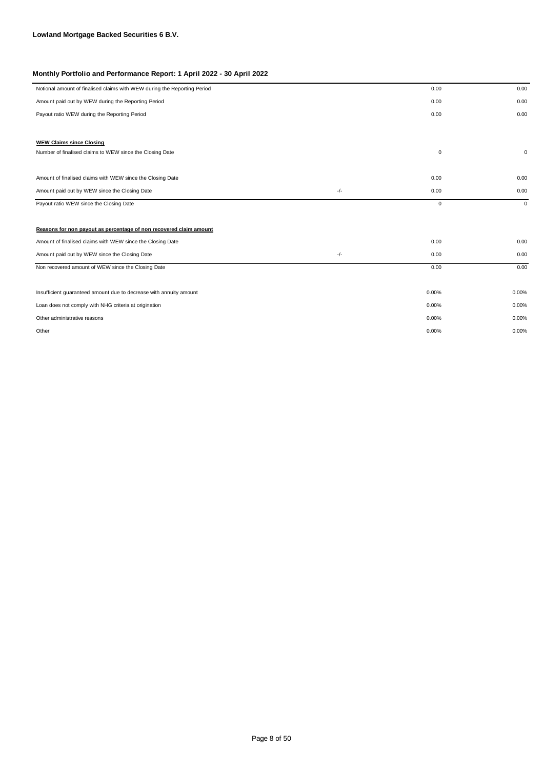**Lowland Mortgage Backed Securities 6 B.V.**

**Monthly Portfolio and Performance Report: 1 April 2022 - 30 April 2022**

| | | | |
|---|---|---|---|
| Notional amount of finalised claims with WEW during the Reporting Period | | 0.00 | 0.00 |
| Amount paid out by WEW during the Reporting Period | | 0.00 | 0.00 |
| Payout ratio WEW during the Reporting Period | | 0.00 | 0.00 |
| | | | |
| **WEW Claims since Closing** | | | |
| Number of finalised claims to WEW since the Closing Date | | 0 | 0 |
| | | | |
| Amount of finalised claims with WEW since the Closing Date | | 0.00 | 0.00 |
| Amount paid out by WEW since the Closing Date | -/- | 0.00 | 0.00 |
| Payout ratio WEW since the Closing Date | | 0 | 0 |
| | | | |
| **Reasons for non payout as percentage of non recovered claim amount** | | | |
| Amount of finalised claims with WEW since the Closing Date | | 0.00 | 0.00 |
| Amount paid out by WEW since the Closing Date | -/- | 0.00 | 0.00 |
| Non recovered amount of WEW since the Closing Date | | 0.00 | 0.00 |
| | | | |
| Insufficient guaranteed amount due to decrease with annuity amount | | 0.00% | 0.00% |
| Loan does not comply with NHG criteria at origination | | 0.00% | 0.00% |
| Other administrative reasons | | 0.00% | 0.00% |
| Other | | 0.00% | 0.00% |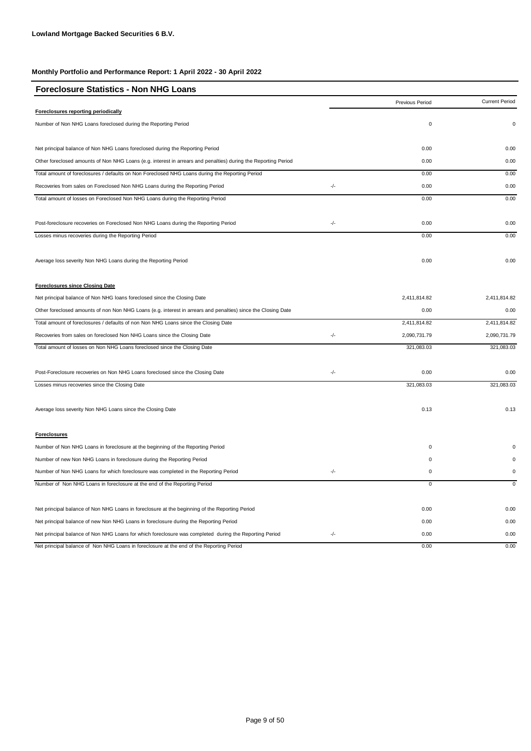**Lowland Mortgage Backed Securities 6 B.V.**

**Monthly Portfolio and Performance Report: 1 April 2022 - 30 April 2022**

## Foreclosure Statistics - Non NHG Loans

| | | Previous Period | Current Period |
|---|---|---|---|
| **Foreclosures reporting periodically** | | | |
| Number of Non NHG Loans foreclosed during the Reporting Period | | 0 | 0 |
| Net principal balance of Non NHG Loans foreclosed during the Reporting Period | | 0.00 | 0.00 |
| Other foreclosed amounts of Non NHG Loans (e.g. interest in arrears and penalties) during the Reporting Period | | 0.00 | 0.00 |
| Total amount of foreclosures / defaults on Non Foreclosed NHG Loans during the Reporting Period | | 0.00 | 0.00 |
| Recoveries from sales on Foreclosed Non NHG Loans during the Reporting Period | -/- | 0.00 | 0.00 |
| Total amount of losses on Foreclosed Non NHG Loans during the Reporting Period | | 0.00 | 0.00 |
| Post-foreclosure recoveries on Foreclosed Non NHG Loans during the Reporting Period | -/- | 0.00 | 0.00 |
| Losses minus recoveries during the Reporting Period | | 0.00 | 0.00 |
| Average loss severity Non NHG Loans during the Reporting Period | | 0.00 | 0.00 |
| **Foreclosures since Closing Date** | | | |
| Net principal balance of Non NHG loans foreclosed since the Closing Date | | 2,411,814.82 | 2,411,814.82 |
| Other foreclosed amounts of non Non NHG Loans (e.g. interest in arrears and penalties) since the Closing Date | | 0.00 | 0.00 |
| Total amount of foreclosures / defaults of non Non NHG Loans since the Closing Date | | 2,411,814.82 | 2,411,814.82 |
| Recoveries from sales on foreclosed Non NHG Loans since the Closing Date | -/- | 2,090,731.79 | 2,090,731.79 |
| Total amount of losses on Non NHG Loans foreclosed since the Closing Date | | 321,083.03 | 321,083.03 |
| Post-Foreclosure recoveries on Non NHG Loans foreclosed since the Closing Date | -/- | 0.00 | 0.00 |
| Losses minus recoveries since the Closing Date | | 321,083.03 | 321,083.03 |
| Average loss severity Non NHG Loans since the Closing Date | | 0.13 | 0.13 |
| **Foreclosures** | | | |
| Number of Non NHG Loans in foreclosure at the beginning of the Reporting Period | | 0 | 0 |
| Number of new Non NHG Loans in foreclosure during the Reporting Period | | 0 | 0 |
| Number of Non NHG Loans for which foreclosure was completed in the Reporting Period | -/- | 0 | 0 |
| Number of Non NHG Loans in foreclosure at the end of the Reporting Period | | 0 | 0 |
| Net principal balance of Non NHG Loans in foreclosure at the beginning of the Reporting Period | | 0.00 | 0.00 |
| Net principal balance of new Non NHG Loans in foreclosure during the Reporting Period | | 0.00 | 0.00 |
| Net principal balance of Non NHG Loans for which foreclosure was completed during the Reporting Period | -/- | 0.00 | 0.00 |
| Net principal balance of Non NHG Loans in foreclosure at the end of the Reporting Period | | 0.00 | 0.00 |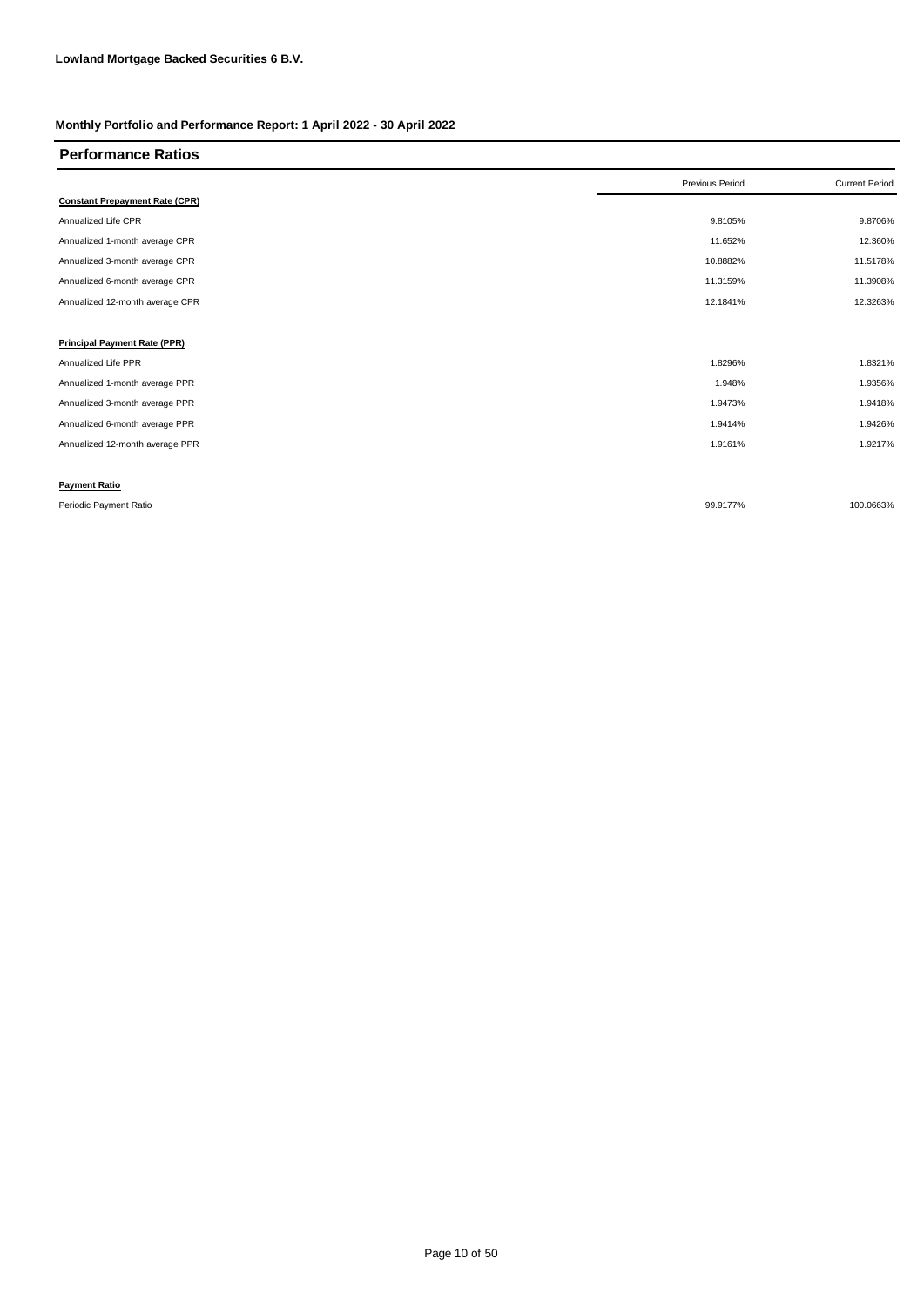**Lowland Mortgage Backed Securities 6 B.V.**

**Monthly Portfolio and Performance Report: 1 April 2022 - 30 April 2022**

## Performance Ratios

| | Previous Period | Current Period |
|---|---|---|
| **Constant Prepayment Rate (CPR)** | | |
| Annualized Life CPR | 9.8105% | 9.8706% |
| Annualized 1-month average CPR | 11.652% | 12.360% |
| Annualized 3-month average CPR | 10.8882% | 11.5178% |
| Annualized 6-month average CPR | 11.3159% | 11.3908% |
| Annualized 12-month average CPR | 12.1841% | 12.3263% |
| | | |
| **Principal Payment Rate (PPR)** | | |
| Annualized Life PPR | 1.8296% | 1.8321% |
| Annualized 1-month average PPR | 1.948% | 1.9356% |
| Annualized 3-month average PPR | 1.9473% | 1.9418% |
| Annualized 6-month average PPR | 1.9414% | 1.9426% |
| Annualized 12-month average PPR | 1.9161% | 1.9217% |
| | | |
| **Payment Ratio** | | |
| Periodic Payment Ratio | 99.9177% | 100.0663% |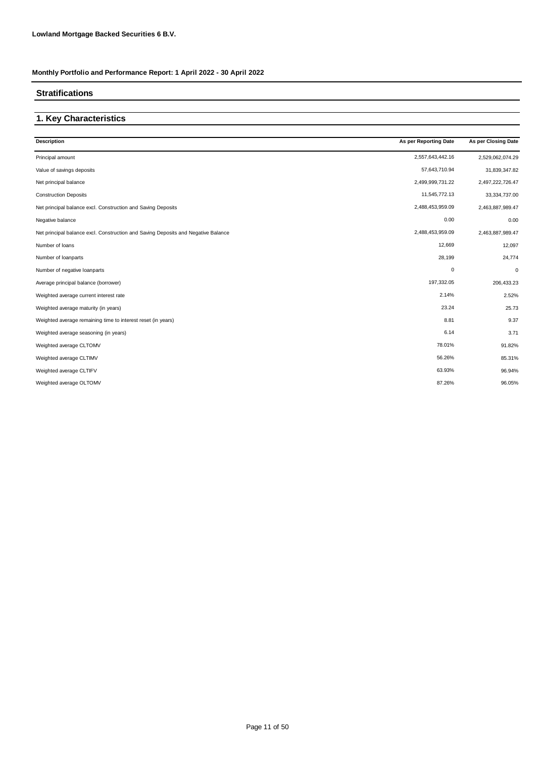**Lowland Mortgage Backed Securities 6 B.V.**

**Monthly Portfolio and Performance Report: 1 April 2022 - 30 April 2022**

## Stratifications

## 1. Key Characteristics

| Description | As per Reporting Date | As per Closing Date |
|---|---|---|
| Principal amount | 2,557,643,442.16 | 2,529,062,074.29 |
| Value of savings deposits | 57,643,710.94 | 31,839,347.82 |
| Net principal balance | 2,499,999,731.22 | 2,497,222,726.47 |
| Construction Deposits | 11,545,772.13 | 33,334,737.00 |
| Net principal balance excl. Construction and Saving Deposits | 2,488,453,959.09 | 2,463,887,989.47 |
| Negative balance | 0.00 | 0.00 |
| Net principal balance excl. Construction and Saving Deposits and Negative Balance | 2,488,453,959.09 | 2,463,887,989.47 |
| Number of loans | 12,669 | 12,097 |
| Number of loanparts | 28,199 | 24,774 |
| Number of negative loanparts | 0 | 0 |
| Average principal balance (borrower) | 197,332.05 | 206,433.23 |
| Weighted average current interest rate | 2.14% | 2.52% |
| Weighted average maturity (in years) | 23.24 | 25.73 |
| Weighted average remaining time to interest reset (in years) | 8.81 | 9.37 |
| Weighted average seasoning (in years) | 6.14 | 3.71 |
| Weighted average CLTOMV | 78.01% | 91.82% |
| Weighted average CLTIMV | 56.26% | 85.31% |
| Weighted average CLTIFV | 63.93% | 96.94% |
| Weighted average OLTOMV | 87.26% | 96.05% |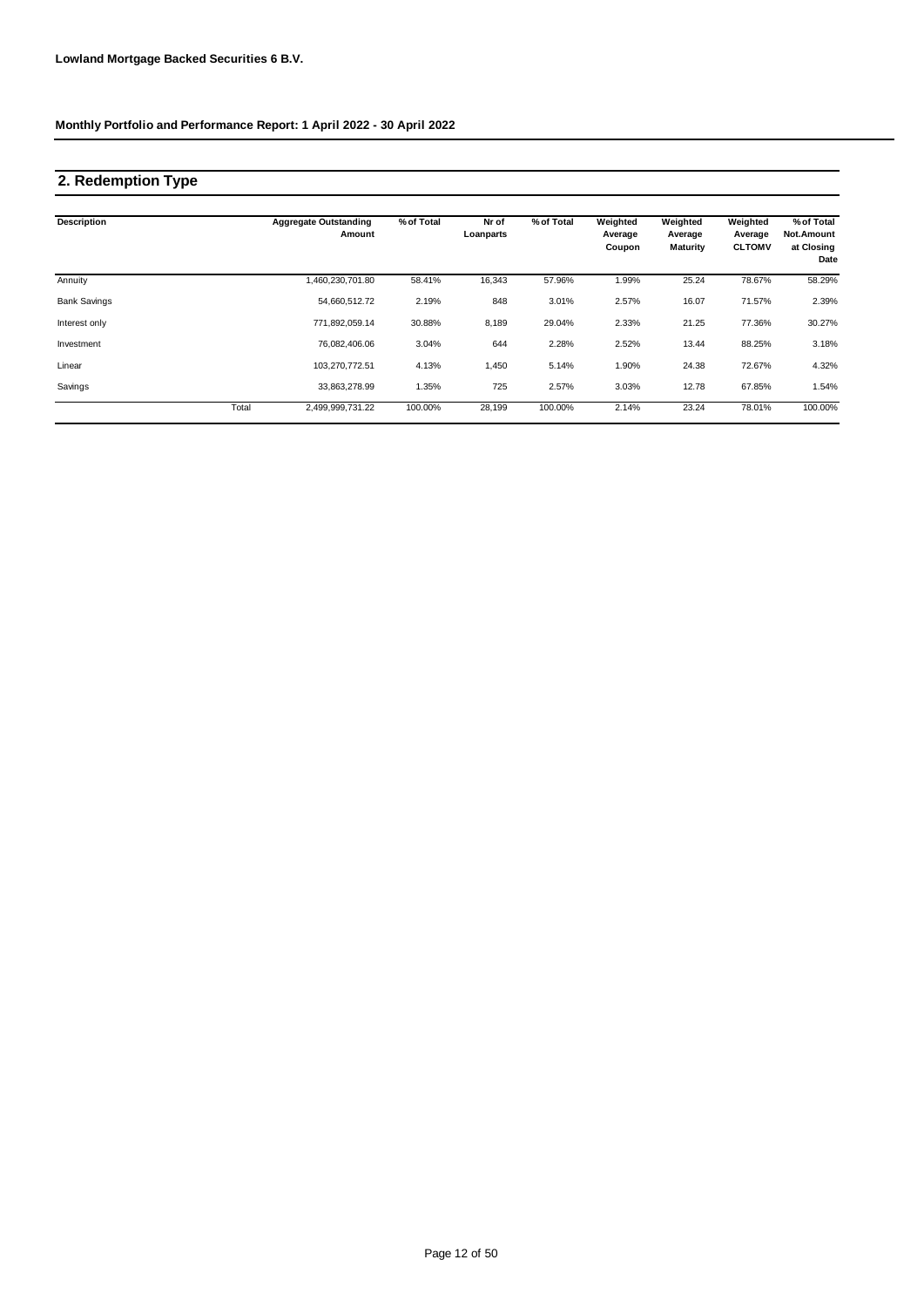**Lowland Mortgage Backed Securities 6 B.V.**

**Monthly Portfolio and Performance Report: 1 April 2022 - 30 April 2022**

## 2. Redemption Type

| Description | | Aggregate Outstanding Amount | % of Total | Nr of Loanparts | % of Total | Weighted Average Coupon | Weighted Average Maturity | Weighted Average CLTOMV | % of Total Not.Amount at Closing Date |
|---|---|---|---|---|---|---|---|---|---|
| Annuity | | 1,460,230,701.80 | 58.41% | 16,343 | 57.96% | 1.99% | 25.24 | 78.67% | 58.29% |
| Bank Savings | | 54,660,512.72 | 2.19% | 848 | 3.01% | 2.57% | 16.07 | 71.57% | 2.39% |
| Interest only | | 771,892,059.14 | 30.88% | 8,189 | 29.04% | 2.33% | 21.25 | 77.36% | 30.27% |
| Investment | | 76,082,406.06 | 3.04% | 644 | 2.28% | 2.52% | 13.44 | 88.25% | 3.18% |
| Linear | | 103,270,772.51 | 4.13% | 1,450 | 5.14% | 1.90% | 24.38 | 72.67% | 4.32% |
| Savings | | 33,863,278.99 | 1.35% | 725 | 2.57% | 3.03% | 12.78 | 67.85% | 1.54% |
| | Total | 2,499,999,731.22 | 100.00% | 28,199 | 100.00% | 2.14% | 23.24 | 78.01% | 100.00% |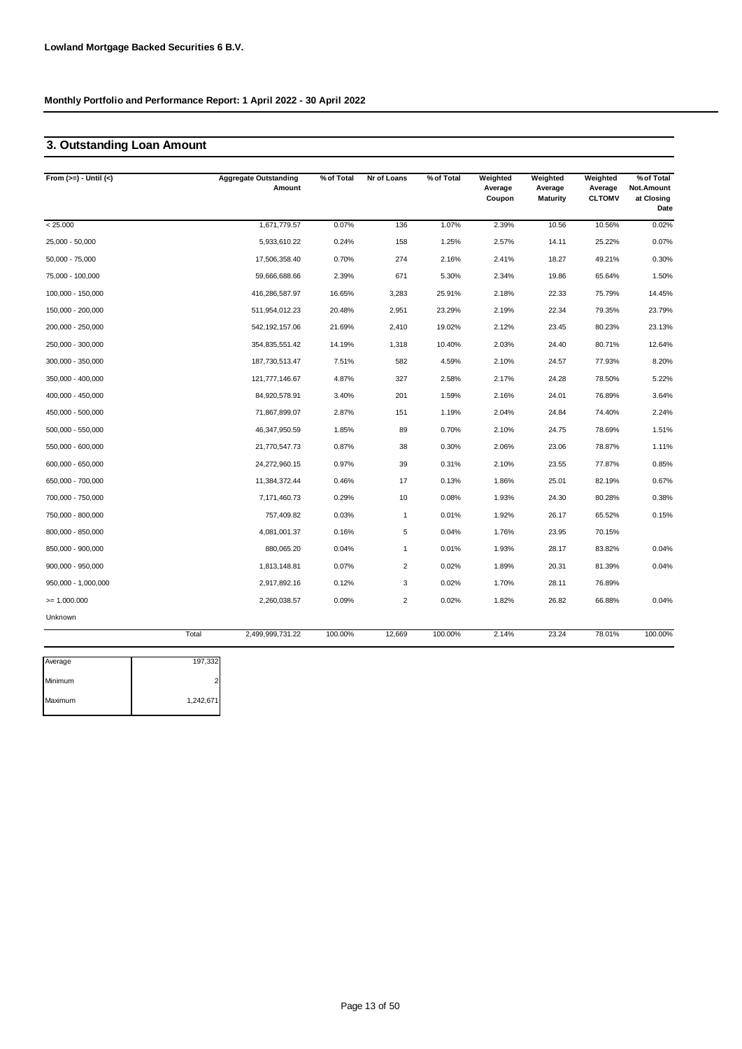**Lowland Mortgage Backed Securities 6 B.V.**

**Monthly Portfolio and Performance Report: 1 April 2022 - 30 April 2022**

## 3. Outstanding Loan Amount

| From (>=) - Until (<) | Aggregate Outstanding Amount | % of Total | Nr of Loans | % of Total | Weighted Average Coupon | Weighted Average Maturity | Weighted Average CLTOMV | % of Total Not.Amount at Closing Date |
|---|---|---|---|---|---|---|---|---|
| < 25.000 | 1,671,779.57 | 0.07% | 136 | 1.07% | 2.39% | 10.56 | 10.56% | 0.02% |
| 25,000 - 50,000 | 5,933,610.22 | 0.24% | 158 | 1.25% | 2.57% | 14.11 | 25.22% | 0.07% |
| 50,000 - 75,000 | 17,506,358.40 | 0.70% | 274 | 2.16% | 2.41% | 18.27 | 49.21% | 0.30% |
| 75,000 - 100,000 | 59,666,688.66 | 2.39% | 671 | 5.30% | 2.34% | 19.86 | 65.64% | 1.50% |
| 100,000 - 150,000 | 416,286,587.97 | 16.65% | 3,283 | 25.91% | 2.18% | 22.33 | 75.79% | 14.45% |
| 150,000 - 200,000 | 511,954,012.23 | 20.48% | 2,951 | 23.29% | 2.19% | 22.34 | 79.35% | 23.79% |
| 200,000 - 250,000 | 542,192,157.06 | 21.69% | 2,410 | 19.02% | 2.12% | 23.45 | 80.23% | 23.13% |
| 250,000 - 300,000 | 354,835,551.42 | 14.19% | 1,318 | 10.40% | 2.03% | 24.40 | 80.71% | 12.64% |
| 300,000 - 350,000 | 187,730,513.47 | 7.51% | 582 | 4.59% | 2.10% | 24.57 | 77.93% | 8.20% |
| 350,000 - 400,000 | 121,777,146.67 | 4.87% | 327 | 2.58% | 2.17% | 24.28 | 78.50% | 5.22% |
| 400,000 - 450,000 | 84,920,578.91 | 3.40% | 201 | 1.59% | 2.16% | 24.01 | 76.89% | 3.64% |
| 450,000 - 500,000 | 71,867,899.07 | 2.87% | 151 | 1.19% | 2.04% | 24.84 | 74.40% | 2.24% |
| 500,000 - 550,000 | 46,347,950.59 | 1.85% | 89 | 0.70% | 2.10% | 24.75 | 78.69% | 1.51% |
| 550,000 - 600,000 | 21,770,547.73 | 0.87% | 38 | 0.30% | 2.06% | 23.06 | 78.87% | 1.11% |
| 600,000 - 650,000 | 24,272,960.15 | 0.97% | 39 | 0.31% | 2.10% | 23.55 | 77.87% | 0.85% |
| 650,000 - 700,000 | 11,384,372.44 | 0.46% | 17 | 0.13% | 1.86% | 25.01 | 82.19% | 0.67% |
| 700,000 - 750,000 | 7,171,460.73 | 0.29% | 10 | 0.08% | 1.93% | 24.30 | 80.28% | 0.38% |
| 750,000 - 800,000 | 757,409.82 | 0.03% | 1 | 0.01% | 1.92% | 26.17 | 65.52% | 0.15% |
| 800,000 - 850,000 | 4,081,001.37 | 0.16% | 5 | 0.04% | 1.76% | 23.95 | 70.15% | |
| 850,000 - 900,000 | 880,065.20 | 0.04% | 1 | 0.01% | 1.93% | 28.17 | 83.82% | 0.04% |
| 900,000 - 950,000 | 1,813,148.81 | 0.07% | 2 | 0.02% | 1.89% | 20.31 | 81.39% | 0.04% |
| 950,000 - 1,000,000 | 2,917,892.16 | 0.12% | 3 | 0.02% | 1.70% | 28.11 | 76.89% | |
| >= 1.000.000 | 2,260,038.57 | 0.09% | 2 | 0.02% | 1.82% | 26.82 | 66.88% | 0.04% |
| Unknown | | | | | | | | |
| Total | 2,499,999,731.22 | 100.00% | 12,669 | 100.00% | 2.14% | 23.24 | 78.01% | 100.00% |

| | |
|---|---|
| Average | 197,332 |
| Minimum | 2 |
| Maximum | 1,242,671 |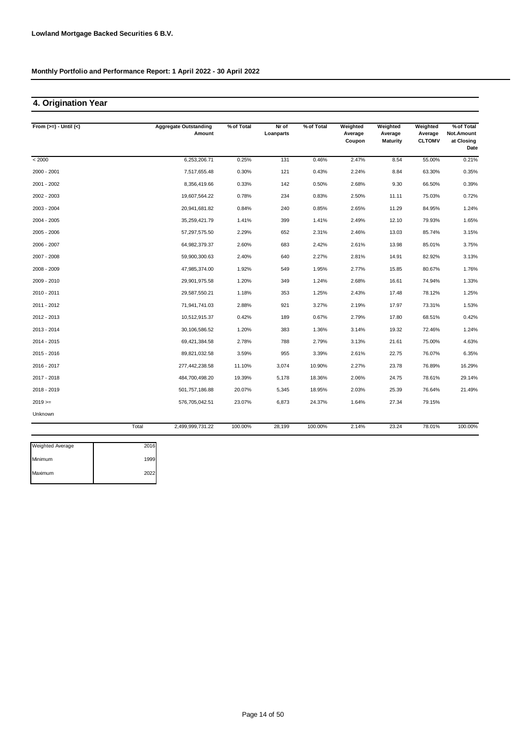**Lowland Mortgage Backed Securities 6 B.V.**

**Monthly Portfolio and Performance Report: 1 April 2022 - 30 April 2022**

## 4. Origination Year

| From (>=) - Until (<) | | Aggregate Outstanding Amount | % of Total | Nr of Loanparts | % of Total | Weighted Average Coupon | Weighted Average Maturity | Weighted Average CLTOMV | % of Total Not.Amount at Closing Date |
|---|---|---|---|---|---|---|---|---|---|
| < 2000 | | 6,253,206.71 | 0.25% | 131 | 0.46% | 2.47% | 8.54 | 55.00% | 0.21% |
| 2000 - 2001 | | 7,517,655.48 | 0.30% | 121 | 0.43% | 2.24% | 8.84 | 63.30% | 0.35% |
| 2001 - 2002 | | 8,356,419.66 | 0.33% | 142 | 0.50% | 2.68% | 9.30 | 66.50% | 0.39% |
| 2002 - 2003 | | 19,607,564.22 | 0.78% | 234 | 0.83% | 2.50% | 11.11 | 75.03% | 0.72% |
| 2003 - 2004 | | 20,941,681.82 | 0.84% | 240 | 0.85% | 2.65% | 11.29 | 84.95% | 1.24% |
| 2004 - 2005 | | 35,259,421.79 | 1.41% | 399 | 1.41% | 2.49% | 12.10 | 79.93% | 1.65% |
| 2005 - 2006 | | 57,297,575.50 | 2.29% | 652 | 2.31% | 2.46% | 13.03 | 85.74% | 3.15% |
| 2006 - 2007 | | 64,982,379.37 | 2.60% | 683 | 2.42% | 2.61% | 13.98 | 85.01% | 3.75% |
| 2007 - 2008 | | 59,900,300.63 | 2.40% | 640 | 2.27% | 2.81% | 14.91 | 82.92% | 3.13% |
| 2008 - 2009 | | 47,985,374.00 | 1.92% | 549 | 1.95% | 2.77% | 15.85 | 80.67% | 1.76% |
| 2009 - 2010 | | 29,901,975.58 | 1.20% | 349 | 1.24% | 2.68% | 16.61 | 74.94% | 1.33% |
| 2010 - 2011 | | 29,587,550.21 | 1.18% | 353 | 1.25% | 2.43% | 17.48 | 78.12% | 1.25% |
| 2011 - 2012 | | 71,941,741.03 | 2.88% | 921 | 3.27% | 2.19% | 17.97 | 73.31% | 1.53% |
| 2012 - 2013 | | 10,512,915.37 | 0.42% | 189 | 0.67% | 2.79% | 17.80 | 68.51% | 0.42% |
| 2013 - 2014 | | 30,106,586.52 | 1.20% | 383 | 1.36% | 3.14% | 19.32 | 72.46% | 1.24% |
| 2014 - 2015 | | 69,421,384.58 | 2.78% | 788 | 2.79% | 3.13% | 21.61 | 75.00% | 4.63% |
| 2015 - 2016 | | 89,821,032.58 | 3.59% | 955 | 3.39% | 2.61% | 22.75 | 76.07% | 6.35% |
| 2016 - 2017 | | 277,442,238.58 | 11.10% | 3,074 | 10.90% | 2.27% | 23.78 | 76.89% | 16.29% |
| 2017 - 2018 | | 484,700,498.20 | 19.39% | 5,178 | 18.36% | 2.06% | 24.75 | 78.61% | 29.14% |
| 2018 - 2019 | | 501,757,186.88 | 20.07% | 5,345 | 18.95% | 2.03% | 25.39 | 76.64% | 21.49% |
| 2019 >= | | 576,705,042.51 | 23.07% | 6,873 | 24.37% | 1.64% | 27.34 | 79.15% | |
| Unknown | | | | | | | | | |
| | Total | 2,499,999,731.22 | 100.00% | 28,199 | 100.00% | 2.14% | 23.24 | 78.01% | 100.00% |

| | |
|---|---|
| Weighted Average | 2016 |
| Minimum | 1999 |
| Maximum | 2022 |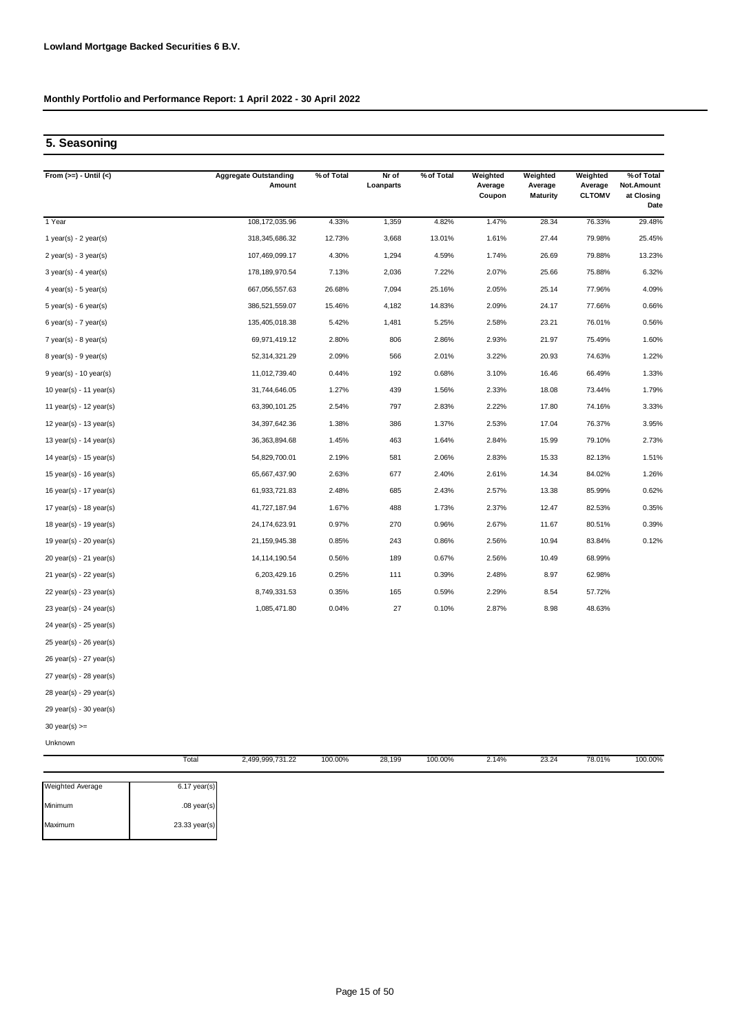**Lowland Mortgage Backed Securities 6 B.V.**

**Monthly Portfolio and Performance Report: 1 April 2022 - 30 April 2022**

## 5. Seasoning

| From (>=) - Until (<) | Aggregate Outstanding Amount | % of Total | Nr of Loanparts | % of Total | Weighted Average Coupon | Weighted Average Maturity | Weighted Average CLTOMV | % of Total Not.Amount at Closing Date |
|---|---|---|---|---|---|---|---|---|
| 1 Year | 108,172,035.96 | 4.33% | 1,359 | 4.82% | 1.47% | 28.34 | 76.33% | 29.48% |
| 1 year(s) - 2 year(s) | 318,345,686.32 | 12.73% | 3,668 | 13.01% | 1.61% | 27.44 | 79.98% | 25.45% |
| 2 year(s) - 3 year(s) | 107,469,099.17 | 4.30% | 1,294 | 4.59% | 1.74% | 26.69 | 79.88% | 13.23% |
| 3 year(s) - 4 year(s) | 178,189,970.54 | 7.13% | 2,036 | 7.22% | 2.07% | 25.66 | 75.88% | 6.32% |
| 4 year(s) - 5 year(s) | 667,056,557.63 | 26.68% | 7,094 | 25.16% | 2.05% | 25.14 | 77.96% | 4.09% |
| 5 year(s) - 6 year(s) | 386,521,559.07 | 15.46% | 4,182 | 14.83% | 2.09% | 24.17 | 77.66% | 0.66% |
| 6 year(s) - 7 year(s) | 135,405,018.38 | 5.42% | 1,481 | 5.25% | 2.58% | 23.21 | 76.01% | 0.56% |
| 7 year(s) - 8 year(s) | 69,971,419.12 | 2.80% | 806 | 2.86% | 2.93% | 21.97 | 75.49% | 1.60% |
| 8 year(s) - 9 year(s) | 52,314,321.29 | 2.09% | 566 | 2.01% | 3.22% | 20.93 | 74.63% | 1.22% |
| 9 year(s) - 10 year(s) | 11,012,739.40 | 0.44% | 192 | 0.68% | 3.10% | 16.46 | 66.49% | 1.33% |
| 10 year(s) - 11 year(s) | 31,744,646.05 | 1.27% | 439 | 1.56% | 2.33% | 18.08 | 73.44% | 1.79% |
| 11 year(s) - 12 year(s) | 63,390,101.25 | 2.54% | 797 | 2.83% | 2.22% | 17.80 | 74.16% | 3.33% |
| 12 year(s) - 13 year(s) | 34,397,642.36 | 1.38% | 386 | 1.37% | 2.53% | 17.04 | 76.37% | 3.95% |
| 13 year(s) - 14 year(s) | 36,363,894.68 | 1.45% | 463 | 1.64% | 2.84% | 15.99 | 79.10% | 2.73% |
| 14 year(s) - 15 year(s) | 54,829,700.01 | 2.19% | 581 | 2.06% | 2.83% | 15.33 | 82.13% | 1.51% |
| 15 year(s) - 16 year(s) | 65,667,437.90 | 2.63% | 677 | 2.40% | 2.61% | 14.34 | 84.02% | 1.26% |
| 16 year(s) - 17 year(s) | 61,933,721.83 | 2.48% | 685 | 2.43% | 2.57% | 13.38 | 85.99% | 0.62% |
| 17 year(s) - 18 year(s) | 41,727,187.94 | 1.67% | 488 | 1.73% | 2.37% | 12.47 | 82.53% | 0.35% |
| 18 year(s) - 19 year(s) | 24,174,623.91 | 0.97% | 270 | 0.96% | 2.67% | 11.67 | 80.51% | 0.39% |
| 19 year(s) - 20 year(s) | 21,159,945.38 | 0.85% | 243 | 0.86% | 2.56% | 10.94 | 83.84% | 0.12% |
| 20 year(s) - 21 year(s) | 14,114,190.54 | 0.56% | 189 | 0.67% | 2.56% | 10.49 | 68.99% | |
| 21 year(s) - 22 year(s) | 6,203,429.16 | 0.25% | 111 | 0.39% | 2.48% | 8.97 | 62.98% | |
| 22 year(s) - 23 year(s) | 8,749,331.53 | 0.35% | 165 | 0.59% | 2.29% | 8.54 | 57.72% | |
| 23 year(s) - 24 year(s) | 1,085,471.80 | 0.04% | 27 | 0.10% | 2.87% | 8.98 | 48.63% | |
| 24 year(s) - 25 year(s) | | | | | | | | |
| 25 year(s) - 26 year(s) | | | | | | | | |
| 26 year(s) - 27 year(s) | | | | | | | | |
| 27 year(s) - 28 year(s) | | | | | | | | |
| 28 year(s) - 29 year(s) | | | | | | | | |
| 29 year(s) - 30 year(s) | | | | | | | | |
| 30 year(s) >= | | | | | | | | |
| Unknown | | | | | | | | |
| Total | 2,499,999,731.22 | 100.00% | 28,199 | 100.00% | 2.14% | 23.24 | 78.01% | 100.00% |

| | |
|---|---|
| Weighted Average | 6.17 year(s) |
| Minimum | .08 year(s) |
| Maximum | 23.33 year(s) |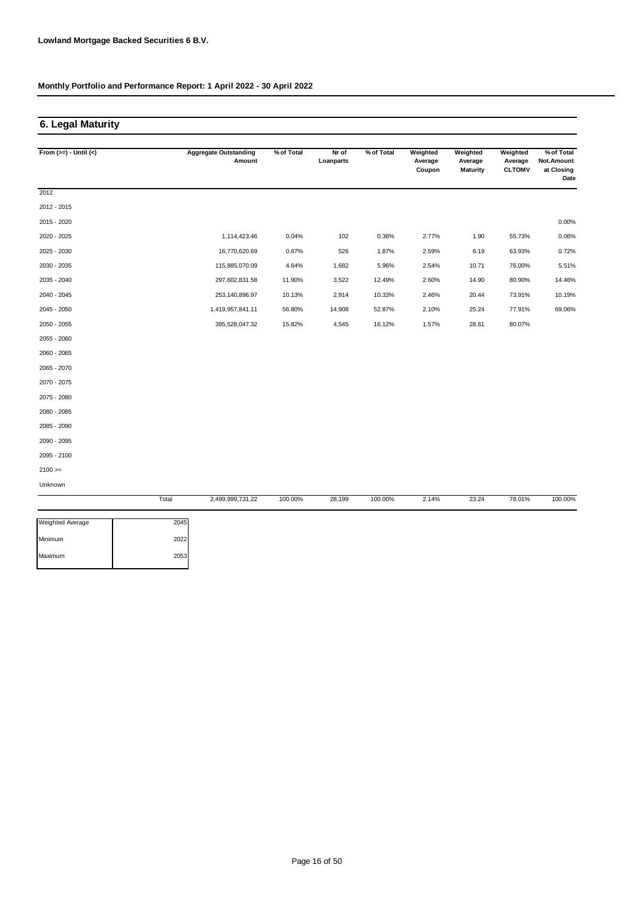**Lowland Mortgage Backed Securities 6 B.V.**

**Monthly Portfolio and Performance Report: 1 April 2022 - 30 April 2022**

## 6. Legal Maturity

| From (>=) - Until (<) | Aggregate Outstanding Amount | % of Total | Nr of Loanparts | % of Total | Weighted Average Coupon | Weighted Average Maturity | Weighted Average CLTOMV | % of Total Not.Amount at Closing Date |
|---|---|---|---|---|---|---|---|---|
| 2012 | | | | | | | | |
| 2012 - 2015 | | | | | | | | |
| 2015 - 2020 | | | | | | | | 0.00% |
| 2020 - 2025 | 1,114,423.46 | 0.04% | 102 | 0.36% | 2.77% | 1.90 | 55.73% | 0.06% |
| 2025 - 2030 | 16,770,620.69 | 0.67% | 526 | 1.87% | 2.59% | 6.19 | 63.93% | 0.72% |
| 2030 - 2035 | 115,885,070.09 | 4.64% | 1,682 | 5.96% | 2.54% | 10.71 | 76.00% | 5.51% |
| 2035 - 2040 | 297,602,831.58 | 11.90% | 3,522 | 12.49% | 2.60% | 14.90 | 80.90% | 14.46% |
| 2040 - 2045 | 253,140,896.97 | 10.13% | 2,914 | 10.33% | 2.46% | 20.44 | 73.91% | 10.19% |
| 2045 - 2050 | 1,419,957,841.11 | 56.80% | 14,908 | 52.87% | 2.10% | 25.24 | 77.91% | 69.06% |
| 2050 - 2055 | 395,528,047.32 | 15.82% | 4,545 | 16.12% | 1.57% | 28.61 | 80.07% | |
| 2055 - 2060 | | | | | | | | |
| 2060 - 2065 | | | | | | | | |
| 2065 - 2070 | | | | | | | | |
| 2070 - 2075 | | | | | | | | |
| 2075 - 2080 | | | | | | | | |
| 2080 - 2085 | | | | | | | | |
| 2085 - 2090 | | | | | | | | |
| 2090 - 2095 | | | | | | | | |
| 2095 - 2100 | | | | | | | | |
| 2100 >= | | | | | | | | |
| Unknown | | | | | | | | |
| Total | 2,499,999,731.22 | 100.00% | 28,199 | 100.00% | 2.14% | 23.24 | 78.01% | 100.00% |

| | |
|---|---|
| Weighted Average | 2045 |
| Minimum | 2022 |
| Maximum | 2053 |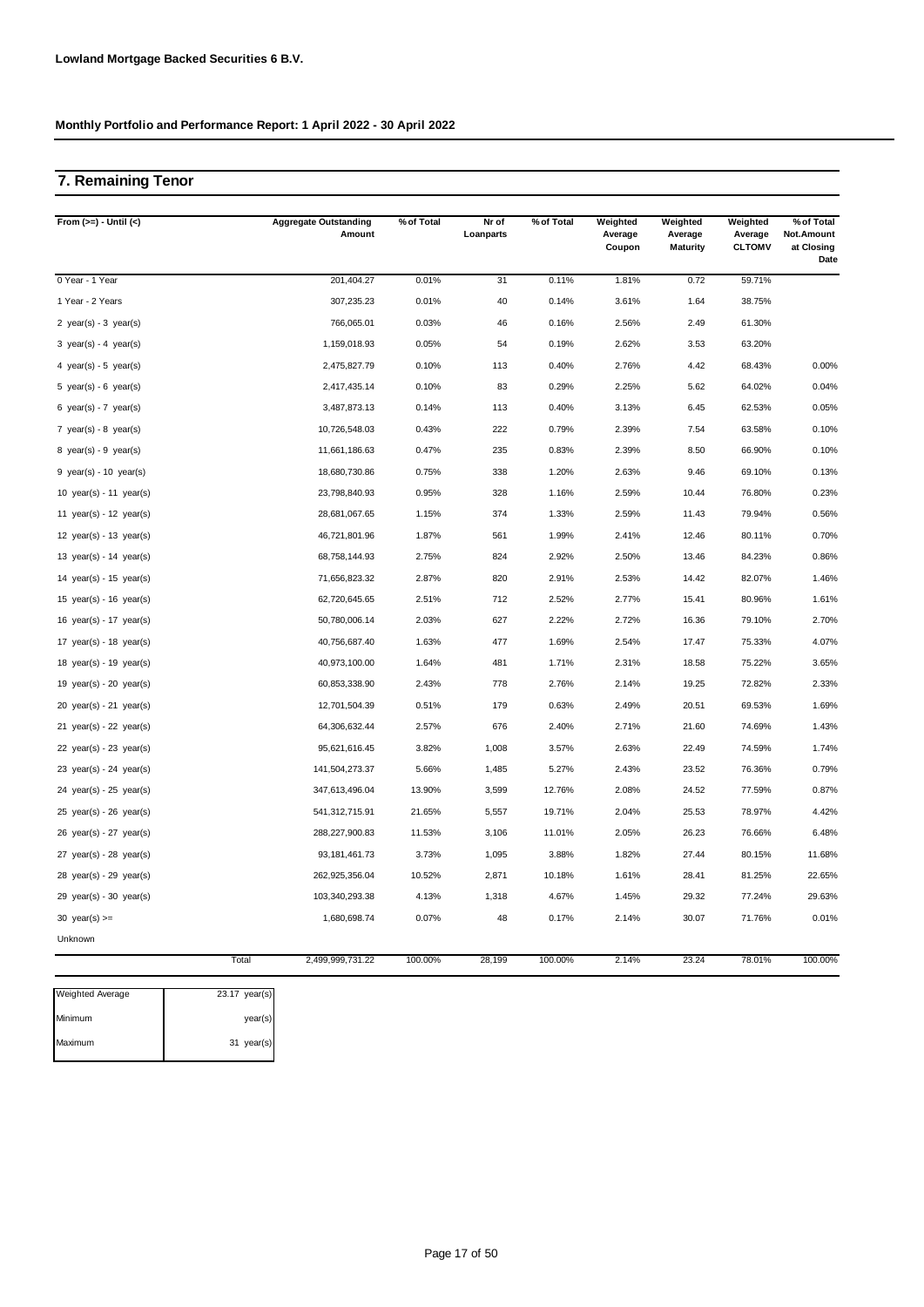**Lowland Mortgage Backed Securities 6 B.V.**

**Monthly Portfolio and Performance Report: 1 April 2022 - 30 April 2022**

## 7. Remaining Tenor

| From (>=) - Until (<) | Aggregate Outstanding Amount | % of Total | Nr of Loanparts | % of Total | Weighted Average Coupon | Weighted Average Maturity | Weighted Average CLTOMV | % of Total Not.Amount at Closing Date |
|---|---|---|---|---|---|---|---|---|
| 0 Year - 1 Year | 201,404.27 | 0.01% | 31 | 0.11% | 1.81% | 0.72 | 59.71% | |
| 1 Year - 2 Years | 307,235.23 | 0.01% | 40 | 0.14% | 3.61% | 1.64 | 38.75% | |
| 2 year(s) - 3 year(s) | 766,065.01 | 0.03% | 46 | 0.16% | 2.56% | 2.49 | 61.30% | |
| 3 year(s) - 4 year(s) | 1,159,018.93 | 0.05% | 54 | 0.19% | 2.62% | 3.53 | 63.20% | |
| 4 year(s) - 5 year(s) | 2,475,827.79 | 0.10% | 113 | 0.40% | 2.76% | 4.42 | 68.43% | 0.00% |
| 5 year(s) - 6 year(s) | 2,417,435.14 | 0.10% | 83 | 0.29% | 2.25% | 5.62 | 64.02% | 0.04% |
| 6 year(s) - 7 year(s) | 3,487,873.13 | 0.14% | 113 | 0.40% | 3.13% | 6.45 | 62.53% | 0.05% |
| 7 year(s) - 8 year(s) | 10,726,548.03 | 0.43% | 222 | 0.79% | 2.39% | 7.54 | 63.58% | 0.10% |
| 8 year(s) - 9 year(s) | 11,661,186.63 | 0.47% | 235 | 0.83% | 2.39% | 8.50 | 66.90% | 0.10% |
| 9 year(s) - 10 year(s) | 18,680,730.86 | 0.75% | 338 | 1.20% | 2.63% | 9.46 | 69.10% | 0.13% |
| 10 year(s) - 11 year(s) | 23,798,840.93 | 0.95% | 328 | 1.16% | 2.59% | 10.44 | 76.80% | 0.23% |
| 11 year(s) - 12 year(s) | 28,681,067.65 | 1.15% | 374 | 1.33% | 2.59% | 11.43 | 79.94% | 0.56% |
| 12 year(s) - 13 year(s) | 46,721,801.96 | 1.87% | 561 | 1.99% | 2.41% | 12.46 | 80.11% | 0.70% |
| 13 year(s) - 14 year(s) | 68,758,144.93 | 2.75% | 824 | 2.92% | 2.50% | 13.46 | 84.23% | 0.86% |
| 14 year(s) - 15 year(s) | 71,656,823.32 | 2.87% | 820 | 2.91% | 2.53% | 14.42 | 82.07% | 1.46% |
| 15 year(s) - 16 year(s) | 62,720,645.65 | 2.51% | 712 | 2.52% | 2.77% | 15.41 | 80.96% | 1.61% |
| 16 year(s) - 17 year(s) | 50,780,006.14 | 2.03% | 627 | 2.22% | 2.72% | 16.36 | 79.10% | 2.70% |
| 17 year(s) - 18 year(s) | 40,756,687.40 | 1.63% | 477 | 1.69% | 2.54% | 17.47 | 75.33% | 4.07% |
| 18 year(s) - 19 year(s) | 40,973,100.00 | 1.64% | 481 | 1.71% | 2.31% | 18.58 | 75.22% | 3.65% |
| 19 year(s) - 20 year(s) | 60,853,338.90 | 2.43% | 778 | 2.76% | 2.14% | 19.25 | 72.82% | 2.33% |
| 20 year(s) - 21 year(s) | 12,701,504.39 | 0.51% | 179 | 0.63% | 2.49% | 20.51 | 69.53% | 1.69% |
| 21 year(s) - 22 year(s) | 64,306,632.44 | 2.57% | 676 | 2.40% | 2.71% | 21.60 | 74.69% | 1.43% |
| 22 year(s) - 23 year(s) | 95,621,616.45 | 3.82% | 1,008 | 3.57% | 2.63% | 22.49 | 74.59% | 1.74% |
| 23 year(s) - 24 year(s) | 141,504,273.37 | 5.66% | 1,485 | 5.27% | 2.43% | 23.52 | 76.36% | 0.79% |
| 24 year(s) - 25 year(s) | 347,613,496.04 | 13.90% | 3,599 | 12.76% | 2.08% | 24.52 | 77.59% | 0.87% |
| 25 year(s) - 26 year(s) | 541,312,715.91 | 21.65% | 5,557 | 19.71% | 2.04% | 25.53 | 78.97% | 4.42% |
| 26 year(s) - 27 year(s) | 288,227,900.83 | 11.53% | 3,106 | 11.01% | 2.05% | 26.23 | 76.66% | 6.48% |
| 27 year(s) - 28 year(s) | 93,181,461.73 | 3.73% | 1,095 | 3.88% | 1.82% | 27.44 | 80.15% | 11.68% |
| 28 year(s) - 29 year(s) | 262,925,356.04 | 10.52% | 2,871 | 10.18% | 1.61% | 28.41 | 81.25% | 22.65% |
| 29 year(s) - 30 year(s) | 103,340,293.38 | 4.13% | 1,318 | 4.67% | 1.45% | 29.32 | 77.24% | 29.63% |
| 30 year(s) >= | 1,680,698.74 | 0.07% | 48 | 0.17% | 2.14% | 30.07 | 71.76% | 0.01% |
| Unknown | | | | | | | | |
| Total | 2,499,999,731.22 | 100.00% | 28,199 | 100.00% | 2.14% | 23.24 | 78.01% | 100.00% |

| | |
|---|---|
| Weighted Average | 23.17 year(s) |
| Minimum | year(s) |
| Maximum | 31 year(s) |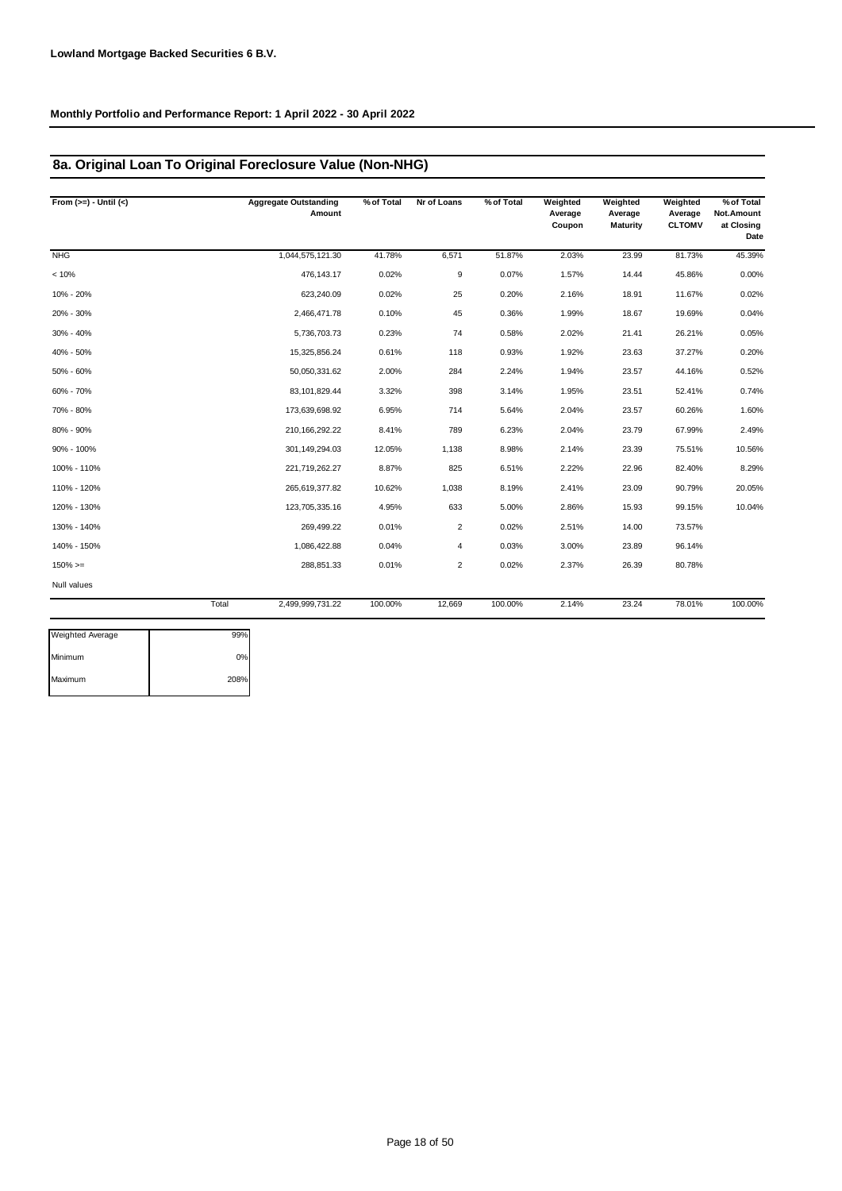**Lowland Mortgage Backed Securities 6 B.V.**

**Monthly Portfolio and Performance Report: 1 April 2022 - 30 April 2022**

## 8a. Original Loan To Original Foreclosure Value (Non-NHG)

| From (>=) - Until (<) | Aggregate Outstanding Amount | % of Total | Nr of Loans | % of Total | Weighted Average Coupon | Weighted Average Maturity | Weighted Average CLTOMV | % of Total Not.Amount at Closing Date |
|---|---|---|---|---|---|---|---|---|
| NHG | 1,044,575,121.30 | 41.78% | 6,571 | 51.87% | 2.03% | 23.99 | 81.73% | 45.39% |
| < 10% | 476,143.17 | 0.02% | 9 | 0.07% | 1.57% | 14.44 | 45.86% | 0.00% |
| 10% - 20% | 623,240.09 | 0.02% | 25 | 0.20% | 2.16% | 18.91 | 11.67% | 0.02% |
| 20% - 30% | 2,466,471.78 | 0.10% | 45 | 0.36% | 1.99% | 18.67 | 19.69% | 0.04% |
| 30% - 40% | 5,736,703.73 | 0.23% | 74 | 0.58% | 2.02% | 21.41 | 26.21% | 0.05% |
| 40% - 50% | 15,325,856.24 | 0.61% | 118 | 0.93% | 1.92% | 23.63 | 37.27% | 0.20% |
| 50% - 60% | 50,050,331.62 | 2.00% | 284 | 2.24% | 1.94% | 23.57 | 44.16% | 0.52% |
| 60% - 70% | 83,101,829.44 | 3.32% | 398 | 3.14% | 1.95% | 23.51 | 52.41% | 0.74% |
| 70% - 80% | 173,639,698.92 | 6.95% | 714 | 5.64% | 2.04% | 23.57 | 60.26% | 1.60% |
| 80% - 90% | 210,166,292.22 | 8.41% | 789 | 6.23% | 2.04% | 23.79 | 67.99% | 2.49% |
| 90% - 100% | 301,149,294.03 | 12.05% | 1,138 | 8.98% | 2.14% | 23.39 | 75.51% | 10.56% |
| 100% - 110% | 221,719,262.27 | 8.87% | 825 | 6.51% | 2.22% | 22.96 | 82.40% | 8.29% |
| 110% - 120% | 265,619,377.82 | 10.62% | 1,038 | 8.19% | 2.41% | 23.09 | 90.79% | 20.05% |
| 120% - 130% | 123,705,335.16 | 4.95% | 633 | 5.00% | 2.86% | 15.93 | 99.15% | 10.04% |
| 130% - 140% | 269,499.22 | 0.01% | 2 | 0.02% | 2.51% | 14.00 | 73.57% | |
| 140% - 150% | 1,086,422.88 | 0.04% | 4 | 0.03% | 3.00% | 23.89 | 96.14% | |
| 150% >= | 288,851.33 | 0.01% | 2 | 0.02% | 2.37% | 26.39 | 80.78% | |
| Null values | | | | | | | | |
| Total | 2,499,999,731.22 | 100.00% | 12,669 | 100.00% | 2.14% | 23.24 | 78.01% | 100.00% |

| | |
|---|---|
| Weighted Average | 99% |
| Minimum | 0% |
| Maximum | 208% |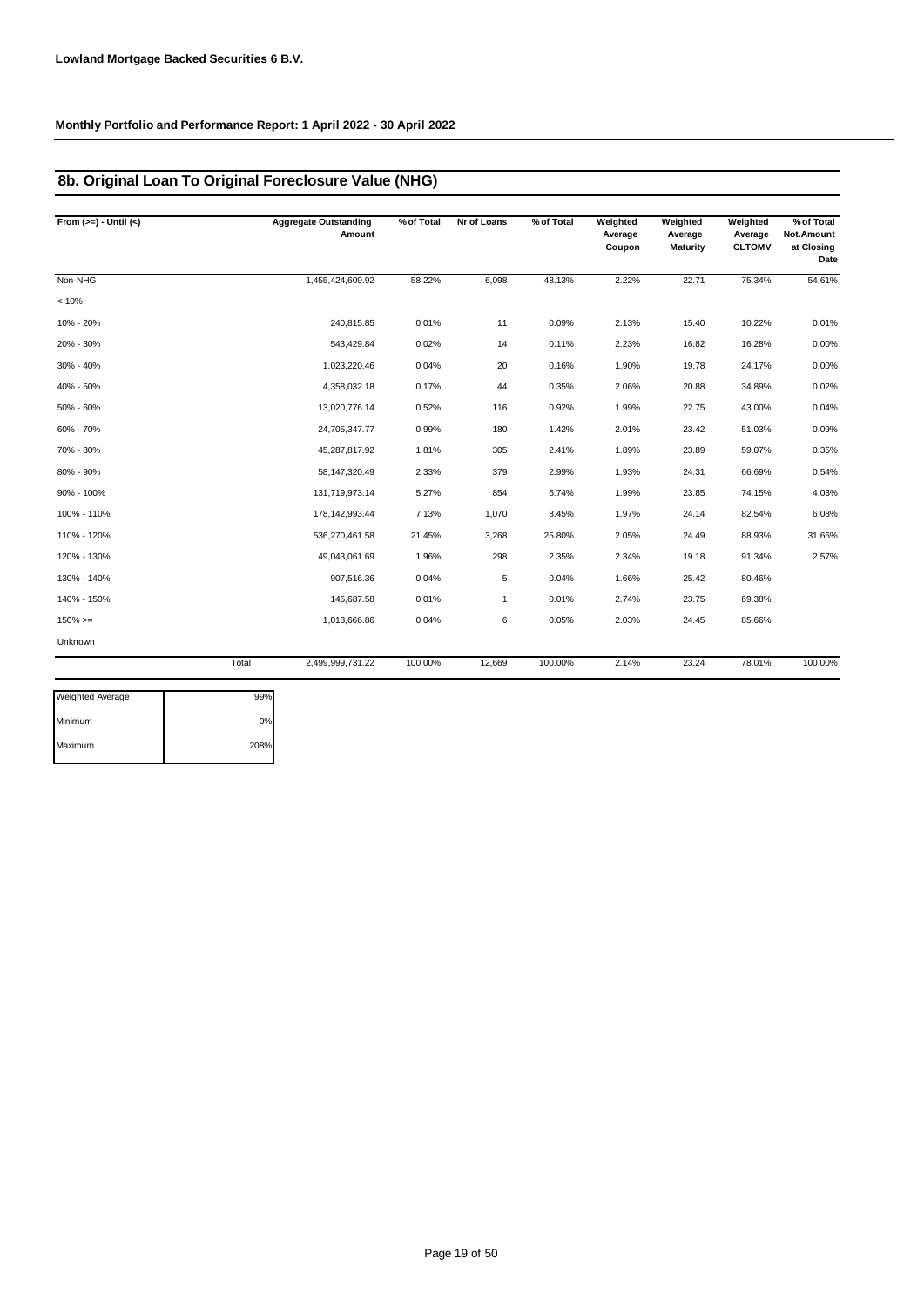**Lowland Mortgage Backed Securities 6 B.V.**

**Monthly Portfolio and Performance Report: 1 April 2022 - 30 April 2022**

## 8b. Original Loan To Original Foreclosure Value (NHG)

| From (>=) - Until (<) | | Aggregate Outstanding Amount | % of Total | Nr of Loans | % of Total | Weighted Average Coupon | Weighted Average Maturity | Weighted Average CLTOMV | % of Total Not.Amount at Closing Date |
|---|---|---|---|---|---|---|---|---|---|
| Non-NHG | | 1,455,424,609.92 | 58.22% | 6,098 | 48.13% | 2.22% | 22.71 | 75.34% | 54.61% |
| < 10% | | | | | | | | | |
| 10% - 20% | | 240,815.85 | 0.01% | 11 | 0.09% | 2.13% | 15.40 | 10.22% | 0.01% |
| 20% - 30% | | 543,429.84 | 0.02% | 14 | 0.11% | 2.23% | 16.82 | 16.28% | 0.00% |
| 30% - 40% | | 1,023,220.46 | 0.04% | 20 | 0.16% | 1.90% | 19.78 | 24.17% | 0.00% |
| 40% - 50% | | 4,358,032.18 | 0.17% | 44 | 0.35% | 2.06% | 20.88 | 34.89% | 0.02% |
| 50% - 60% | | 13,020,776.14 | 0.52% | 116 | 0.92% | 1.99% | 22.75 | 43.00% | 0.04% |
| 60% - 70% | | 24,705,347.77 | 0.99% | 180 | 1.42% | 2.01% | 23.42 | 51.03% | 0.09% |
| 70% - 80% | | 45,287,817.92 | 1.81% | 305 | 2.41% | 1.89% | 23.89 | 59.07% | 0.35% |
| 80% - 90% | | 58,147,320.49 | 2.33% | 379 | 2.99% | 1.93% | 24.31 | 66.69% | 0.54% |
| 90% - 100% | | 131,719,973.14 | 5.27% | 854 | 6.74% | 1.99% | 23.85 | 74.15% | 4.03% |
| 100% - 110% | | 178,142,993.44 | 7.13% | 1,070 | 8.45% | 1.97% | 24.14 | 82.54% | 6.08% |
| 110% - 120% | | 536,270,461.58 | 21.45% | 3,268 | 25.80% | 2.05% | 24.49 | 88.93% | 31.66% |
| 120% - 130% | | 49,043,061.69 | 1.96% | 298 | 2.35% | 2.34% | 19.18 | 91.34% | 2.57% |
| 130% - 140% | | 907,516.36 | 0.04% | 5 | 0.04% | 1.66% | 25.42 | 80.46% | |
| 140% - 150% | | 145,687.58 | 0.01% | 1 | 0.01% | 2.74% | 23.75 | 69.38% | |
| 150% >= | | 1,018,666.86 | 0.04% | 6 | 0.05% | 2.03% | 24.45 | 85.66% | |
| Unknown | | | | | | | | | |
| | Total | 2,499,999,731.22 | 100.00% | 12,669 | 100.00% | 2.14% | 23.24 | 78.01% | 100.00% |

| | |
|---|---|
| Weighted Average | 99% |
| Minimum | 0% |
| Maximum | 208% |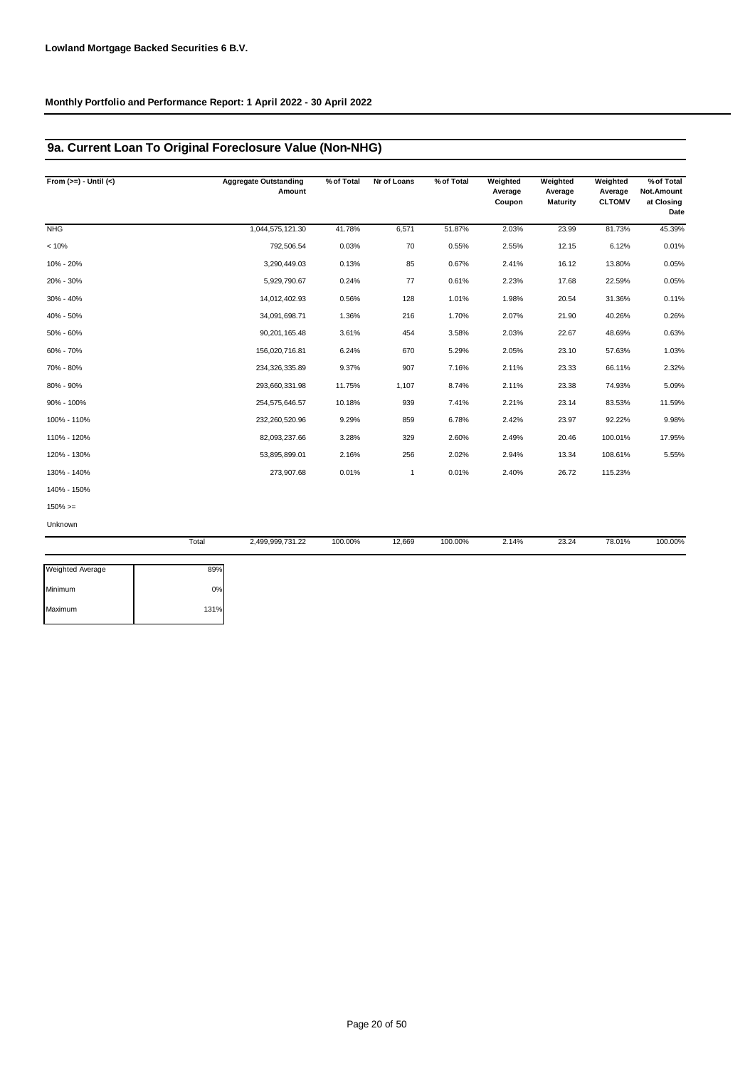**Lowland Mortgage Backed Securities 6 B.V.**

**Monthly Portfolio and Performance Report: 1 April 2022 - 30 April 2022**

## 9a. Current Loan To Original Foreclosure Value (Non-NHG)

| From (>=) - Until (<) | Aggregate Outstanding Amount | % of Total | Nr of Loans | % of Total | Weighted Average Coupon | Weighted Average Maturity | Weighted Average CLTOMV | % of Total Not.Amount at Closing Date |
|---|---|---|---|---|---|---|---|---|
| NHG | 1,044,575,121.30 | 41.78% | 6,571 | 51.87% | 2.03% | 23.99 | 81.73% | 45.39% |
| < 10% | 792,506.54 | 0.03% | 70 | 0.55% | 2.55% | 12.15 | 6.12% | 0.01% |
| 10% - 20% | 3,290,449.03 | 0.13% | 85 | 0.67% | 2.41% | 16.12 | 13.80% | 0.05% |
| 20% - 30% | 5,929,790.67 | 0.24% | 77 | 0.61% | 2.23% | 17.68 | 22.59% | 0.05% |
| 30% - 40% | 14,012,402.93 | 0.56% | 128 | 1.01% | 1.98% | 20.54 | 31.36% | 0.11% |
| 40% - 50% | 34,091,698.71 | 1.36% | 216 | 1.70% | 2.07% | 21.90 | 40.26% | 0.26% |
| 50% - 60% | 90,201,165.48 | 3.61% | 454 | 3.58% | 2.03% | 22.67 | 48.69% | 0.63% |
| 60% - 70% | 156,020,716.81 | 6.24% | 670 | 5.29% | 2.05% | 23.10 | 57.63% | 1.03% |
| 70% - 80% | 234,326,335.89 | 9.37% | 907 | 7.16% | 2.11% | 23.33 | 66.11% | 2.32% |
| 80% - 90% | 293,660,331.98 | 11.75% | 1,107 | 8.74% | 2.11% | 23.38 | 74.93% | 5.09% |
| 90% - 100% | 254,575,646.57 | 10.18% | 939 | 7.41% | 2.21% | 23.14 | 83.53% | 11.59% |
| 100% - 110% | 232,260,520.96 | 9.29% | 859 | 6.78% | 2.42% | 23.97 | 92.22% | 9.98% |
| 110% - 120% | 82,093,237.66 | 3.28% | 329 | 2.60% | 2.49% | 20.46 | 100.01% | 17.95% |
| 120% - 130% | 53,895,899.01 | 2.16% | 256 | 2.02% | 2.94% | 13.34 | 108.61% | 5.55% |
| 130% - 140% | 273,907.68 | 0.01% | 1 | 0.01% | 2.40% | 26.72 | 115.23% | |
| 140% - 150% | | | | | | | | |
| 150% >= | | | | | | | | |
| Unknown | | | | | | | | |
| Total | 2,499,999,731.22 | 100.00% | 12,669 | 100.00% | 2.14% | 23.24 | 78.01% | 100.00% |

| | |
|---|---|
| Weighted Average | 89% |
| Minimum | 0% |
| Maximum | 131% |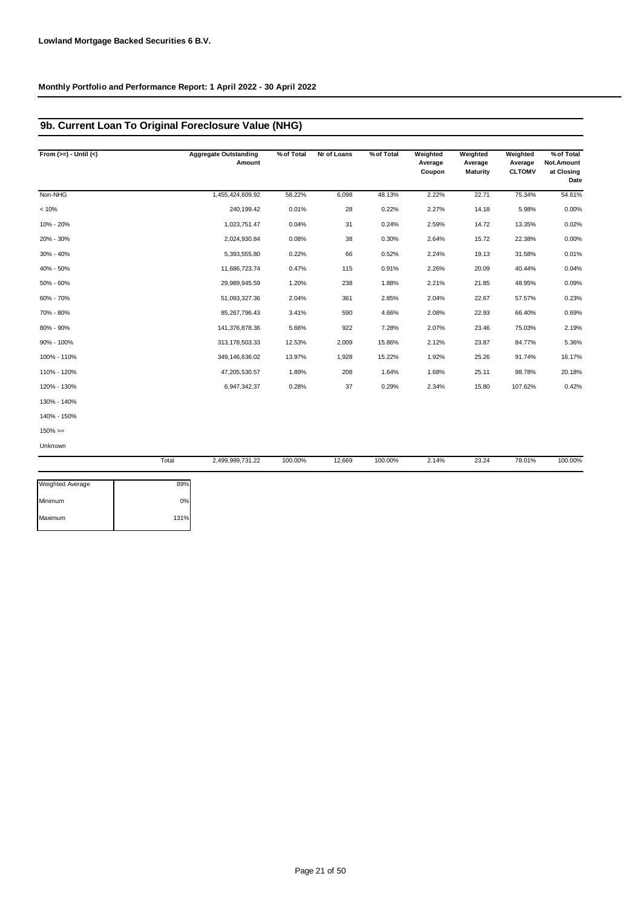**Lowland Mortgage Backed Securities 6 B.V.**

**Monthly Portfolio and Performance Report: 1 April 2022 - 30 April 2022**

## 9b. Current Loan To Original Foreclosure Value (NHG)

| From (>=) - Until (<) | Aggregate Outstanding Amount | % of Total | Nr of Loans | % of Total | Weighted Average Coupon | Weighted Average Maturity | Weighted Average CLTOMV | % of Total Not.Amount at Closing Date |
|---|---|---|---|---|---|---|---|---|
| Non-NHG | 1,455,424,609.92 | 58.22% | 6,098 | 48.13% | 2.22% | 22.71 | 75.34% | 54.61% |
| < 10% | 240,199.42 | 0.01% | 28 | 0.22% | 2.27% | 14.18 | 5.98% | 0.00% |
| 10% - 20% | 1,023,751.47 | 0.04% | 31 | 0.24% | 2.59% | 14.72 | 13.35% | 0.02% |
| 20% - 30% | 2,024,930.84 | 0.08% | 38 | 0.30% | 2.64% | 15.72 | 22.38% | 0.00% |
| 30% - 40% | 5,393,555.80 | 0.22% | 66 | 0.52% | 2.24% | 19.13 | 31.58% | 0.01% |
| 40% - 50% | 11,686,723.74 | 0.47% | 115 | 0.91% | 2.26% | 20.09 | 40.44% | 0.04% |
| 50% - 60% | 29,989,945.59 | 1.20% | 238 | 1.88% | 2.21% | 21.85 | 48.95% | 0.09% |
| 60% - 70% | 51,093,327.36 | 2.04% | 361 | 2.85% | 2.04% | 22.67 | 57.57% | 0.23% |
| 70% - 80% | 85,267,796.43 | 3.41% | 590 | 4.66% | 2.08% | 22.93 | 66.40% | 0.69% |
| 80% - 90% | 141,376,878.36 | 5.66% | 922 | 7.28% | 2.07% | 23.46 | 75.03% | 2.19% |
| 90% - 100% | 313,178,503.33 | 12.53% | 2,009 | 15.86% | 2.12% | 23.87 | 84.77% | 5.36% |
| 100% - 110% | 349,146,636.02 | 13.97% | 1,928 | 15.22% | 1.92% | 25.26 | 91.74% | 16.17% |
| 110% - 120% | 47,205,530.57 | 1.89% | 208 | 1.64% | 1.68% | 25.11 | 98.78% | 20.18% |
| 120% - 130% | 6,947,342.37 | 0.28% | 37 | 0.29% | 2.34% | 15.80 | 107.62% | 0.42% |
| 130% - 140% | | | | | | | | |
| 140% - 150% | | | | | | | | |
| 150% >= | | | | | | | | |
| Unknown | | | | | | | | |
| Total | 2,499,999,731.22 | 100.00% | 12,669 | 100.00% | 2.14% | 23.24 | 78.01% | 100.00% |

| | |
|---|---|
| Weighted Average | 89% |
| Minimum | 0% |
| Maximum | 131% |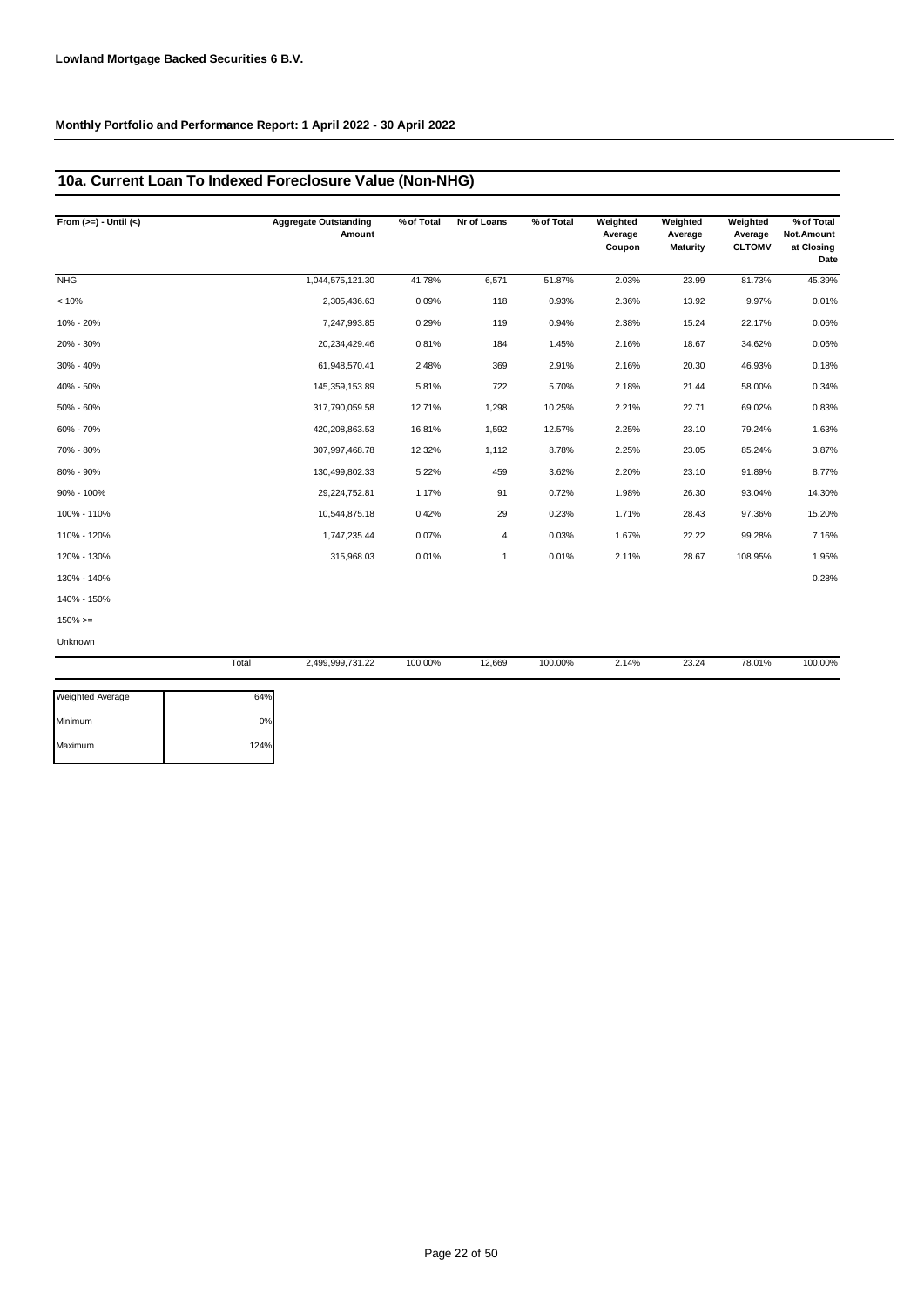**Lowland Mortgage Backed Securities 6 B.V.**

**Monthly Portfolio and Performance Report: 1 April 2022 - 30 April 2022**

## 10a. Current Loan To Indexed Foreclosure Value (Non-NHG)

| From (>=) - Until (<) | Aggregate Outstanding Amount | % of Total | Nr of Loans | % of Total | Weighted Average Coupon | Weighted Average Maturity | Weighted Average CLTOMV | % of Total Not.Amount at Closing Date |
|---|---|---|---|---|---|---|---|---|
| NHG | 1,044,575,121.30 | 41.78% | 6,571 | 51.87% | 2.03% | 23.99 | 81.73% | 45.39% |
| < 10% | 2,305,436.63 | 0.09% | 118 | 0.93% | 2.36% | 13.92 | 9.97% | 0.01% |
| 10% - 20% | 7,247,993.85 | 0.29% | 119 | 0.94% | 2.38% | 15.24 | 22.17% | 0.06% |
| 20% - 30% | 20,234,429.46 | 0.81% | 184 | 1.45% | 2.16% | 18.67 | 34.62% | 0.06% |
| 30% - 40% | 61,948,570.41 | 2.48% | 369 | 2.91% | 2.16% | 20.30 | 46.93% | 0.18% |
| 40% - 50% | 145,359,153.89 | 5.81% | 722 | 5.70% | 2.18% | 21.44 | 58.00% | 0.34% |
| 50% - 60% | 317,790,059.58 | 12.71% | 1,298 | 10.25% | 2.21% | 22.71 | 69.02% | 0.83% |
| 60% - 70% | 420,208,863.53 | 16.81% | 1,592 | 12.57% | 2.25% | 23.10 | 79.24% | 1.63% |
| 70% - 80% | 307,997,468.78 | 12.32% | 1,112 | 8.78% | 2.25% | 23.05 | 85.24% | 3.87% |
| 80% - 90% | 130,499,802.33 | 5.22% | 459 | 3.62% | 2.20% | 23.10 | 91.89% | 8.77% |
| 90% - 100% | 29,224,752.81 | 1.17% | 91 | 0.72% | 1.98% | 26.30 | 93.04% | 14.30% |
| 100% - 110% | 10,544,875.18 | 0.42% | 29 | 0.23% | 1.71% | 28.43 | 97.36% | 15.20% |
| 110% - 120% | 1,747,235.44 | 0.07% | 4 | 0.03% | 1.67% | 22.22 | 99.28% | 7.16% |
| 120% - 130% | 315,968.03 | 0.01% | 1 | 0.01% | 2.11% | 28.67 | 108.95% | 1.95% |
| 130% - 140% | | | | | | | | 0.28% |
| 140% - 150% | | | | | | | | |
| 150% >= | | | | | | | | |
| Unknown | | | | | | | | |
| Total | 2,499,999,731.22 | 100.00% | 12,669 | 100.00% | 2.14% | 23.24 | 78.01% | 100.00% |

| | |
|---|---|
| Weighted Average | 64% |
| Minimum | 0% |
| Maximum | 124% |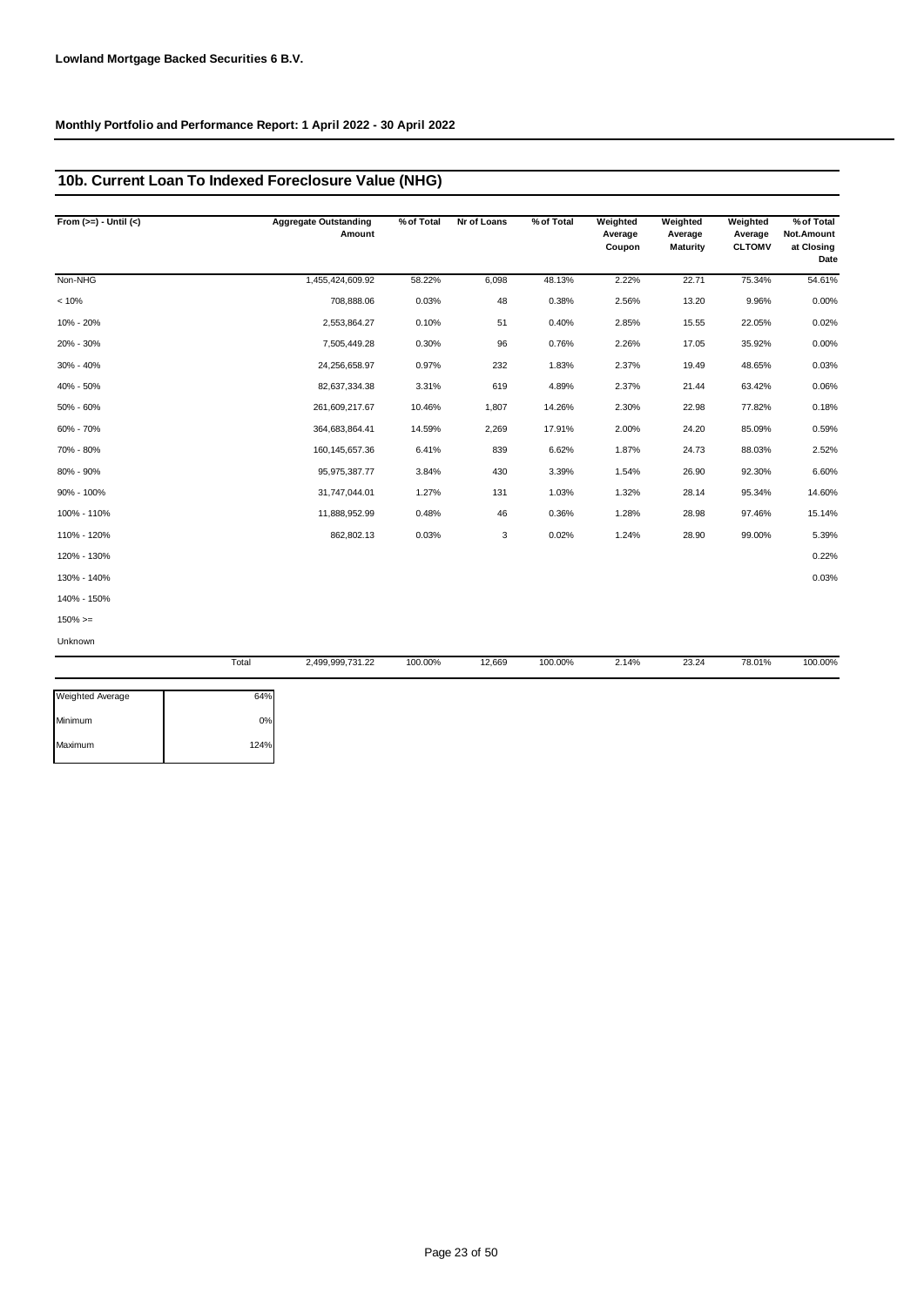**Lowland Mortgage Backed Securities 6 B.V.**

**Monthly Portfolio and Performance Report: 1 April 2022 - 30 April 2022**

## 10b. Current Loan To Indexed Foreclosure Value (NHG)

| From (>=) - Until (<) | Aggregate Outstanding Amount | % of Total | Nr of Loans | % of Total | Weighted Average Coupon | Weighted Average Maturity | Weighted Average CLTOMV | % of Total Not.Amount at Closing Date |
|---|---|---|---|---|---|---|---|---|
| Non-NHG | 1,455,424,609.92 | 58.22% | 6,098 | 48.13% | 2.22% | 22.71 | 75.34% | 54.61% |
| < 10% | 708,888.06 | 0.03% | 48 | 0.38% | 2.56% | 13.20 | 9.96% | 0.00% |
| 10% - 20% | 2,553,864.27 | 0.10% | 51 | 0.40% | 2.85% | 15.55 | 22.05% | 0.02% |
| 20% - 30% | 7,505,449.28 | 0.30% | 96 | 0.76% | 2.26% | 17.05 | 35.92% | 0.00% |
| 30% - 40% | 24,256,658.97 | 0.97% | 232 | 1.83% | 2.37% | 19.49 | 48.65% | 0.03% |
| 40% - 50% | 82,637,334.38 | 3.31% | 619 | 4.89% | 2.37% | 21.44 | 63.42% | 0.06% |
| 50% - 60% | 261,609,217.67 | 10.46% | 1,807 | 14.26% | 2.30% | 22.98 | 77.82% | 0.18% |
| 60% - 70% | 364,683,864.41 | 14.59% | 2,269 | 17.91% | 2.00% | 24.20 | 85.09% | 0.59% |
| 70% - 80% | 160,145,657.36 | 6.41% | 839 | 6.62% | 1.87% | 24.73 | 88.03% | 2.52% |
| 80% - 90% | 95,975,387.77 | 3.84% | 430 | 3.39% | 1.54% | 26.90 | 92.30% | 6.60% |
| 90% - 100% | 31,747,044.01 | 1.27% | 131 | 1.03% | 1.32% | 28.14 | 95.34% | 14.60% |
| 100% - 110% | 11,888,952.99 | 0.48% | 46 | 0.36% | 1.28% | 28.98 | 97.46% | 15.14% |
| 110% - 120% | 862,802.13 | 0.03% | 3 | 0.02% | 1.24% | 28.90 | 99.00% | 5.39% |
| 120% - 130% | | | | | | | | 0.22% |
| 130% - 140% | | | | | | | | 0.03% |
| 140% - 150% | | | | | | | | |
| 150% >= | | | | | | | | |
| Unknown | | | | | | | | |
| Total | 2,499,999,731.22 | 100.00% | 12,669 | 100.00% | 2.14% | 23.24 | 78.01% | 100.00% |

| | |
|---|---|
| Weighted Average | 64% |
| Minimum | 0% |
| Maximum | 124% |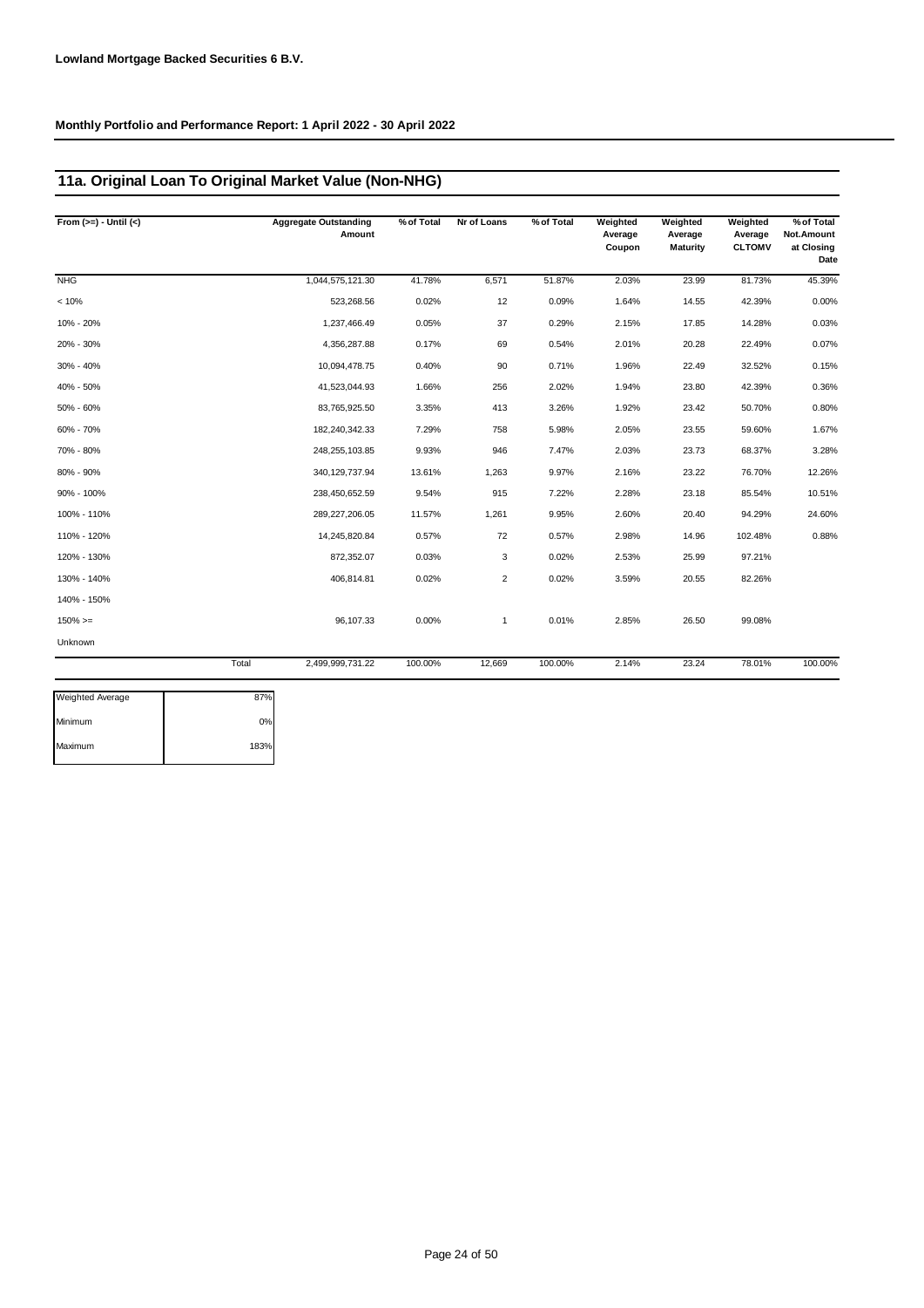**Lowland Mortgage Backed Securities 6 B.V.**

**Monthly Portfolio and Performance Report: 1 April 2022 - 30 April 2022**

## 11a. Original Loan To Original Market Value (Non-NHG)

| From (>=) - Until (<) | | Aggregate Outstanding Amount | % of Total | Nr of Loans | % of Total | Weighted Average Coupon | Weighted Average Maturity | Weighted Average CLTOMV | % of Total Not.Amount at Closing Date |
|---|---|---|---|---|---|---|---|---|---|
| NHG | | 1,044,575,121.30 | 41.78% | 6,571 | 51.87% | 2.03% | 23.99 | 81.73% | 45.39% |
| < 10% | | 523,268.56 | 0.02% | 12 | 0.09% | 1.64% | 14.55 | 42.39% | 0.00% |
| 10% - 20% | | 1,237,466.49 | 0.05% | 37 | 0.29% | 2.15% | 17.85 | 14.28% | 0.03% |
| 20% - 30% | | 4,356,287.88 | 0.17% | 69 | 0.54% | 2.01% | 20.28 | 22.49% | 0.07% |
| 30% - 40% | | 10,094,478.75 | 0.40% | 90 | 0.71% | 1.96% | 22.49 | 32.52% | 0.15% |
| 40% - 50% | | 41,523,044.93 | 1.66% | 256 | 2.02% | 1.94% | 23.80 | 42.39% | 0.36% |
| 50% - 60% | | 83,765,925.50 | 3.35% | 413 | 3.26% | 1.92% | 23.42 | 50.70% | 0.80% |
| 60% - 70% | | 182,240,342.33 | 7.29% | 758 | 5.98% | 2.05% | 23.55 | 59.60% | 1.67% |
| 70% - 80% | | 248,255,103.85 | 9.93% | 946 | 7.47% | 2.03% | 23.73 | 68.37% | 3.28% |
| 80% - 90% | | 340,129,737.94 | 13.61% | 1,263 | 9.97% | 2.16% | 23.22 | 76.70% | 12.26% |
| 90% - 100% | | 238,450,652.59 | 9.54% | 915 | 7.22% | 2.28% | 23.18 | 85.54% | 10.51% |
| 100% - 110% | | 289,227,206.05 | 11.57% | 1,261 | 9.95% | 2.60% | 20.40 | 94.29% | 24.60% |
| 110% - 120% | | 14,245,820.84 | 0.57% | 72 | 0.57% | 2.98% | 14.96 | 102.48% | 0.88% |
| 120% - 130% | | 872,352.07 | 0.03% | 3 | 0.02% | 2.53% | 25.99 | 97.21% | |
| 130% - 140% | | 406,814.81 | 0.02% | 2 | 0.02% | 3.59% | 20.55 | 82.26% | |
| 140% - 150% | | | | | | | | | |
| 150% >= | | 96,107.33 | 0.00% | 1 | 0.01% | 2.85% | 26.50 | 99.08% | |
| Unknown | | | | | | | | | |
| | Total | 2,499,999,731.22 | 100.00% | 12,669 | 100.00% | 2.14% | 23.24 | 78.01% | 100.00% |

| | |
|---|---|
| Weighted Average | 87% |
| Minimum | 0% |
| Maximum | 183% |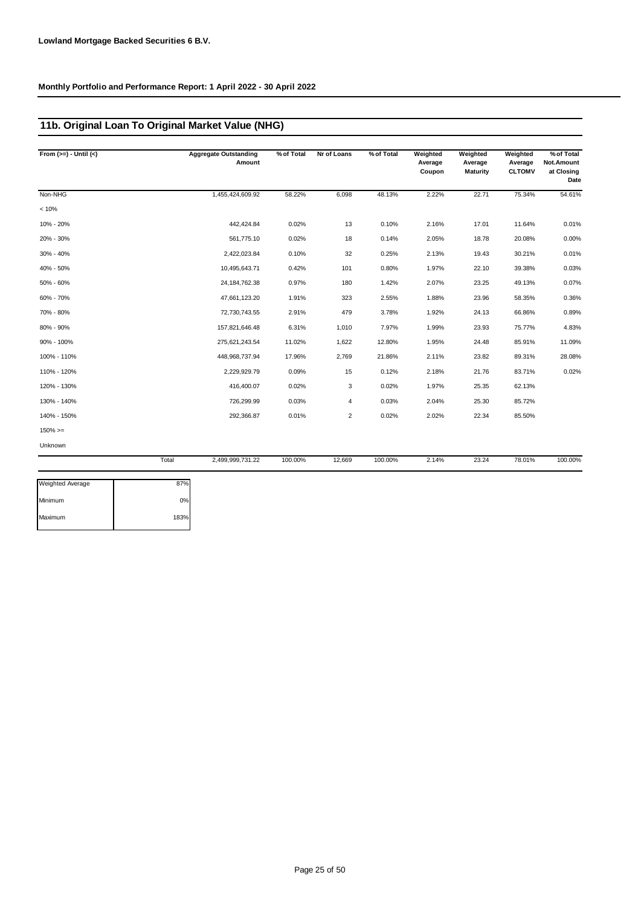**Lowland Mortgage Backed Securities 6 B.V.**

**Monthly Portfolio and Performance Report: 1 April 2022 - 30 April 2022**

## 11b. Original Loan To Original Market Value (NHG)

| From (>=) - Until (<) | Aggregate Outstanding Amount | % of Total | Nr of Loans | % of Total | Weighted Average Coupon | Weighted Average Maturity | Weighted Average CLTOMV | % of Total Not.Amount at Closing Date |
|---|---|---|---|---|---|---|---|---|
| Non-NHG | 1,455,424,609.92 | 58.22% | 6,098 | 48.13% | 2.22% | 22.71 | 75.34% | 54.61% |
| < 10% | | | | | | | | |
| 10% - 20% | 442,424.84 | 0.02% | 13 | 0.10% | 2.16% | 17.01 | 11.64% | 0.01% |
| 20% - 30% | 561,775.10 | 0.02% | 18 | 0.14% | 2.05% | 18.78 | 20.08% | 0.00% |
| 30% - 40% | 2,422,023.84 | 0.10% | 32 | 0.25% | 2.13% | 19.43 | 30.21% | 0.01% |
| 40% - 50% | 10,495,643.71 | 0.42% | 101 | 0.80% | 1.97% | 22.10 | 39.38% | 0.03% |
| 50% - 60% | 24,184,762.38 | 0.97% | 180 | 1.42% | 2.07% | 23.25 | 49.13% | 0.07% |
| 60% - 70% | 47,661,123.20 | 1.91% | 323 | 2.55% | 1.88% | 23.96 | 58.35% | 0.36% |
| 70% - 80% | 72,730,743.55 | 2.91% | 479 | 3.78% | 1.92% | 24.13 | 66.86% | 0.89% |
| 80% - 90% | 157,821,646.48 | 6.31% | 1,010 | 7.97% | 1.99% | 23.93 | 75.77% | 4.83% |
| 90% - 100% | 275,621,243.54 | 11.02% | 1,622 | 12.80% | 1.95% | 24.48 | 85.91% | 11.09% |
| 100% - 110% | 448,968,737.94 | 17.96% | 2,769 | 21.86% | 2.11% | 23.82 | 89.31% | 28.08% |
| 110% - 120% | 2,229,929.79 | 0.09% | 15 | 0.12% | 2.18% | 21.76 | 83.71% | 0.02% |
| 120% - 130% | 416,400.07 | 0.02% | 3 | 0.02% | 1.97% | 25.35 | 62.13% | |
| 130% - 140% | 726,299.99 | 0.03% | 4 | 0.03% | 2.04% | 25.30 | 85.72% | |
| 140% - 150% | 292,366.87 | 0.01% | 2 | 0.02% | 2.02% | 22.34 | 85.50% | |
| 150% >= | | | | | | | | |
| Unknown | | | | | | | | |
| Total | 2,499,999,731.22 | 100.00% | 12,669 | 100.00% | 2.14% | 23.24 | 78.01% | 100.00% |

| | |
|---|---|
| Weighted Average | 87% |
| Minimum | 0% |
| Maximum | 183% |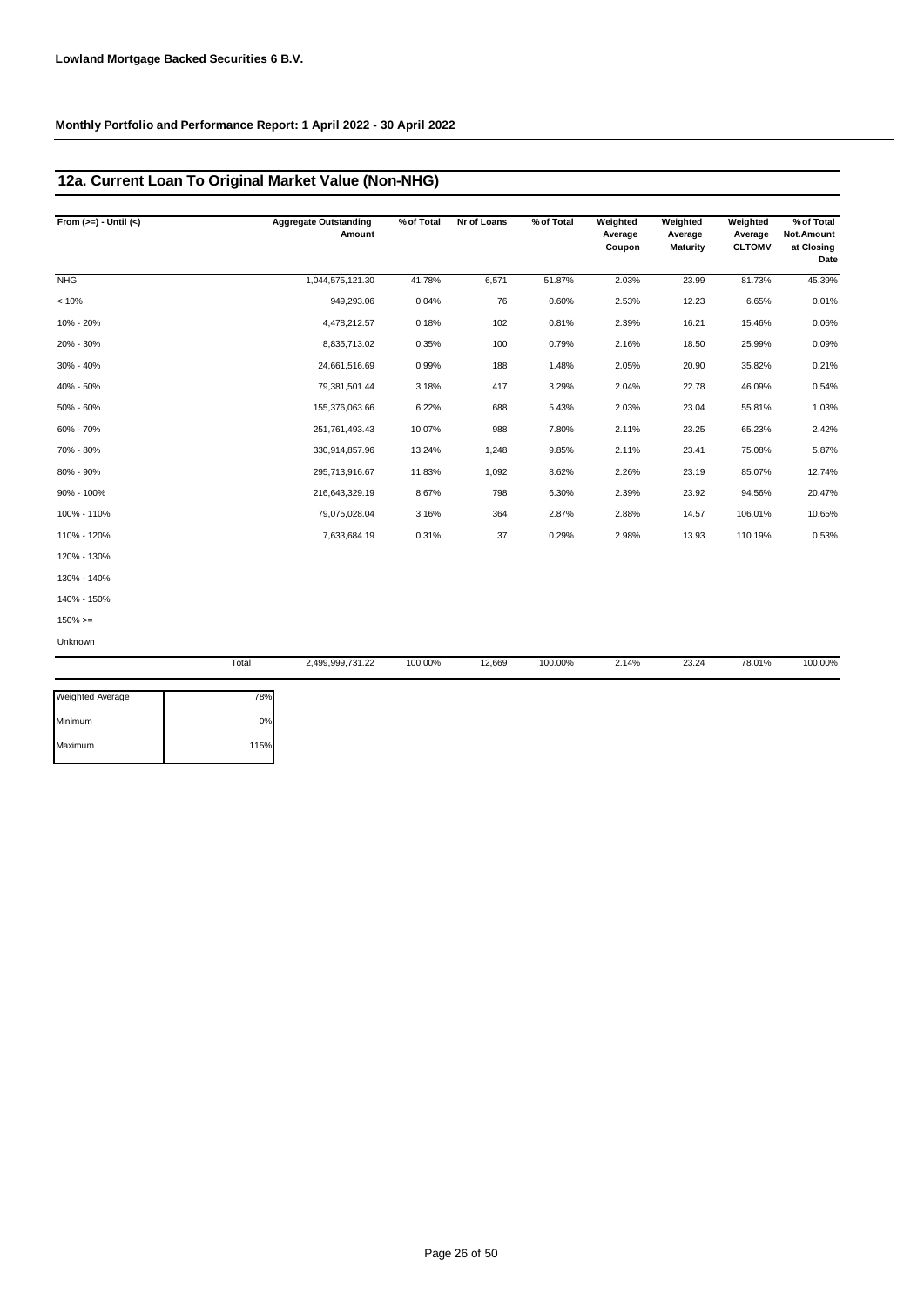**Lowland Mortgage Backed Securities 6 B.V.**

**Monthly Portfolio and Performance Report: 1 April 2022 - 30 April 2022**

## 12a. Current Loan To Original Market Value (Non-NHG)

| From (>=) - Until (<) | Aggregate Outstanding Amount | % of Total | Nr of Loans | % of Total | Weighted Average Coupon | Weighted Average Maturity | Weighted Average CLTOMV | % of Total Not.Amount at Closing Date |
|---|---|---|---|---|---|---|---|---|
| NHG | 1,044,575,121.30 | 41.78% | 6,571 | 51.87% | 2.03% | 23.99 | 81.73% | 45.39% |
| < 10% | 949,293.06 | 0.04% | 76 | 0.60% | 2.53% | 12.23 | 6.65% | 0.01% |
| 10% - 20% | 4,478,212.57 | 0.18% | 102 | 0.81% | 2.39% | 16.21 | 15.46% | 0.06% |
| 20% - 30% | 8,835,713.02 | 0.35% | 100 | 0.79% | 2.16% | 18.50 | 25.99% | 0.09% |
| 30% - 40% | 24,661,516.69 | 0.99% | 188 | 1.48% | 2.05% | 20.90 | 35.82% | 0.21% |
| 40% - 50% | 79,381,501.44 | 3.18% | 417 | 3.29% | 2.04% | 22.78 | 46.09% | 0.54% |
| 50% - 60% | 155,376,063.66 | 6.22% | 688 | 5.43% | 2.03% | 23.04 | 55.81% | 1.03% |
| 60% - 70% | 251,761,493.43 | 10.07% | 988 | 7.80% | 2.11% | 23.25 | 65.23% | 2.42% |
| 70% - 80% | 330,914,857.96 | 13.24% | 1,248 | 9.85% | 2.11% | 23.41 | 75.08% | 5.87% |
| 80% - 90% | 295,713,916.67 | 11.83% | 1,092 | 8.62% | 2.26% | 23.19 | 85.07% | 12.74% |
| 90% - 100% | 216,643,329.19 | 8.67% | 798 | 6.30% | 2.39% | 23.92 | 94.56% | 20.47% |
| 100% - 110% | 79,075,028.04 | 3.16% | 364 | 2.87% | 2.88% | 14.57 | 106.01% | 10.65% |
| 110% - 120% | 7,633,684.19 | 0.31% | 37 | 0.29% | 2.98% | 13.93 | 110.19% | 0.53% |
| 120% - 130% | | | | | | | | |
| 130% - 140% | | | | | | | | |
| 140% - 150% | | | | | | | | |
| 150% >= | | | | | | | | |
| Unknown | | | | | | | | |
| Total | 2,499,999,731.22 | 100.00% | 12,669 | 100.00% | 2.14% | 23.24 | 78.01% | 100.00% |

| | |
|---|---|
| Weighted Average | 78% |
| Minimum | 0% |
| Maximum | 115% |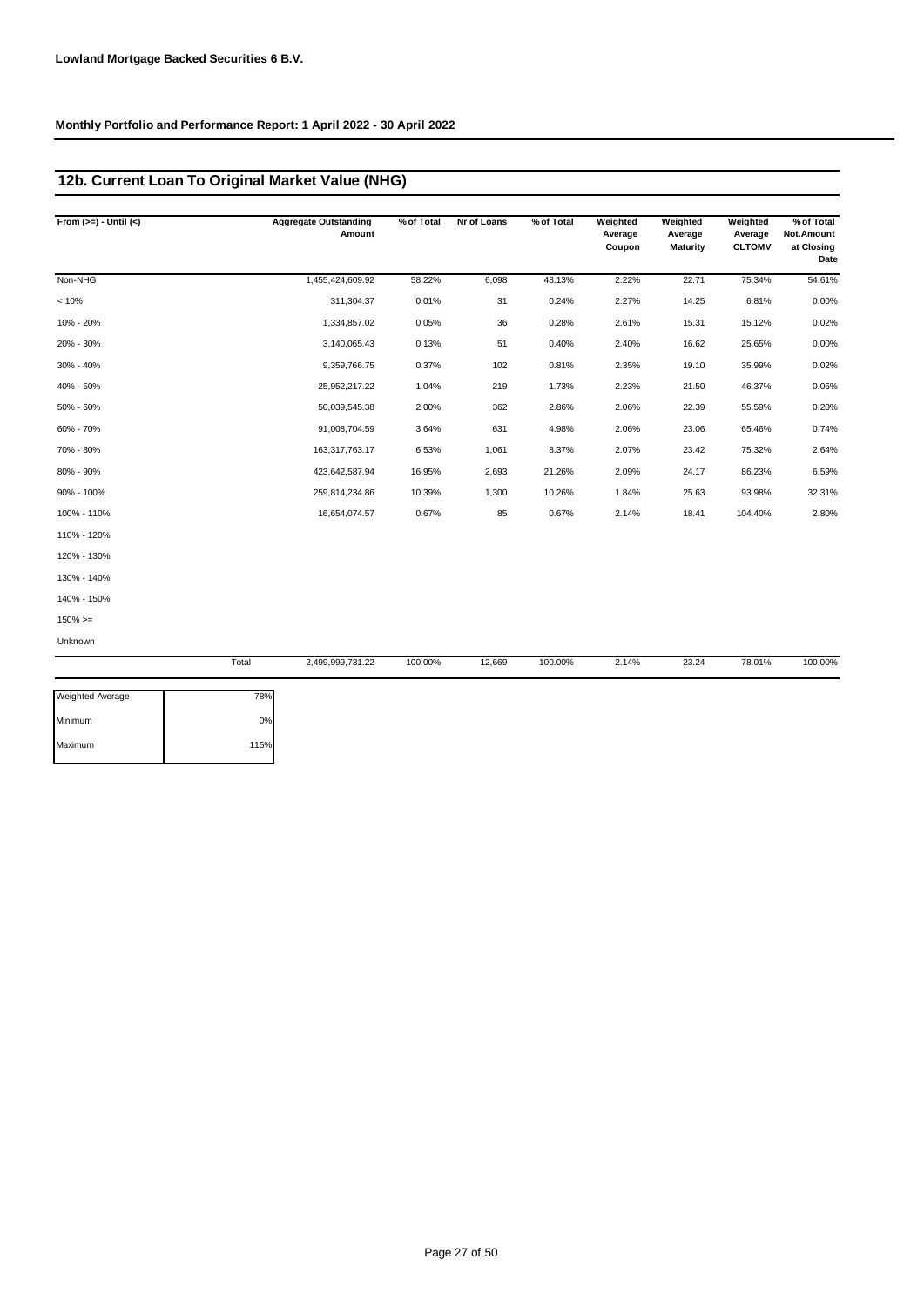**Lowland Mortgage Backed Securities 6 B.V.**

**Monthly Portfolio and Performance Report: 1 April 2022 - 30 April 2022**

## 12b. Current Loan To Original Market Value (NHG)

| From (>=) - Until (<) | Aggregate Outstanding Amount | % of Total | Nr of Loans | % of Total | Weighted Average Coupon | Weighted Average Maturity | Weighted Average CLTOMV | % of Total Not.Amount at Closing Date |
|---|---|---|---|---|---|---|---|---|
| Non-NHG | 1,455,424,609.92 | 58.22% | 6,098 | 48.13% | 2.22% | 22.71 | 75.34% | 54.61% |
| < 10% | 311,304.37 | 0.01% | 31 | 0.24% | 2.27% | 14.25 | 6.81% | 0.00% |
| 10% - 20% | 1,334,857.02 | 0.05% | 36 | 0.28% | 2.61% | 15.31 | 15.12% | 0.02% |
| 20% - 30% | 3,140,065.43 | 0.13% | 51 | 0.40% | 2.40% | 16.62 | 25.65% | 0.00% |
| 30% - 40% | 9,359,766.75 | 0.37% | 102 | 0.81% | 2.35% | 19.10 | 35.99% | 0.02% |
| 40% - 50% | 25,952,217.22 | 1.04% | 219 | 1.73% | 2.23% | 21.50 | 46.37% | 0.06% |
| 50% - 60% | 50,039,545.38 | 2.00% | 362 | 2.86% | 2.06% | 22.39 | 55.59% | 0.20% |
| 60% - 70% | 91,008,704.59 | 3.64% | 631 | 4.98% | 2.06% | 23.06 | 65.46% | 0.74% |
| 70% - 80% | 163,317,763.17 | 6.53% | 1,061 | 8.37% | 2.07% | 23.42 | 75.32% | 2.64% |
| 80% - 90% | 423,642,587.94 | 16.95% | 2,693 | 21.26% | 2.09% | 24.17 | 86.23% | 6.59% |
| 90% - 100% | 259,814,234.86 | 10.39% | 1,300 | 10.26% | 1.84% | 25.63 | 93.98% | 32.31% |
| 100% - 110% | 16,654,074.57 | 0.67% | 85 | 0.67% | 2.14% | 18.41 | 104.40% | 2.80% |
| 110% - 120% | | | | | | | | |
| 120% - 130% | | | | | | | | |
| 130% - 140% | | | | | | | | |
| 140% - 150% | | | | | | | | |
| 150% >= | | | | | | | | |
| Unknown | | | | | | | | |
| Total | 2,499,999,731.22 | 100.00% | 12,669 | 100.00% | 2.14% | 23.24 | 78.01% | 100.00% |

| | |
|---|---|
| Weighted Average | 78% |
| Minimum | 0% |
| Maximum | 115% |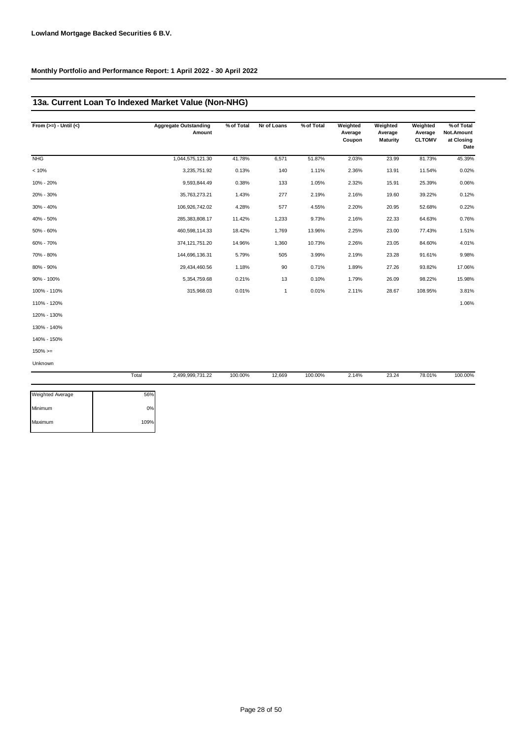**Lowland Mortgage Backed Securities 6 B.V.**

**Monthly Portfolio and Performance Report: 1 April 2022 - 30 April 2022**

## 13a. Current Loan To Indexed Market Value (Non-NHG)

| From (>=) - Until (<) | Aggregate Outstanding Amount | % of Total | Nr of Loans | % of Total | Weighted Average Coupon | Weighted Average Maturity | Weighted Average CLTOMV | % of Total Not.Amount at Closing Date |
|---|---|---|---|---|---|---|---|---|
| NHG | 1,044,575,121.30 | 41.78% | 6,571 | 51.87% | 2.03% | 23.99 | 81.73% | 45.39% |
| < 10% | 3,235,751.92 | 0.13% | 140 | 1.11% | 2.36% | 13.91 | 11.54% | 0.02% |
| 10% - 20% | 9,593,844.49 | 0.38% | 133 | 1.05% | 2.32% | 15.91 | 25.39% | 0.06% |
| 20% - 30% | 35,763,273.21 | 1.43% | 277 | 2.19% | 2.16% | 19.60 | 39.22% | 0.12% |
| 30% - 40% | 106,926,742.02 | 4.28% | 577 | 4.55% | 2.20% | 20.95 | 52.68% | 0.22% |
| 40% - 50% | 285,383,808.17 | 11.42% | 1,233 | 9.73% | 2.16% | 22.33 | 64.63% | 0.76% |
| 50% - 60% | 460,598,114.33 | 18.42% | 1,769 | 13.96% | 2.25% | 23.00 | 77.43% | 1.51% |
| 60% - 70% | 374,121,751.20 | 14.96% | 1,360 | 10.73% | 2.26% | 23.05 | 84.60% | 4.01% |
| 70% - 80% | 144,696,136.31 | 5.79% | 505 | 3.99% | 2.19% | 23.28 | 91.61% | 9.98% |
| 80% - 90% | 29,434,460.56 | 1.18% | 90 | 0.71% | 1.89% | 27.26 | 93.82% | 17.06% |
| 90% - 100% | 5,354,759.68 | 0.21% | 13 | 0.10% | 1.79% | 26.09 | 98.22% | 15.98% |
| 100% - 110% | 315,968.03 | 0.01% | 1 | 0.01% | 2.11% | 28.67 | 108.95% | 3.81% |
| 110% - 120% | | | | | | | | 1.06% |
| 120% - 130% | | | | | | | | |
| 130% - 140% | | | | | | | | |
| 140% - 150% | | | | | | | | |
| 150% >= | | | | | | | | |
| Unknown | | | | | | | | |
| Total | 2,499,999,731.22 | 100.00% | 12,669 | 100.00% | 2.14% | 23.24 | 78.01% | 100.00% |

| | |
|---|---|
| Weighted Average | 56% |
| Minimum | 0% |
| Maximum | 109% |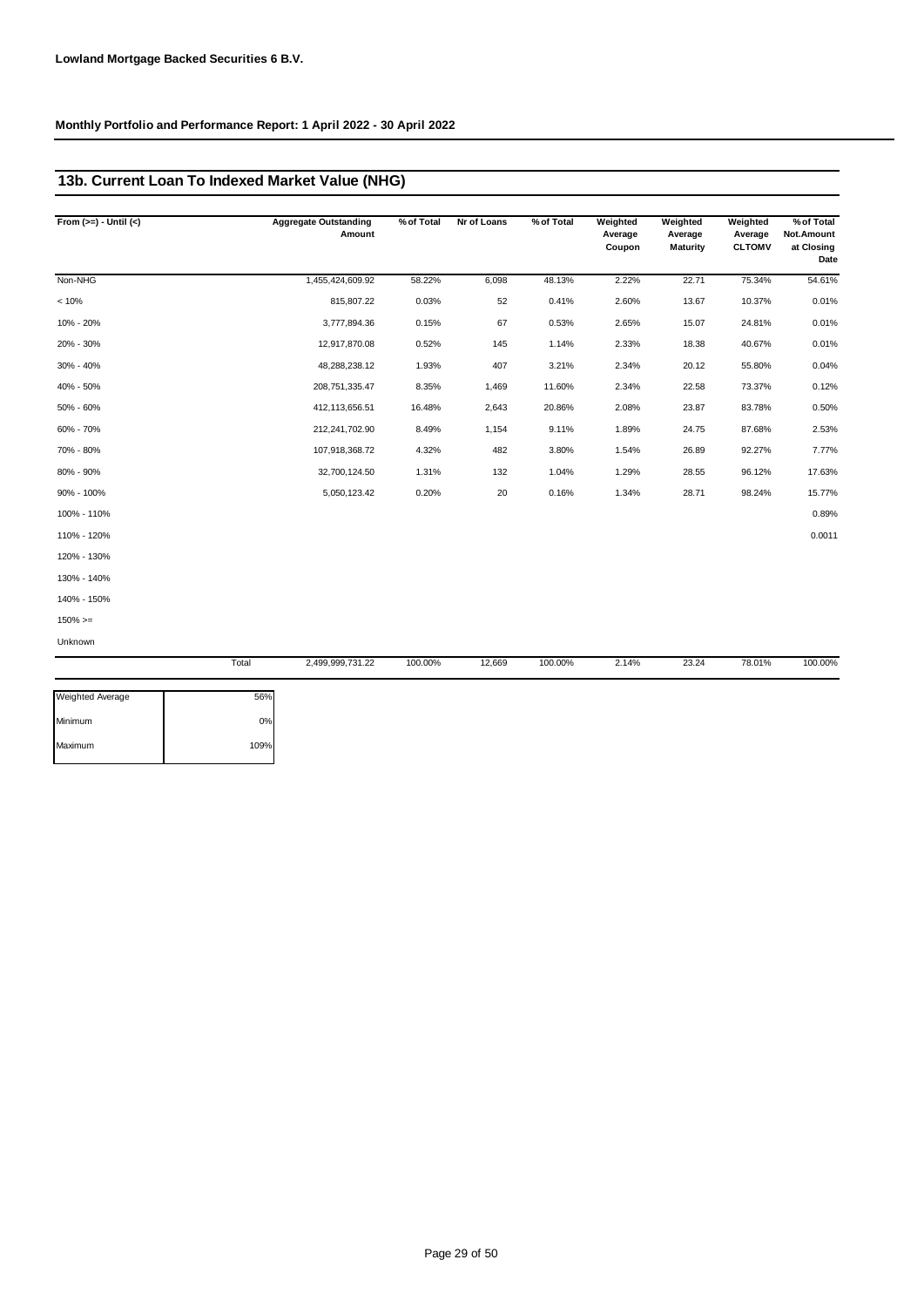**Lowland Mortgage Backed Securities 6 B.V.**

**Monthly Portfolio and Performance Report: 1 April 2022 - 30 April 2022**

## 13b. Current Loan To Indexed Market Value (NHG)

| From (>=) - Until (<) | Aggregate Outstanding Amount | % of Total | Nr of Loans | % of Total | Weighted Average Coupon | Weighted Average Maturity | Weighted Average CLTOMV | % of Total Not.Amount at Closing Date |
|---|---|---|---|---|---|---|---|---|
| Non-NHG | 1,455,424,609.92 | 58.22% | 6,098 | 48.13% | 2.22% | 22.71 | 75.34% | 54.61% |
| < 10% | 815,807.22 | 0.03% | 52 | 0.41% | 2.60% | 13.67 | 10.37% | 0.01% |
| 10% - 20% | 3,777,894.36 | 0.15% | 67 | 0.53% | 2.65% | 15.07 | 24.81% | 0.01% |
| 20% - 30% | 12,917,870.08 | 0.52% | 145 | 1.14% | 2.33% | 18.38 | 40.67% | 0.01% |
| 30% - 40% | 48,288,238.12 | 1.93% | 407 | 3.21% | 2.34% | 20.12 | 55.80% | 0.04% |
| 40% - 50% | 208,751,335.47 | 8.35% | 1,469 | 11.60% | 2.34% | 22.58 | 73.37% | 0.12% |
| 50% - 60% | 412,113,656.51 | 16.48% | 2,643 | 20.86% | 2.08% | 23.87 | 83.78% | 0.50% |
| 60% - 70% | 212,241,702.90 | 8.49% | 1,154 | 9.11% | 1.89% | 24.75 | 87.68% | 2.53% |
| 70% - 80% | 107,918,368.72 | 4.32% | 482 | 3.80% | 1.54% | 26.89 | 92.27% | 7.77% |
| 80% - 90% | 32,700,124.50 | 1.31% | 132 | 1.04% | 1.29% | 28.55 | 96.12% | 17.63% |
| 90% - 100% | 5,050,123.42 | 0.20% | 20 | 0.16% | 1.34% | 28.71 | 98.24% | 15.77% |
| 100% - 110% | | | | | | | | 0.89% |
| 110% - 120% | | | | | | | | 0.0011 |
| 120% - 130% | | | | | | | | |
| 130% - 140% | | | | | | | | |
| 140% - 150% | | | | | | | | |
| 150% >= | | | | | | | | |
| Unknown | | | | | | | | |
| Total | 2,499,999,731.22 | 100.00% | 12,669 | 100.00% | 2.14% | 23.24 | 78.01% | 100.00% |

| | |
|---|---|
| Weighted Average | 56% |
| Minimum | 0% |
| Maximum | 109% |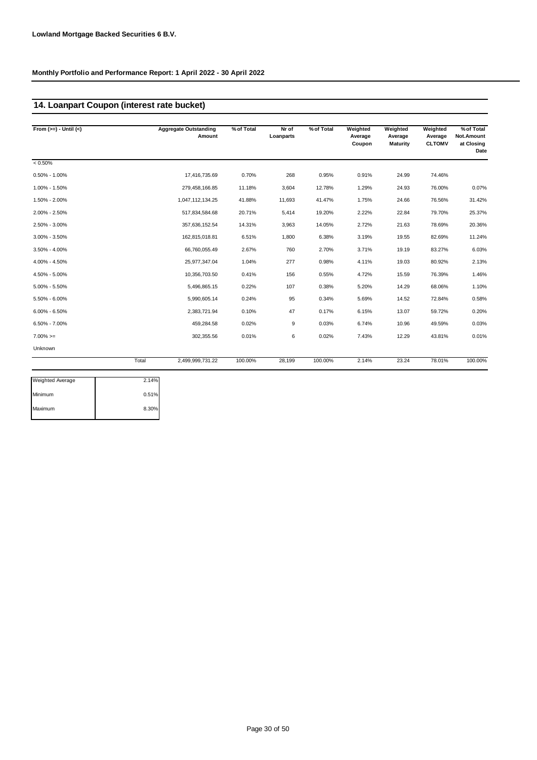**Lowland Mortgage Backed Securities 6 B.V.**

**Monthly Portfolio and Performance Report: 1 April 2022 - 30 April 2022**

## 14. Loanpart Coupon (interest rate bucket)

| From (>=) - Until (<) | Aggregate Outstanding Amount | % of Total | Nr of Loanparts | % of Total | Weighted Average Coupon | Weighted Average Maturity | Weighted Average CLTOMV | % of Total Not.Amount at Closing Date |
|---|---|---|---|---|---|---|---|---|
| < 0.50% | | | | | | | | |
| 0.50% - 1.00% | 17,416,735.69 | 0.70% | 268 | 0.95% | 0.91% | 24.99 | 74.46% | |
| 1.00% - 1.50% | 279,458,166.85 | 11.18% | 3,604 | 12.78% | 1.29% | 24.93 | 76.00% | 0.07% |
| 1.50% - 2.00% | 1,047,112,134.25 | 41.88% | 11,693 | 41.47% | 1.75% | 24.66 | 76.56% | 31.42% |
| 2.00% - 2.50% | 517,834,584.68 | 20.71% | 5,414 | 19.20% | 2.22% | 22.84 | 79.70% | 25.37% |
| 2.50% - 3.00% | 357,636,152.54 | 14.31% | 3,963 | 14.05% | 2.72% | 21.63 | 78.69% | 20.36% |
| 3.00% - 3.50% | 162,815,018.81 | 6.51% | 1,800 | 6.38% | 3.19% | 19.55 | 82.69% | 11.24% |
| 3.50% - 4.00% | 66,760,055.49 | 2.67% | 760 | 2.70% | 3.71% | 19.19 | 83.27% | 6.03% |
| 4.00% - 4.50% | 25,977,347.04 | 1.04% | 277 | 0.98% | 4.11% | 19.03 | 80.92% | 2.13% |
| 4.50% - 5.00% | 10,356,703.50 | 0.41% | 156 | 0.55% | 4.72% | 15.59 | 76.39% | 1.46% |
| 5.00% - 5.50% | 5,496,865.15 | 0.22% | 107 | 0.38% | 5.20% | 14.29 | 68.06% | 1.10% |
| 5.50% - 6.00% | 5,990,605.14 | 0.24% | 95 | 0.34% | 5.69% | 14.52 | 72.84% | 0.58% |
| 6.00% - 6.50% | 2,383,721.94 | 0.10% | 47 | 0.17% | 6.15% | 13.07 | 59.72% | 0.20% |
| 6.50% - 7.00% | 459,284.58 | 0.02% | 9 | 0.03% | 6.74% | 10.96 | 49.59% | 0.03% |
| 7.00% >= | 302,355.56 | 0.01% | 6 | 0.02% | 7.43% | 12.29 | 43.81% | 0.01% |
| Unknown | | | | | | | | |
| Total | 2,499,999,731.22 | 100.00% | 28,199 | 100.00% | 2.14% | 23.24 | 78.01% | 100.00% |

| | |
|---|---|
| Weighted Average | 2.14% |
| Minimum | 0.51% |
| Maximum | 8.30% |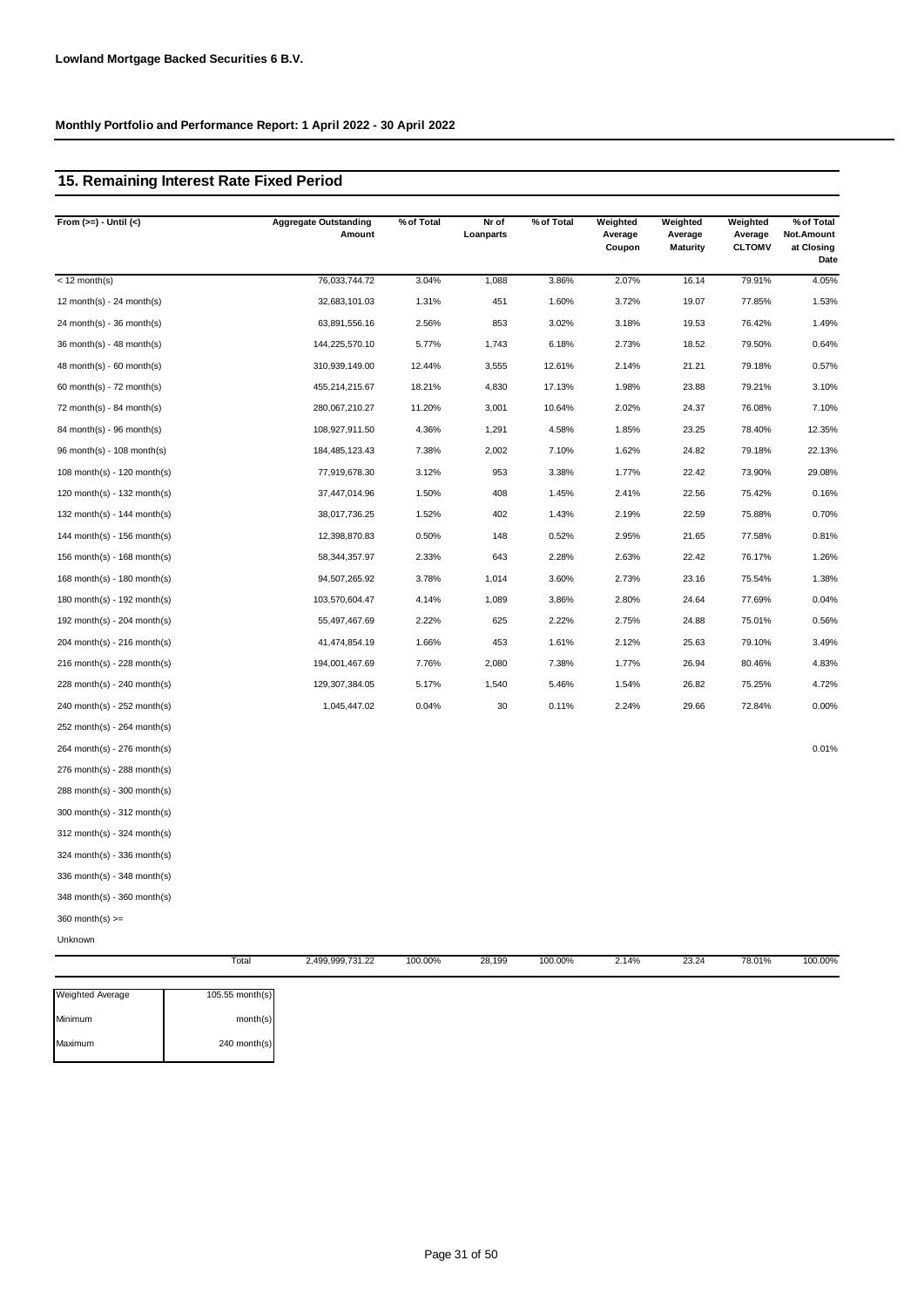**Lowland Mortgage Backed Securities 6 B.V.**

**Monthly Portfolio and Performance Report: 1 April 2022 - 30 April 2022**

## 15. Remaining Interest Rate Fixed Period

| From (>=) - Until (<) | Aggregate Outstanding Amount | % of Total | Nr of Loanparts | % of Total | Weighted Average Coupon | Weighted Average Maturity | Weighted Average CLTOMV | % of Total Not.Amount at Closing Date |
|---|---|---|---|---|---|---|---|---|
| < 12 month(s) | 76,033,744.72 | 3.04% | 1,088 | 3.86% | 2.07% | 16.14 | 79.91% | 4.05% |
| 12 month(s) - 24 month(s) | 32,683,101.03 | 1.31% | 451 | 1.60% | 3.72% | 19.07 | 77.85% | 1.53% |
| 24 month(s) - 36 month(s) | 63,891,556.16 | 2.56% | 853 | 3.02% | 3.18% | 19.53 | 76.42% | 1.49% |
| 36 month(s) - 48 month(s) | 144,225,570.10 | 5.77% | 1,743 | 6.18% | 2.73% | 18.52 | 79.50% | 0.64% |
| 48 month(s) - 60 month(s) | 310,939,149.00 | 12.44% | 3,555 | 12.61% | 2.14% | 21.21 | 79.18% | 0.57% |
| 60 month(s) - 72 month(s) | 455,214,215.67 | 18.21% | 4,830 | 17.13% | 1.98% | 23.88 | 79.21% | 3.10% |
| 72 month(s) - 84 month(s) | 280,067,210.27 | 11.20% | 3,001 | 10.64% | 2.02% | 24.37 | 76.08% | 7.10% |
| 84 month(s) - 96 month(s) | 108,927,911.50 | 4.36% | 1,291 | 4.58% | 1.85% | 23.25 | 78.40% | 12.35% |
| 96 month(s) - 108 month(s) | 184,485,123.43 | 7.38% | 2,002 | 7.10% | 1.62% | 24.82 | 79.18% | 22.13% |
| 108 month(s) - 120 month(s) | 77,919,678.30 | 3.12% | 953 | 3.38% | 1.77% | 22.42 | 73.90% | 29.08% |
| 120 month(s) - 132 month(s) | 37,447,014.96 | 1.50% | 408 | 1.45% | 2.41% | 22.56 | 75.42% | 0.16% |
| 132 month(s) - 144 month(s) | 38,017,736.25 | 1.52% | 402 | 1.43% | 2.19% | 22.59 | 75.88% | 0.70% |
| 144 month(s) - 156 month(s) | 12,398,870.83 | 0.50% | 148 | 0.52% | 2.95% | 21.65 | 77.58% | 0.81% |
| 156 month(s) - 168 month(s) | 58,344,357.97 | 2.33% | 643 | 2.28% | 2.63% | 22.42 | 76.17% | 1.26% |
| 168 month(s) - 180 month(s) | 94,507,265.92 | 3.78% | 1,014 | 3.60% | 2.73% | 23.16 | 75.54% | 1.38% |
| 180 month(s) - 192 month(s) | 103,570,604.47 | 4.14% | 1,089 | 3.86% | 2.80% | 24.64 | 77.69% | 0.04% |
| 192 month(s) - 204 month(s) | 55,497,467.69 | 2.22% | 625 | 2.22% | 2.75% | 24.88 | 75.01% | 0.56% |
| 204 month(s) - 216 month(s) | 41,474,854.19 | 1.66% | 453 | 1.61% | 2.12% | 25.63 | 79.10% | 3.49% |
| 216 month(s) - 228 month(s) | 194,001,467.69 | 7.76% | 2,080 | 7.38% | 1.77% | 26.94 | 80.46% | 4.83% |
| 228 month(s) - 240 month(s) | 129,307,384.05 | 5.17% | 1,540 | 5.46% | 1.54% | 26.82 | 75.25% | 4.72% |
| 240 month(s) - 252 month(s) | 1,045,447.02 | 0.04% | 30 | 0.11% | 2.24% | 29.66 | 72.84% | 0.00% |
| 252 month(s) - 264 month(s) | | | | | | | | |
| 264 month(s) - 276 month(s) | | | | | | | | 0.01% |
| 276 month(s) - 288 month(s) | | | | | | | | |
| 288 month(s) - 300 month(s) | | | | | | | | |
| 300 month(s) - 312 month(s) | | | | | | | | |
| 312 month(s) - 324 month(s) | | | | | | | | |
| 324 month(s) - 336 month(s) | | | | | | | | |
| 336 month(s) - 348 month(s) | | | | | | | | |
| 348 month(s) - 360 month(s) | | | | | | | | |
| 360 month(s) >= | | | | | | | | |
| Unknown | | | | | | | | |
| Total | 2,499,999,731.22 | 100.00% | 28,199 | 100.00% | 2.14% | 23.24 | 78.01% | 100.00% |

| | |
|---|---|
| Weighted Average | 105.55 month(s) |
| Minimum | month(s) |
| Maximum | 240 month(s) |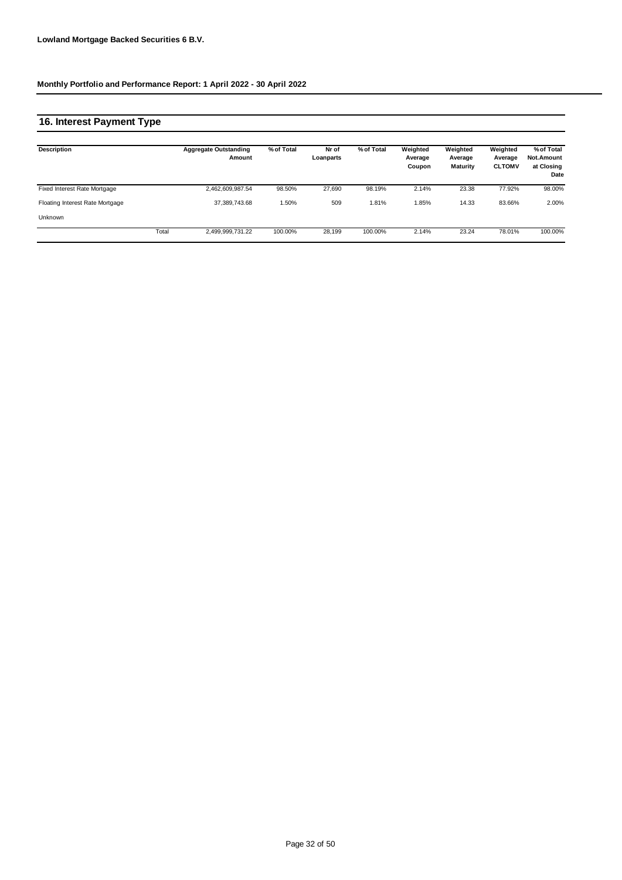**Lowland Mortgage Backed Securities 6 B.V.**

**Monthly Portfolio and Performance Report: 1 April 2022 - 30 April 2022**

## 16. Interest Payment Type

| Description | | Aggregate Outstanding Amount | % of Total | Nr of Loanparts | % of Total | Weighted Average Coupon | Weighted Average Maturity | Weighted Average CLTOMV | % of Total Not.Amount at Closing Date |
|---|---|---|---|---|---|---|---|---|---|
| Fixed Interest Rate Mortgage | | 2,462,609,987.54 | 98.50% | 27,690 | 98.19% | 2.14% | 23.38 | 77.92% | 98.00% |
| Floating Interest Rate Mortgage | | 37,389,743.68 | 1.50% | 509 | 1.81% | 1.85% | 14.33 | 83.66% | 2.00% |
| Unknown | | | | | | | | | |
| | Total | 2,499,999,731.22 | 100.00% | 28,199 | 100.00% | 2.14% | 23.24 | 78.01% | 100.00% |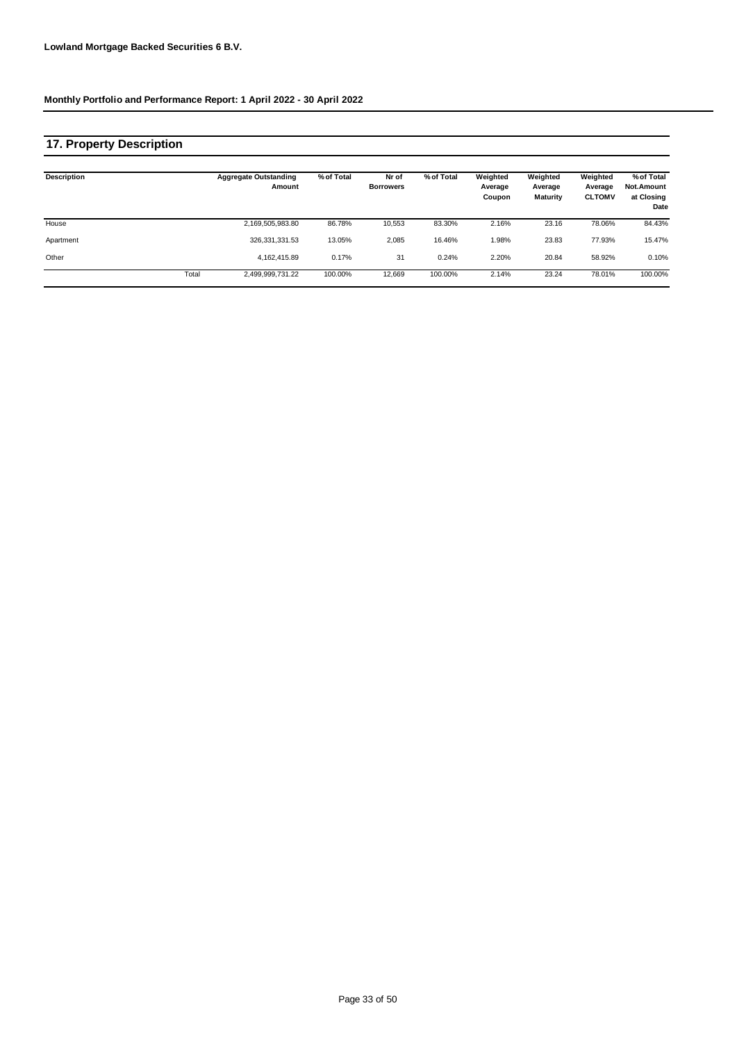**Lowland Mortgage Backed Securities 6 B.V.**

**Monthly Portfolio and Performance Report: 1 April 2022 - 30 April 2022**

## 17. Property Description

| Description | | Aggregate Outstanding Amount | % of Total | Nr of Borrowers | % of Total | Weighted Average Coupon | Weighted Average Maturity | Weighted Average CLTOMV | % of Total Not.Amount at Closing Date |
|---|---|---|---|---|---|---|---|---|---|
| House | | 2,169,505,983.80 | 86.78% | 10,553 | 83.30% | 2.16% | 23.16 | 78.06% | 84.43% |
| Apartment | | 326,331,331.53 | 13.05% | 2,085 | 16.46% | 1.98% | 23.83 | 77.93% | 15.47% |
| Other | | 4,162,415.89 | 0.17% | 31 | 0.24% | 2.20% | 20.84 | 58.92% | 0.10% |
| | Total | 2,499,999,731.22 | 100.00% | 12,669 | 100.00% | 2.14% | 23.24 | 78.01% | 100.00% |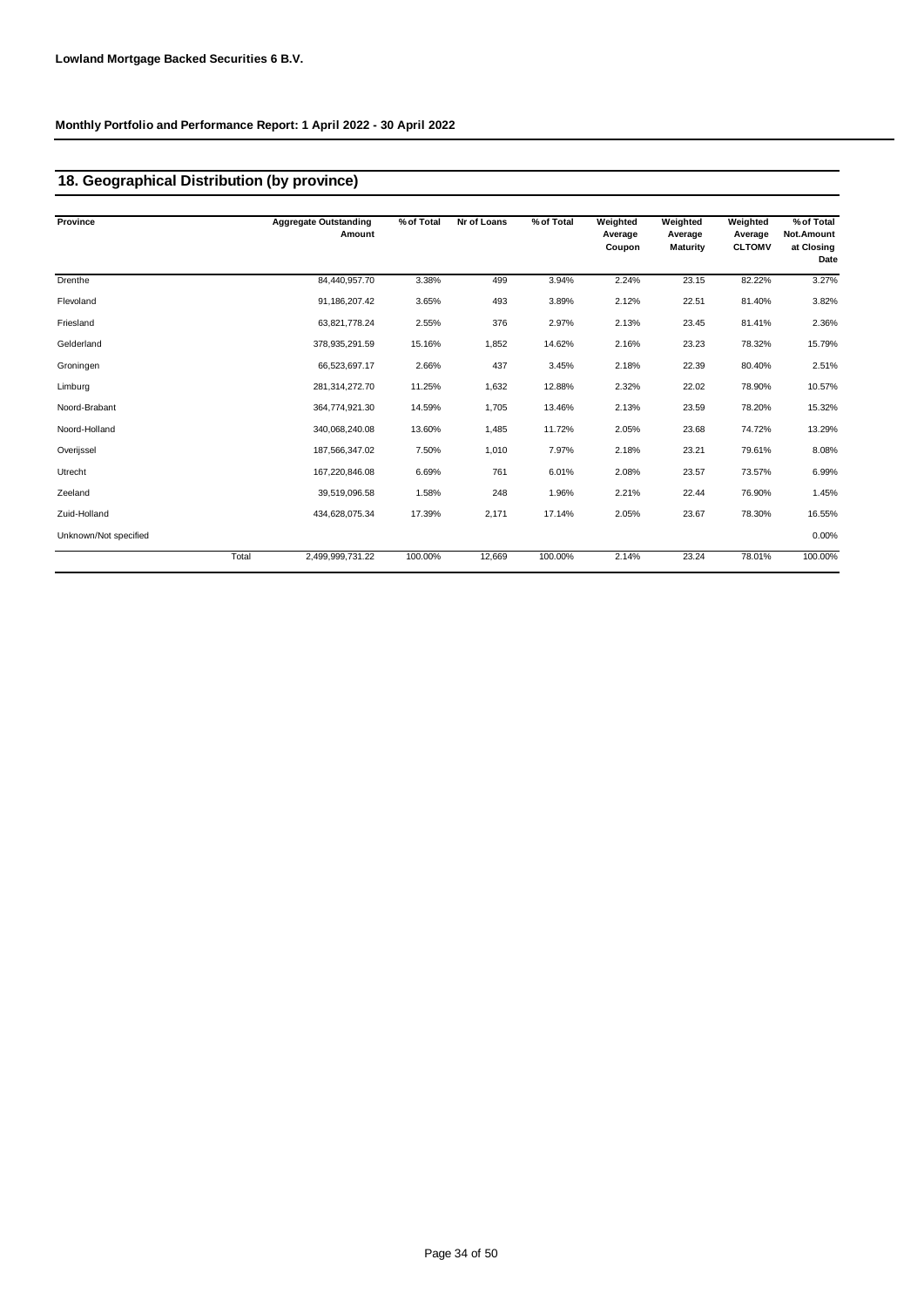**Lowland Mortgage Backed Securities 6 B.V.**

**Monthly Portfolio and Performance Report: 1 April 2022 - 30 April 2022**

## 18. Geographical Distribution (by province)

| Province | Aggregate Outstanding Amount | % of Total | Nr of Loans | % of Total | Weighted Average Coupon | Weighted Average Maturity | Weighted Average CLTOMV | % of Total Not.Amount at Closing Date |
|---|---|---|---|---|---|---|---|---|
| Drenthe | 84,440,957.70 | 3.38% | 499 | 3.94% | 2.24% | 23.15 | 82.22% | 3.27% |
| Flevoland | 91,186,207.42 | 3.65% | 493 | 3.89% | 2.12% | 22.51 | 81.40% | 3.82% |
| Friesland | 63,821,778.24 | 2.55% | 376 | 2.97% | 2.13% | 23.45 | 81.41% | 2.36% |
| Gelderland | 378,935,291.59 | 15.16% | 1,852 | 14.62% | 2.16% | 23.23 | 78.32% | 15.79% |
| Groningen | 66,523,697.17 | 2.66% | 437 | 3.45% | 2.18% | 22.39 | 80.40% | 2.51% |
| Limburg | 281,314,272.70 | 11.25% | 1,632 | 12.88% | 2.32% | 22.02 | 78.90% | 10.57% |
| Noord-Brabant | 364,774,921.30 | 14.59% | 1,705 | 13.46% | 2.13% | 23.59 | 78.20% | 15.32% |
| Noord-Holland | 340,068,240.08 | 13.60% | 1,485 | 11.72% | 2.05% | 23.68 | 74.72% | 13.29% |
| Overijssel | 187,566,347.02 | 7.50% | 1,010 | 7.97% | 2.18% | 23.21 | 79.61% | 8.08% |
| Utrecht | 167,220,846.08 | 6.69% | 761 | 6.01% | 2.08% | 23.57 | 73.57% | 6.99% |
| Zeeland | 39,519,096.58 | 1.58% | 248 | 1.96% | 2.21% | 22.44 | 76.90% | 1.45% |
| Zuid-Holland | 434,628,075.34 | 17.39% | 2,171 | 17.14% | 2.05% | 23.67 | 78.30% | 16.55% |
| Unknown/Not specified | | | | | | | | 0.00% |
| Total | 2,499,999,731.22 | 100.00% | 12,669 | 100.00% | 2.14% | 23.24 | 78.01% | 100.00% |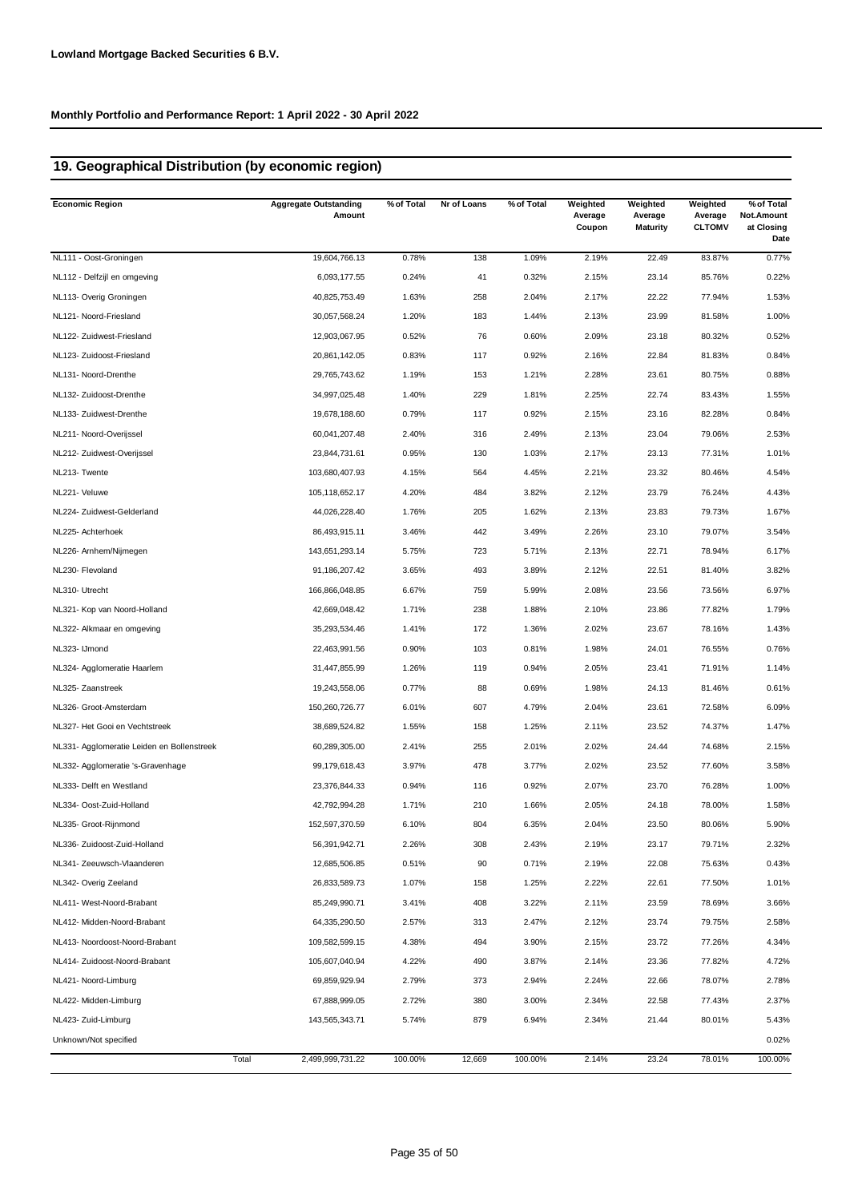**Lowland Mortgage Backed Securities 6 B.V.**

**Monthly Portfolio and Performance Report: 1 April 2022 - 30 April 2022**

## 19. Geographical Distribution (by economic region)

| Economic Region | Aggregate Outstanding Amount | % of Total | Nr of Loans | % of Total | Weighted Average Coupon | Weighted Average Maturity | Weighted Average CLTOMV | % of Total Not.Amount at Closing Date |
|---|---|---|---|---|---|---|---|---|
| NL111 - Oost-Groningen | 19,604,766.13 | 0.78% | 138 | 1.09% | 2.19% | 22.49 | 83.87% | 0.77% |
| NL112 - Delfzijl en omgeving | 6,093,177.55 | 0.24% | 41 | 0.32% | 2.15% | 23.14 | 85.76% | 0.22% |
| NL113- Overig Groningen | 40,825,753.49 | 1.63% | 258 | 2.04% | 2.17% | 22.22 | 77.94% | 1.53% |
| NL121- Noord-Friesland | 30,057,568.24 | 1.20% | 183 | 1.44% | 2.13% | 23.99 | 81.58% | 1.00% |
| NL122- Zuidwest-Friesland | 12,903,067.95 | 0.52% | 76 | 0.60% | 2.09% | 23.18 | 80.32% | 0.52% |
| NL123- Zuidoost-Friesland | 20,861,142.05 | 0.83% | 117 | 0.92% | 2.16% | 22.84 | 81.83% | 0.84% |
| NL131- Noord-Drenthe | 29,765,743.62 | 1.19% | 153 | 1.21% | 2.28% | 23.61 | 80.75% | 0.88% |
| NL132- Zuidoost-Drenthe | 34,997,025.48 | 1.40% | 229 | 1.81% | 2.25% | 22.74 | 83.43% | 1.55% |
| NL133- Zuidwest-Drenthe | 19,678,188.60 | 0.79% | 117 | 0.92% | 2.15% | 23.16 | 82.28% | 0.84% |
| NL211- Noord-Overijssel | 60,041,207.48 | 2.40% | 316 | 2.49% | 2.13% | 23.04 | 79.06% | 2.53% |
| NL212- Zuidwest-Overijssel | 23,844,731.61 | 0.95% | 130 | 1.03% | 2.17% | 23.13 | 77.31% | 1.01% |
| NL213- Twente | 103,680,407.93 | 4.15% | 564 | 4.45% | 2.21% | 23.32 | 80.46% | 4.54% |
| NL221- Veluwe | 105,118,652.17 | 4.20% | 484 | 3.82% | 2.12% | 23.79 | 76.24% | 4.43% |
| NL224- Zuidwest-Gelderland | 44,026,228.40 | 1.76% | 205 | 1.62% | 2.13% | 23.83 | 79.73% | 1.67% |
| NL225- Achterhoek | 86,493,915.11 | 3.46% | 442 | 3.49% | 2.26% | 23.10 | 79.07% | 3.54% |
| NL226- Arnhem/Nijmegen | 143,651,293.14 | 5.75% | 723 | 5.71% | 2.13% | 22.71 | 78.94% | 6.17% |
| NL230- Flevoland | 91,186,207.42 | 3.65% | 493 | 3.89% | 2.12% | 22.51 | 81.40% | 3.82% |
| NL310- Utrecht | 166,866,048.85 | 6.67% | 759 | 5.99% | 2.08% | 23.56 | 73.56% | 6.97% |
| NL321- Kop van Noord-Holland | 42,669,048.42 | 1.71% | 238 | 1.88% | 2.10% | 23.86 | 77.82% | 1.79% |
| NL322- Alkmaar en omgeving | 35,293,534.46 | 1.41% | 172 | 1.36% | 2.02% | 23.67 | 78.16% | 1.43% |
| NL323- IJmond | 22,463,991.56 | 0.90% | 103 | 0.81% | 1.98% | 24.01 | 76.55% | 0.76% |
| NL324- Agglomeratie Haarlem | 31,447,855.99 | 1.26% | 119 | 0.94% | 2.05% | 23.41 | 71.91% | 1.14% |
| NL325- Zaanstreek | 19,243,558.06 | 0.77% | 88 | 0.69% | 1.98% | 24.13 | 81.46% | 0.61% |
| NL326- Groot-Amsterdam | 150,260,726.77 | 6.01% | 607 | 4.79% | 2.04% | 23.61 | 72.58% | 6.09% |
| NL327- Het Gooi en Vechtstreek | 38,689,524.82 | 1.55% | 158 | 1.25% | 2.11% | 23.52 | 74.37% | 1.47% |
| NL331- Agglomeratie Leiden en Bollenstreek | 60,289,305.00 | 2.41% | 255 | 2.01% | 2.02% | 24.44 | 74.68% | 2.15% |
| NL332- Agglomeratie 's-Gravenhage | 99,179,618.43 | 3.97% | 478 | 3.77% | 2.02% | 23.52 | 77.60% | 3.58% |
| NL333- Delft en Westland | 23,376,844.33 | 0.94% | 116 | 0.92% | 2.07% | 23.70 | 76.28% | 1.00% |
| NL334- Oost-Zuid-Holland | 42,792,994.28 | 1.71% | 210 | 1.66% | 2.05% | 24.18 | 78.00% | 1.58% |
| NL335- Groot-Rijnmond | 152,597,370.59 | 6.10% | 804 | 6.35% | 2.04% | 23.50 | 80.06% | 5.90% |
| NL336- Zuidoost-Zuid-Holland | 56,391,942.71 | 2.26% | 308 | 2.43% | 2.19% | 23.17 | 79.71% | 2.32% |
| NL341- Zeeuwsch-Vlaanderen | 12,685,506.85 | 0.51% | 90 | 0.71% | 2.19% | 22.08 | 75.63% | 0.43% |
| NL342- Overig Zeeland | 26,833,589.73 | 1.07% | 158 | 1.25% | 2.22% | 22.61 | 77.50% | 1.01% |
| NL411- West-Noord-Brabant | 85,249,990.71 | 3.41% | 408 | 3.22% | 2.11% | 23.59 | 78.69% | 3.66% |
| NL412- Midden-Noord-Brabant | 64,335,290.50 | 2.57% | 313 | 2.47% | 2.12% | 23.74 | 79.75% | 2.58% |
| NL413- Noordoost-Noord-Brabant | 109,582,599.15 | 4.38% | 494 | 3.90% | 2.15% | 23.72 | 77.26% | 4.34% |
| NL414- Zuidoost-Noord-Brabant | 105,607,040.94 | 4.22% | 490 | 3.87% | 2.14% | 23.36 | 77.82% | 4.72% |
| NL421- Noord-Limburg | 69,859,929.94 | 2.79% | 373 | 2.94% | 2.24% | 22.66 | 78.07% | 2.78% |
| NL422- Midden-Limburg | 67,888,999.05 | 2.72% | 380 | 3.00% | 2.34% | 22.58 | 77.43% | 2.37% |
| NL423- Zuid-Limburg | 143,565,343.71 | 5.74% | 879 | 6.94% | 2.34% | 21.44 | 80.01% | 5.43% |
| Unknown/Not specified | | | | | | | | 0.02% |
| Total | 2,499,999,731.22 | 100.00% | 12,669 | 100.00% | 2.14% | 23.24 | 78.01% | 100.00% |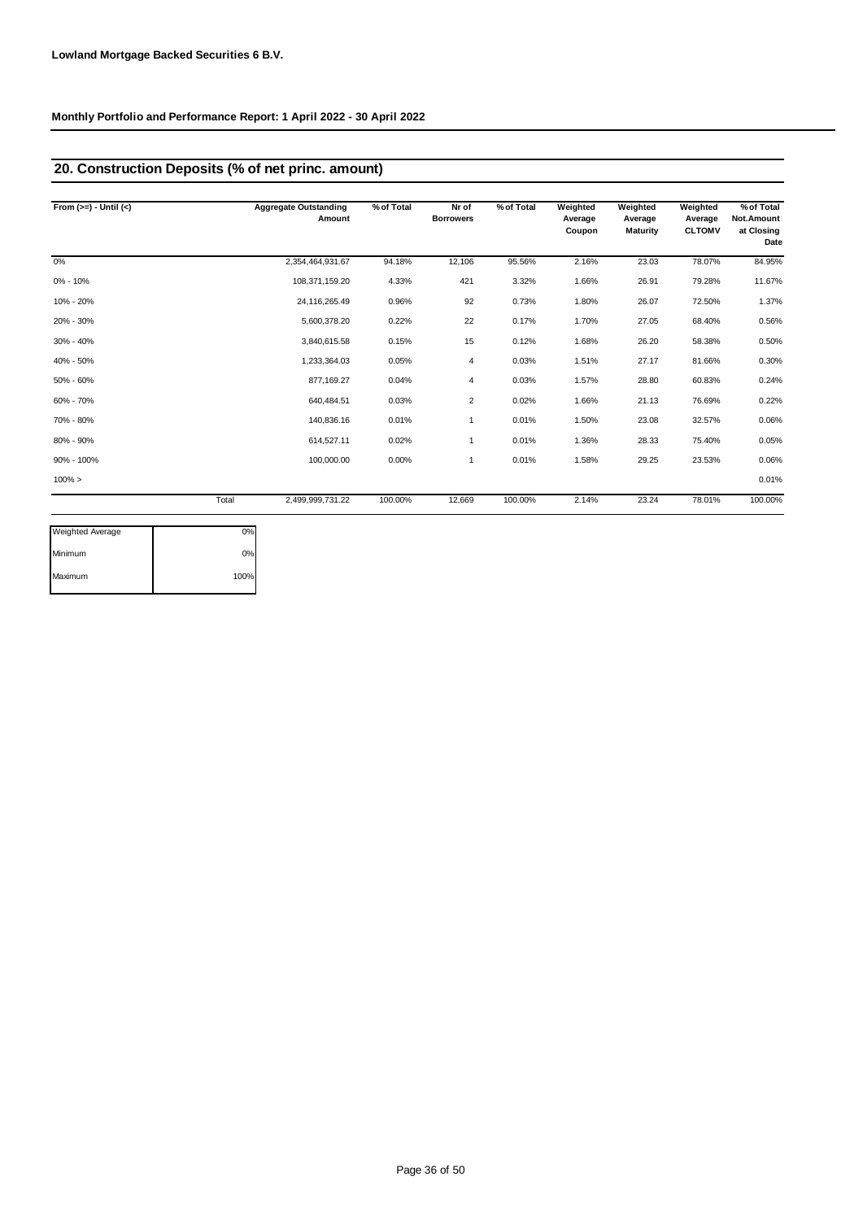**Lowland Mortgage Backed Securities 6 B.V.**

**Monthly Portfolio and Performance Report: 1 April 2022 - 30 April 2022**

## 20. Construction Deposits (% of net princ. amount)

| From (>=) - Until (<) | Aggregate Outstanding Amount | % of Total | Nr of Borrowers | % of Total | Weighted Average Coupon | Weighted Average Maturity | Weighted Average CLTOMV | % of Total Not.Amount at Closing Date |
|---|---|---|---|---|---|---|---|---|
| 0% | 2,354,464,931.67 | 94.18% | 12,106 | 95.56% | 2.16% | 23.03 | 78.07% | 84.95% |
| 0% - 10% | 108,371,159.20 | 4.33% | 421 | 3.32% | 1.66% | 26.91 | 79.28% | 11.67% |
| 10% - 20% | 24,116,265.49 | 0.96% | 92 | 0.73% | 1.80% | 26.07 | 72.50% | 1.37% |
| 20% - 30% | 5,600,378.20 | 0.22% | 22 | 0.17% | 1.70% | 27.05 | 68.40% | 0.56% |
| 30% - 40% | 3,840,615.58 | 0.15% | 15 | 0.12% | 1.68% | 26.20 | 58.38% | 0.50% |
| 40% - 50% | 1,233,364.03 | 0.05% | 4 | 0.03% | 1.51% | 27.17 | 81.66% | 0.30% |
| 50% - 60% | 877,169.27 | 0.04% | 4 | 0.03% | 1.57% | 28.80 | 60.83% | 0.24% |
| 60% - 70% | 640,484.51 | 0.03% | 2 | 0.02% | 1.66% | 21.13 | 76.69% | 0.22% |
| 70% - 80% | 140,836.16 | 0.01% | 1 | 0.01% | 1.50% | 23.08 | 32.57% | 0.06% |
| 80% - 90% | 614,527.11 | 0.02% | 1 | 0.01% | 1.36% | 28.33 | 75.40% | 0.05% |
| 90% - 100% | 100,000.00 | 0.00% | 1 | 0.01% | 1.58% | 29.25 | 23.53% | 0.06% |
| 100% > | | | | | | | | 0.01% |
| Total | 2,499,999,731.22 | 100.00% | 12,669 | 100.00% | 2.14% | 23.24 | 78.01% | 100.00% |

| | |
|---|---|
| Weighted Average | 0% |
| Minimum | 0% |
| Maximum | 100% |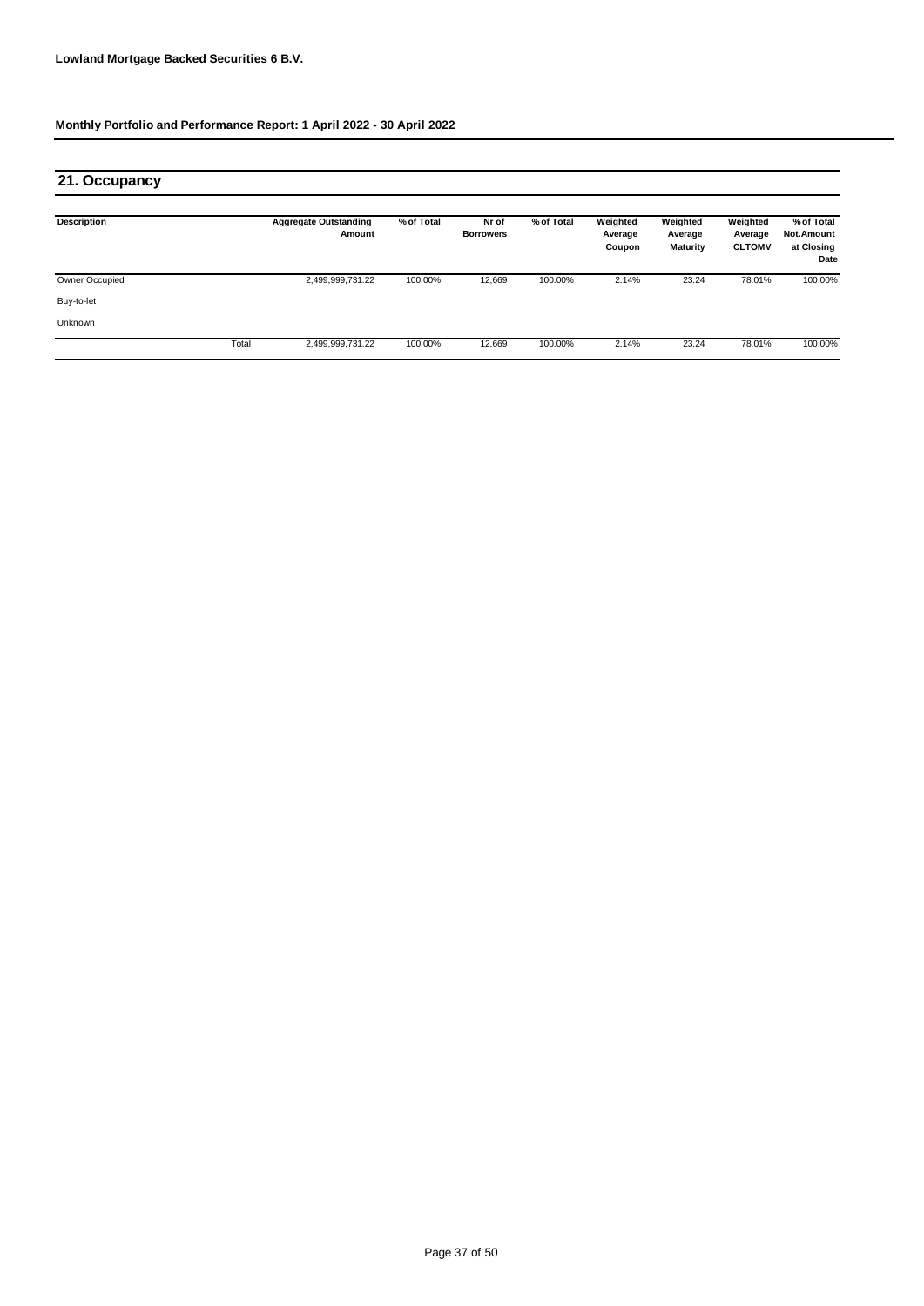**Lowland Mortgage Backed Securities 6 B.V.**

**Monthly Portfolio and Performance Report: 1 April 2022 - 30 April 2022**

## 21. Occupancy

| Description | | Aggregate Outstanding Amount | % of Total | Nr of Borrowers | % of Total | Weighted Average Coupon | Weighted Average Maturity | Weighted Average CLTOMV | % of Total Not.Amount at Closing Date |
|---|---|---|---|---|---|---|---|---|---|
| Owner Occupied | | 2,499,999,731.22 | 100.00% | 12,669 | 100.00% | 2.14% | 23.24 | 78.01% | 100.00% |
| Buy-to-let | | | | | | | | | |
| Unknown | | | | | | | | | |
| | Total | 2,499,999,731.22 | 100.00% | 12,669 | 100.00% | 2.14% | 23.24 | 78.01% | 100.00% |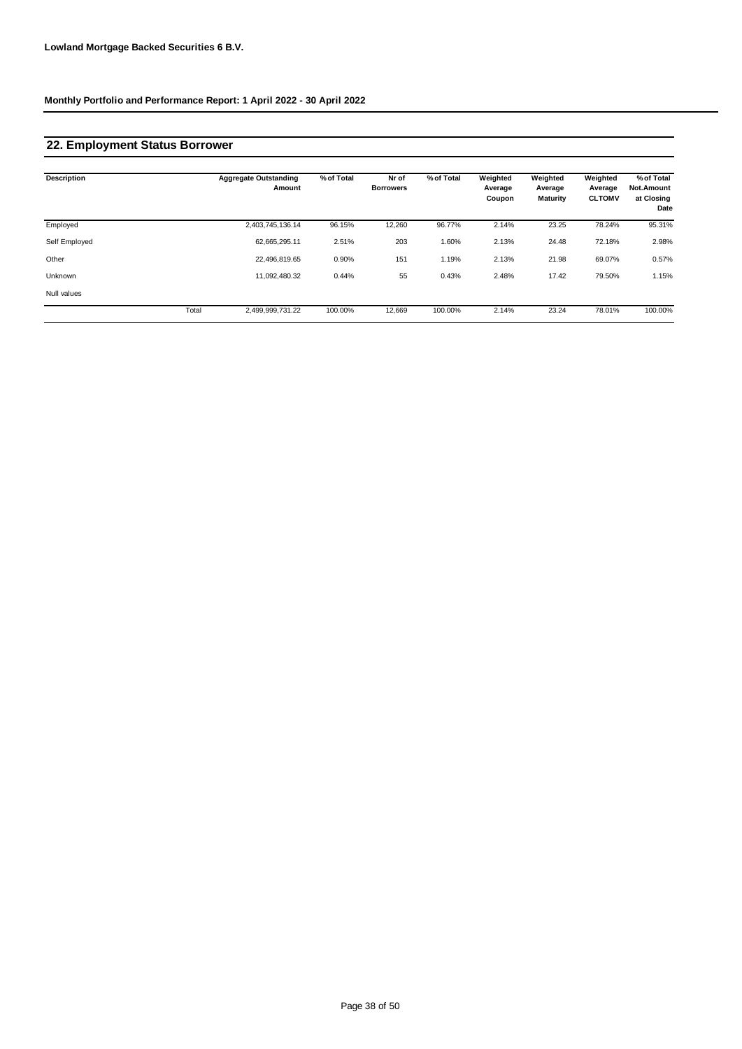**Lowland Mortgage Backed Securities 6 B.V.**

**Monthly Portfolio and Performance Report: 1 April 2022 - 30 April 2022**

## 22. Employment Status Borrower

| Description | | Aggregate Outstanding Amount | % of Total | Nr of Borrowers | % of Total | Weighted Average Coupon | Weighted Average Maturity | Weighted Average CLTOMV | % of Total Not.Amount at Closing Date |
|---|---|---|---|---|---|---|---|---|---|
| Employed | | 2,403,745,136.14 | 96.15% | 12,260 | 96.77% | 2.14% | 23.25 | 78.24% | 95.31% |
| Self Employed | | 62,665,295.11 | 2.51% | 203 | 1.60% | 2.13% | 24.48 | 72.18% | 2.98% |
| Other | | 22,496,819.65 | 0.90% | 151 | 1.19% | 2.13% | 21.98 | 69.07% | 0.57% |
| Unknown | | 11,092,480.32 | 0.44% | 55 | 0.43% | 2.48% | 17.42 | 79.50% | 1.15% |
| Null values | | | | | | | | | |
| | Total | 2,499,999,731.22 | 100.00% | 12,669 | 100.00% | 2.14% | 23.24 | 78.01% | 100.00% |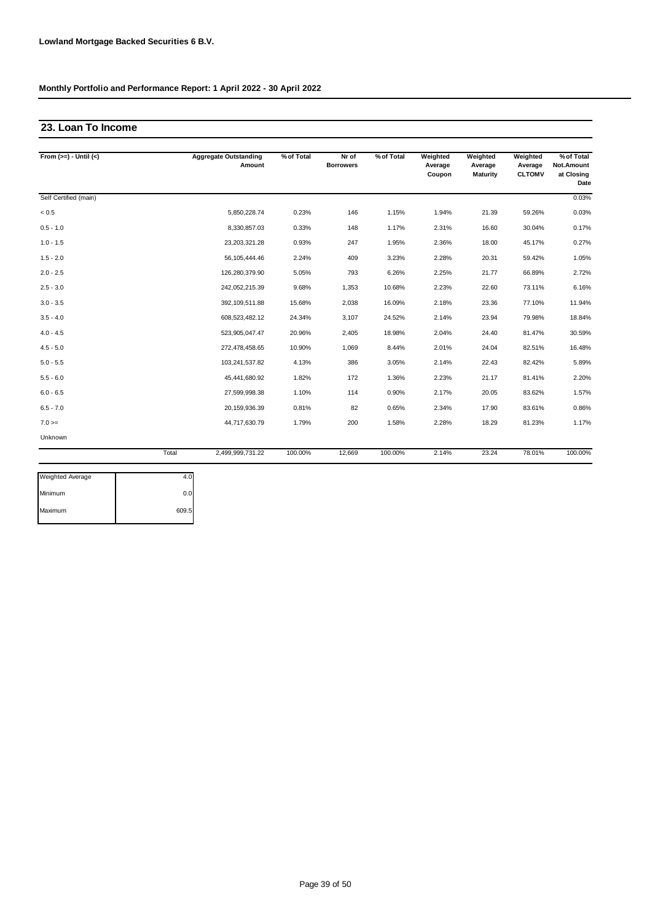**Lowland Mortgage Backed Securities 6 B.V.**

**Monthly Portfolio and Performance Report: 1 April 2022 - 30 April 2022**

## 23. Loan To Income

| From (>=) - Until (<) | Aggregate Outstanding Amount | % of Total | Nr of Borrowers | % of Total | Weighted Average Coupon | Weighted Average Maturity | Weighted Average CLTOMV | % of Total Not.Amount at Closing Date |
|---|---|---|---|---|---|---|---|---|
| Self Certified (main) | | | | | | | | 0.03% |
| < 0.5 | 5,850,228.74 | 0.23% | 146 | 1.15% | 1.94% | 21.39 | 59.26% | 0.03% |
| 0.5 - 1.0 | 8,330,857.03 | 0.33% | 148 | 1.17% | 2.31% | 16.60 | 30.04% | 0.17% |
| 1.0 - 1.5 | 23,203,321.28 | 0.93% | 247 | 1.95% | 2.36% | 18.00 | 45.17% | 0.27% |
| 1.5 - 2.0 | 56,105,444.46 | 2.24% | 409 | 3.23% | 2.28% | 20.31 | 59.42% | 1.05% |
| 2.0 - 2.5 | 126,280,379.90 | 5.05% | 793 | 6.26% | 2.25% | 21.77 | 66.89% | 2.72% |
| 2.5 - 3.0 | 242,052,215.39 | 9.68% | 1,353 | 10.68% | 2.23% | 22.60 | 73.11% | 6.16% |
| 3.0 - 3.5 | 392,109,511.88 | 15.68% | 2,038 | 16.09% | 2.18% | 23.36 | 77.10% | 11.94% |
| 3.5 - 4.0 | 608,523,482.12 | 24.34% | 3,107 | 24.52% | 2.14% | 23.94 | 79.98% | 18.84% |
| 4.0 - 4.5 | 523,905,047.47 | 20.96% | 2,405 | 18.98% | 2.04% | 24.40 | 81.47% | 30.59% |
| 4.5 - 5.0 | 272,478,458.65 | 10.90% | 1,069 | 8.44% | 2.01% | 24.04 | 82.51% | 16.48% |
| 5.0 - 5.5 | 103,241,537.82 | 4.13% | 386 | 3.05% | 2.14% | 22.43 | 82.42% | 5.89% |
| 5.5 - 6.0 | 45,441,680.92 | 1.82% | 172 | 1.36% | 2.23% | 21.17 | 81.41% | 2.20% |
| 6.0 - 6.5 | 27,599,998.38 | 1.10% | 114 | 0.90% | 2.17% | 20.05 | 83.62% | 1.57% |
| 6.5 - 7.0 | 20,159,936.39 | 0.81% | 82 | 0.65% | 2.34% | 17.90 | 83.61% | 0.86% |
| 7.0 >= | 44,717,630.79 | 1.79% | 200 | 1.58% | 2.28% | 18.29 | 81.23% | 1.17% |
| Unknown | | | | | | | | |
| Total | 2,499,999,731.22 | 100.00% | 12,669 | 100.00% | 2.14% | 23.24 | 78.01% | 100.00% |

| | |
|---|---|
| Weighted Average | 4.0 |
| Minimum | 0.0 |
| Maximum | 609.5 |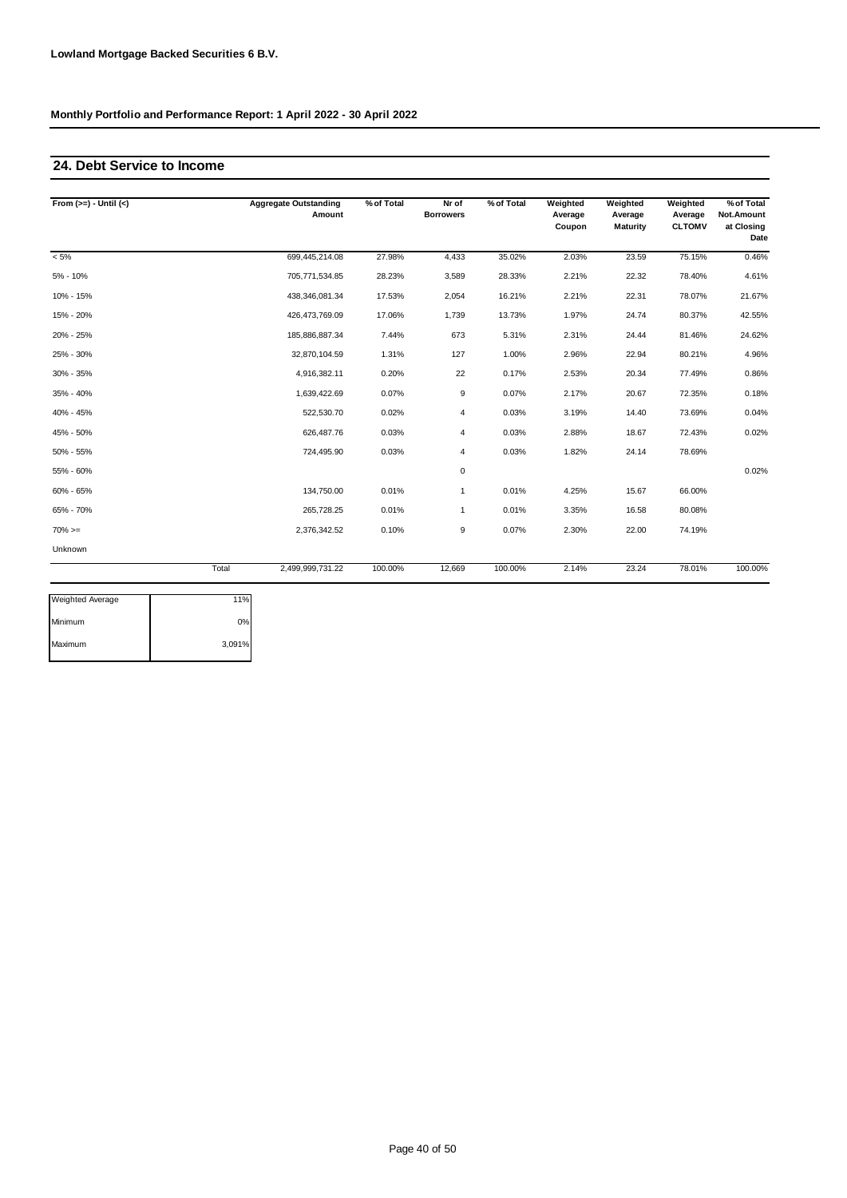**Lowland Mortgage Backed Securities 6 B.V.**

**Monthly Portfolio and Performance Report: 1 April 2022 - 30 April 2022**

## 24. Debt Service to Income

| From (>=) - Until (<) | Aggregate Outstanding Amount | % of Total | Nr of Borrowers | % of Total | Weighted Average Coupon | Weighted Average Maturity | Weighted Average CLTOMV | % of Total Not.Amount at Closing Date |
|---|---|---|---|---|---|---|---|---|
| < 5% | 699,445,214.08 | 27.98% | 4,433 | 35.02% | 2.03% | 23.59 | 75.15% | 0.46% |
| 5% - 10% | 705,771,534.85 | 28.23% | 3,589 | 28.33% | 2.21% | 22.32 | 78.40% | 4.61% |
| 10% - 15% | 438,346,081.34 | 17.53% | 2,054 | 16.21% | 2.21% | 22.31 | 78.07% | 21.67% |
| 15% - 20% | 426,473,769.09 | 17.06% | 1,739 | 13.73% | 1.97% | 24.74 | 80.37% | 42.55% |
| 20% - 25% | 185,886,887.34 | 7.44% | 673 | 5.31% | 2.31% | 24.44 | 81.46% | 24.62% |
| 25% - 30% | 32,870,104.59 | 1.31% | 127 | 1.00% | 2.96% | 22.94 | 80.21% | 4.96% |
| 30% - 35% | 4,916,382.11 | 0.20% | 22 | 0.17% | 2.53% | 20.34 | 77.49% | 0.86% |
| 35% - 40% | 1,639,422.69 | 0.07% | 9 | 0.07% | 2.17% | 20.67 | 72.35% | 0.18% |
| 40% - 45% | 522,530.70 | 0.02% | 4 | 0.03% | 3.19% | 14.40 | 73.69% | 0.04% |
| 45% - 50% | 626,487.76 | 0.03% | 4 | 0.03% | 2.88% | 18.67 | 72.43% | 0.02% |
| 50% - 55% | 724,495.90 | 0.03% | 4 | 0.03% | 1.82% | 24.14 | 78.69% | |
| 55% - 60% | | | 0 | | | | | 0.02% |
| 60% - 65% | 134,750.00 | 0.01% | 1 | 0.01% | 4.25% | 15.67 | 66.00% | |
| 65% - 70% | 265,728.25 | 0.01% | 1 | 0.01% | 3.35% | 16.58 | 80.08% | |
| 70% >= | 2,376,342.52 | 0.10% | 9 | 0.07% | 2.30% | 22.00 | 74.19% | |
| Unknown | | | | | | | | |
| Total | 2,499,999,731.22 | 100.00% | 12,669 | 100.00% | 2.14% | 23.24 | 78.01% | 100.00% |

| | |
|---|---|
| Weighted Average | 11% |
| Minimum | 0% |
| Maximum | 3,091% |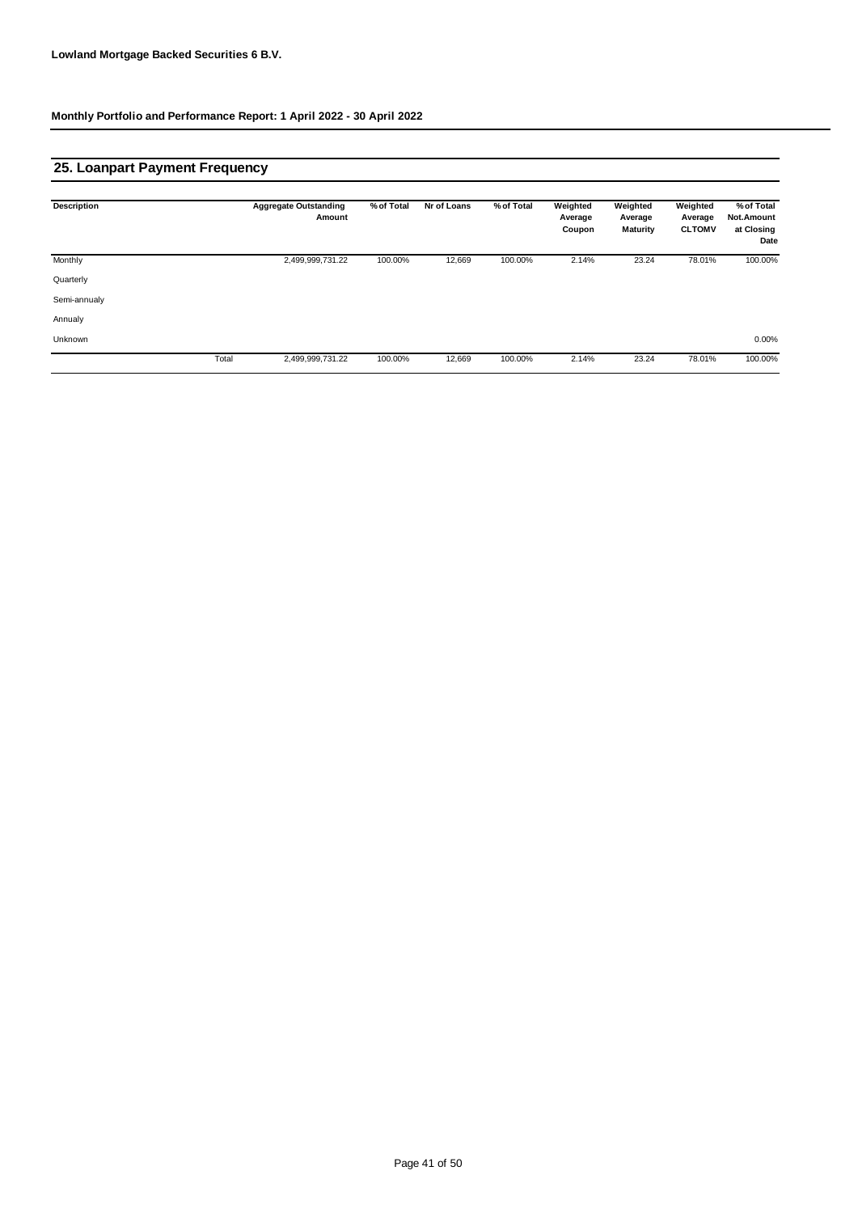**Lowland Mortgage Backed Securities 6 B.V.**

**Monthly Portfolio and Performance Report: 1 April 2022 - 30 April 2022**

## 25. Loanpart Payment Frequency

| Description | | Aggregate Outstanding Amount | % of Total | Nr of Loans | % of Total | Weighted Average Coupon | Weighted Average Maturity | Weighted Average CLTOMV | % of Total Not.Amount at Closing Date |
|---|---|---|---|---|---|---|---|---|---|
| Monthly | | 2,499,999,731.22 | 100.00% | 12,669 | 100.00% | 2.14% | 23.24 | 78.01% | 100.00% |
| Quarterly | | | | | | | | | |
| Semi-annualy | | | | | | | | | |
| Annualy | | | | | | | | | |
| Unknown | | | | | | | | | 0.00% |
| | Total | 2,499,999,731.22 | 100.00% | 12,669 | 100.00% | 2.14% | 23.24 | 78.01% | 100.00% |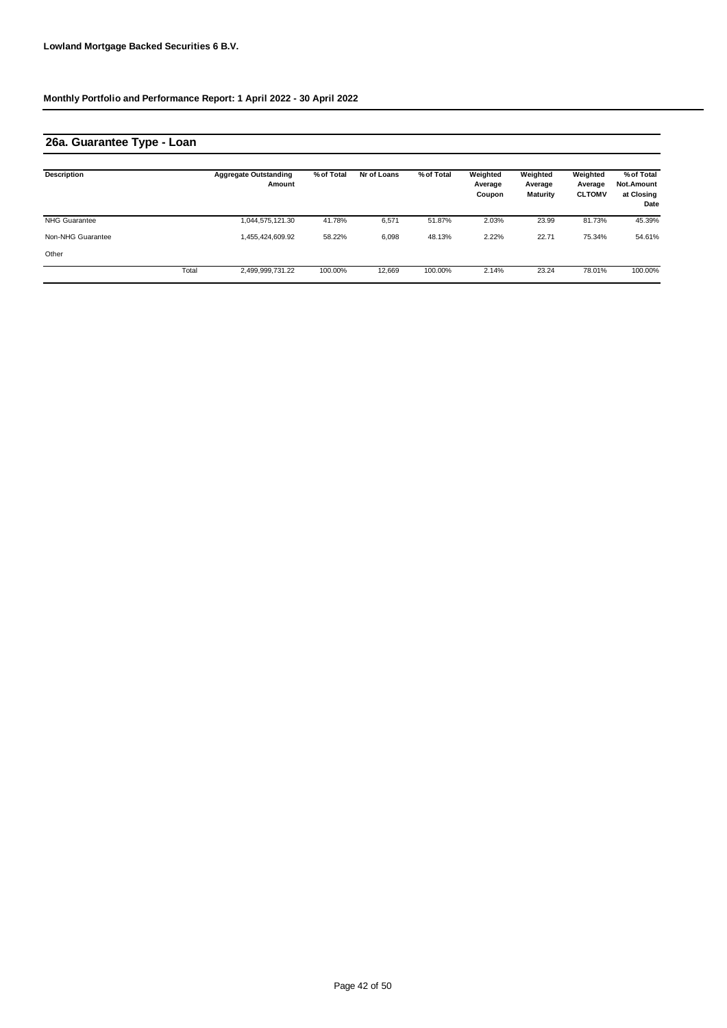**Lowland Mortgage Backed Securities 6 B.V.**

**Monthly Portfolio and Performance Report: 1 April 2022 - 30 April 2022**

## 26a. Guarantee Type - Loan

| Description | | Aggregate Outstanding Amount | % of Total | Nr of Loans | % of Total | Weighted Average Coupon | Weighted Average Maturity | Weighted Average CLTOMV | % of Total Not.Amount at Closing Date |
|---|---|---|---|---|---|---|---|---|---|
| NHG Guarantee | | 1,044,575,121.30 | 41.78% | 6,571 | 51.87% | 2.03% | 23.99 | 81.73% | 45.39% |
| Non-NHG Guarantee | | 1,455,424,609.92 | 58.22% | 6,098 | 48.13% | 2.22% | 22.71 | 75.34% | 54.61% |
| Other | | | | | | | | | |
| | Total | 2,499,999,731.22 | 100.00% | 12,669 | 100.00% | 2.14% | 23.24 | 78.01% | 100.00% |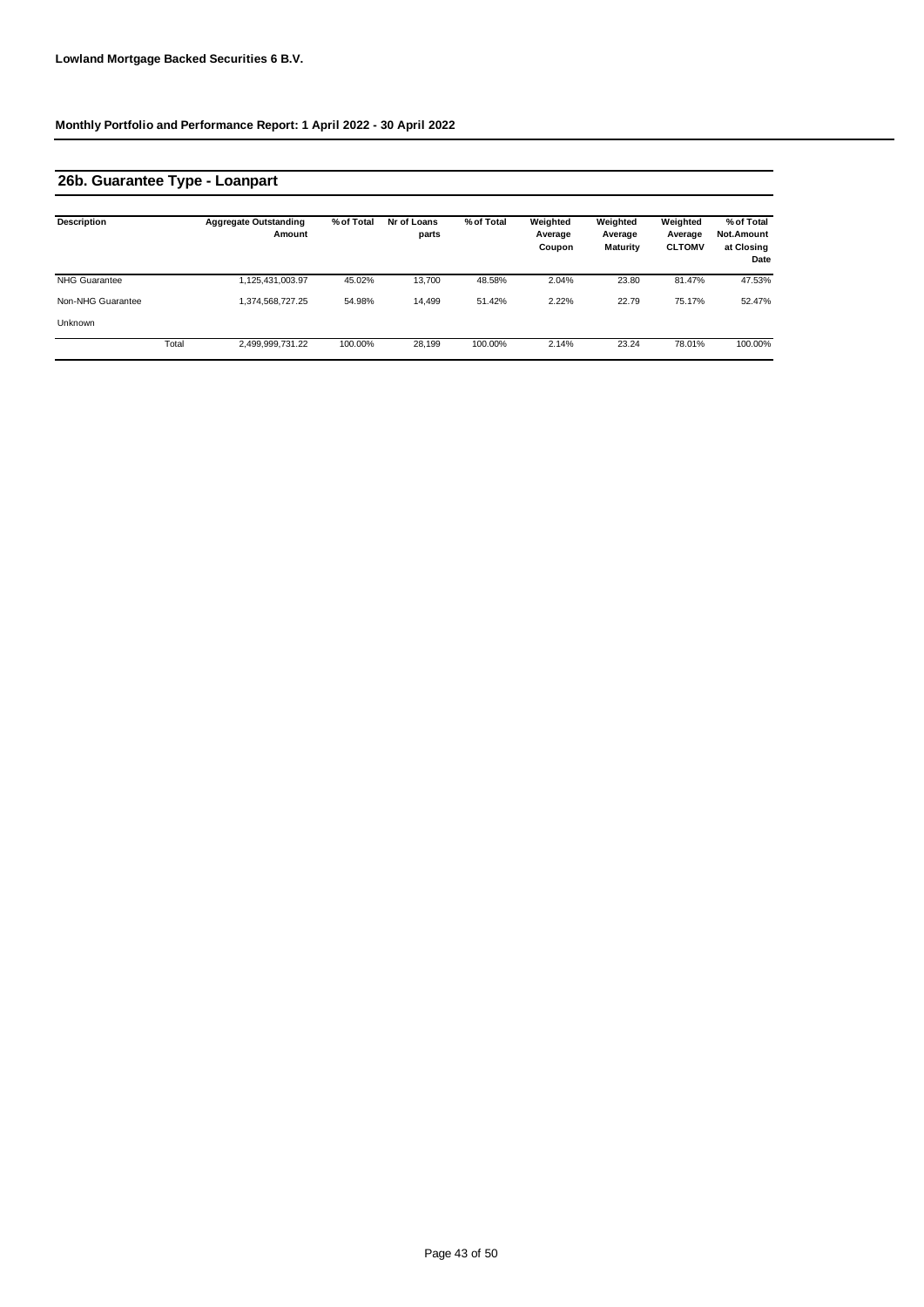**Lowland Mortgage Backed Securities 6 B.V.**

**Monthly Portfolio and Performance Report: 1 April 2022 - 30 April 2022**

## 26b. Guarantee Type - Loanpart

| Description | Aggregate Outstanding Amount | % of Total | Nr of Loans parts | % of Total | Weighted Average Coupon | Weighted Average Maturity | Weighted Average CLTOMV | % of Total Not.Amount at Closing Date |
|---|---|---|---|---|---|---|---|---|
| NHG Guarantee | 1,125,431,003.97 | 45.02% | 13,700 | 48.58% | 2.04% | 23.80 | 81.47% | 47.53% |
| Non-NHG Guarantee | 1,374,568,727.25 | 54.98% | 14,499 | 51.42% | 2.22% | 22.79 | 75.17% | 52.47% |
| Unknown | | | | | | | | |
| Total | 2,499,999,731.22 | 100.00% | 28,199 | 100.00% | 2.14% | 23.24 | 78.01% | 100.00% |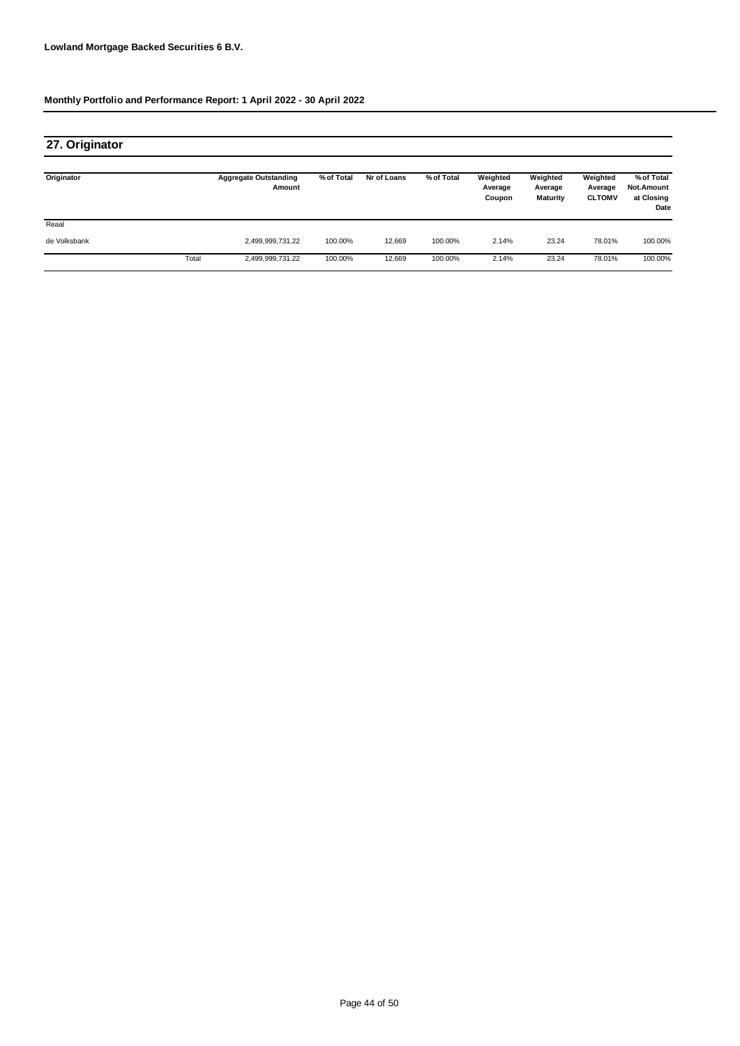**Lowland Mortgage Backed Securities 6 B.V.**

**Monthly Portfolio and Performance Report: 1 April 2022 - 30 April 2022**

## 27. Originator

| Originator | | Aggregate Outstanding Amount | % of Total | Nr of Loans | % of Total | Weighted Average Coupon | Weighted Average Maturity | Weighted Average CLTOMV | % of Total Not.Amount at Closing Date |
|---|---|---|---|---|---|---|---|---|---|
| Reaal | | | | | | | | | |
| de Volksbank | | 2,499,999,731.22 | 100.00% | 12,669 | 100.00% | 2.14% | 23.24 | 78.01% | 100.00% |
| | Total | 2,499,999,731.22 | 100.00% | 12,669 | 100.00% | 2.14% | 23.24 | 78.01% | 100.00% |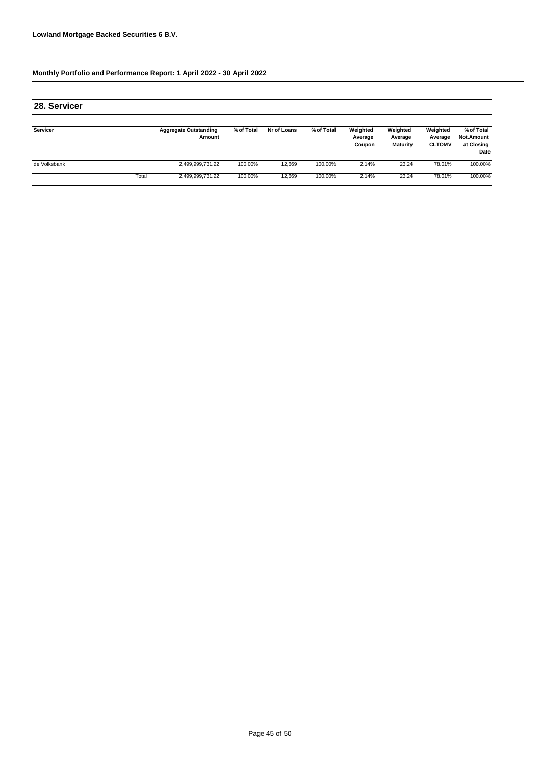Lowland Mortgage Backed Securities 6 B.V.

**Monthly Portfolio and Performance Report: 1 April 2022 - 30 April 2022**

## 28. Servicer

| Servicer | | Aggregate Outstanding Amount | % of Total | Nr of Loans | % of Total | Weighted Average Coupon | Weighted Average Maturity | Weighted Average CLTOMV | % of Total Not.Amount at Closing Date |
|---|---|---|---|---|---|---|---|---|---|
| de Volksbank | | 2,499,999,731.22 | 100.00% | 12,669 | 100.00% | 2.14% | 23.24 | 78.01% | 100.00% |
| | Total | 2,499,999,731.22 | 100.00% | 12,669 | 100.00% | 2.14% | 23.24 | 78.01% | 100.00% |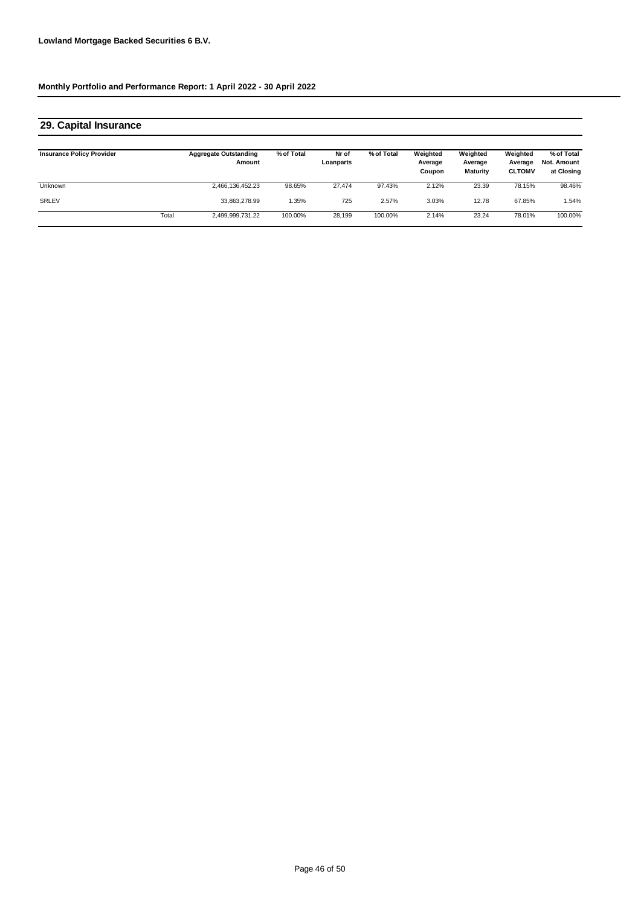**Lowland Mortgage Backed Securities 6 B.V.**

**Monthly Portfolio and Performance Report: 1 April 2022 - 30 April 2022**

## 29. Capital Insurance

| Insurance Policy Provider | | Aggregate Outstanding Amount | % of Total | Nr of Loanparts | % of Total | Weighted Average Coupon | Weighted Average Maturity | Weighted Average CLTOMV | % of Total Not. Amount at Closing |
|---|---|---|---|---|---|---|---|---|---|
| Unknown | | 2,466,136,452.23 | 98.65% | 27,474 | 97.43% | 2.12% | 23.39 | 78.15% | 98.46% |
| SRLEV | | 33,863,278.99 | 1.35% | 725 | 2.57% | 3.03% | 12.78 | 67.85% | 1.54% |
| | Total | 2,499,999,731.22 | 100.00% | 28,199 | 100.00% | 2.14% | 23.24 | 78.01% | 100.00% |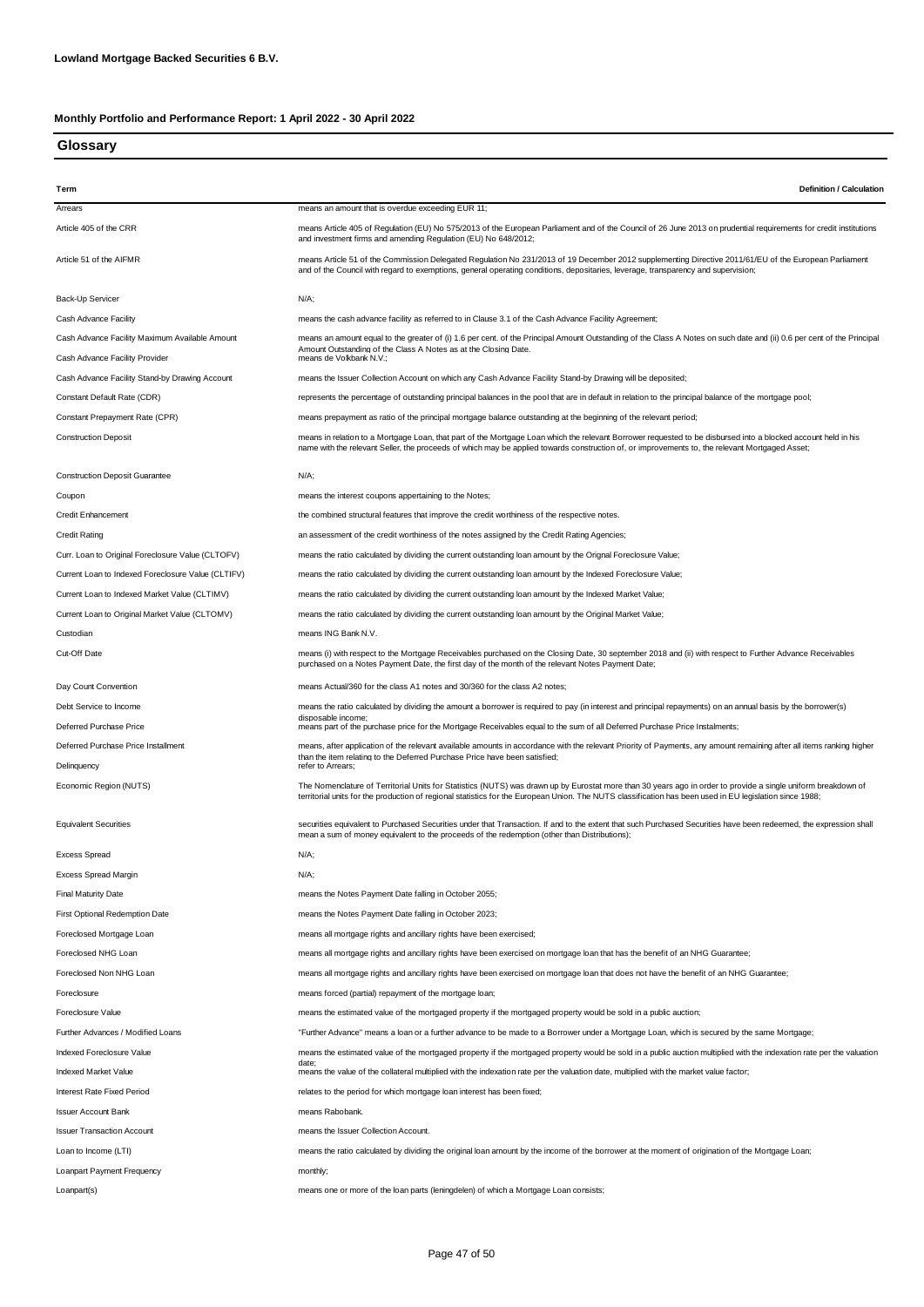**Lowland Mortgage Backed Securities 6 B.V.**

**Monthly Portfolio and Performance Report: 1 April 2022 - 30 April 2022**

## Glossary

| Term | Definition / Calculation |
|---|---|
| Arrears | means an amount that is overdue exceeding EUR 11; |
| Article 405 of the CRR | means Article 405 of Regulation (EU) No 575/2013 of the European Parliament and of the Council of 26 June 2013 on prudential requirements for credit institutions and investment firms and amending Regulation (EU) No 648/2012; |
| Article 51 of the AIFMR | means Article 51 of the Commission Delegated Regulation No 231/2013 of 19 December 2012 supplementing Directive 2011/61/EU of the European Parliament and of the Council with regard to exemptions, general operating conditions, depositaries, leverage, transparency and supervision; |
| Back-Up Servicer | N/A; |
| Cash Advance Facility | means the cash advance facility as referred to in Clause 3.1 of the Cash Advance Facility Agreement; |
| Cash Advance Facility Maximum Available Amount | means an amount equal to the greater of (i) 1.6 per cent. of the Principal Amount Outstanding of the Class A Notes on such date and (ii) 0.6 per cent of the Principal Amount Outstanding of the Class A Notes as at the Closing Date. |
| Cash Advance Facility Provider | means de Volkbank N.V.; |
| Cash Advance Facility Stand-by Drawing Account | means the Issuer Collection Account on which any Cash Advance Facility Stand-by Drawing will be deposited; |
| Constant Default Rate (CDR) | represents the percentage of outstanding principal balances in the pool that are in default in relation to the principal balance of the mortgage pool; |
| Constant Prepayment Rate (CPR) | means prepayment as ratio of the principal mortgage balance outstanding at the beginning of the relevant period; |
| Construction Deposit | means in relation to a Mortgage Loan, that part of the Mortgage Loan which the relevant Borrower requested to be disbursed into a blocked account held in his name with the relevant Seller, the proceeds of which may be applied towards construction of, or improvements to, the relevant Mortgaged Asset; |
| Construction Deposit Guarantee | N/A; |
| Coupon | means the interest coupons appertaining to the Notes; |
| Credit Enhancement | the combined structural features that improve the credit worthiness of the respective notes. |
| Credit Rating | an assessment of the credit worthiness of the notes assigned by the Credit Rating Agencies; |
| Curr. Loan to Original Foreclosure Value (CLTOFV) | means the ratio calculated by dividing the current outstanding loan amount by the Orignal Foreclosure Value; |
| Current Loan to Indexed Foreclosure Value (CLTIFV) | means the ratio calculated by dividing the current outstanding loan amount by the Indexed Foreclosure Value; |
| Current Loan to Indexed Market Value (CLTIMV) | means the ratio calculated by dividing the current outstanding loan amount by the Indexed Market Value; |
| Current Loan to Original Market Value (CLTOMV) | means the ratio calculated by dividing the current outstanding loan amount by the Original Market Value; |
| Custodian | means ING Bank N.V. |
| Cut-Off Date | means (i) with respect to the Mortgage Receivables purchased on the Closing Date, 30 september 2018 and (ii) with respect to Further Advance Receivables purchased on a Notes Payment Date, the first day of the month of the relevant Notes Payment Date; |
| Day Count Convention | means Actual/360 for the class A1 notes and 30/360 for the class A2 notes; |
| Debt Service to Income | means the ratio calculated by dividing the amount a borrower is required to pay (in interest and principal repayments) on an annual basis by the borrower(s) disposable income; |
| Deferred Purchase Price | means part of the purchase price for the Mortgage Receivables equal to the sum of all Deferred Purchase Price Instalments; |
| Deferred Purchase Price Installment | means, after application of the relevant available amounts in accordance with the relevant Priority of Payments, any amount remaining after all items ranking higher than the item relating to the Deferred Purchase Price have been satisfied; |
| Delinquency | refer to Arrears; |
| Economic Region (NUTS) | The Nomenclature of Territorial Units for Statistics (NUTS) was drawn up by Eurostat more than 30 years ago in order to provide a single uniform breakdown of territorial units for the production of regional statistics for the European Union. The NUTS classification has been used in EU legislation since 1988; |
| Equivalent Securities | securities equivalent to Purchased Securities under that Transaction. If and to the extent that such Purchased Securities have been redeemed, the expression shall mean a sum of money equivalent to the proceeds of the redemption (other than Distributions); |
| Excess Spread | N/A; |
| Excess Spread Margin | N/A; |
| Final Maturity Date | means the Notes Payment Date falling in October 2055; |
| First Optional Redemption Date | means the Notes Payment Date falling in October 2023; |
| Foreclosed Mortgage Loan | means all mortgage rights and ancillary rights have been exercised; |
| Foreclosed NHG Loan | means all mortgage rights and ancillary rights have been exercised on mortgage loan that has the benefit of an NHG Guarantee; |
| Foreclosed Non NHG Loan | means all mortgage rights and ancillary rights have been exercised on mortgage loan that does not have the benefit of an NHG Guarantee; |
| Foreclosure | means forced (partial) repayment of the mortgage loan; |
| Foreclosure Value | means the estimated value of the mortgaged property if the mortgaged property would be sold in a public auction; |
| Further Advances / Modified Loans | "Further Advance" means a loan or a further advance to be made to a Borrower under a Mortgage Loan, which is secured by the same Mortgage; |
| Indexed Foreclosure Value | means the estimated value of the mortgaged property if the mortgaged property would be sold in a public auction multiplied with the indexation rate per the valuation date; |
| Indexed Market Value | means the value of the collateral multiplied with the indexation rate per the valuation date, multiplied with the market value factor; |
| Interest Rate Fixed Period | relates to the period for which mortgage loan interest has been fixed; |
| Issuer Account Bank | means Rabobank. |
| Issuer Transaction Account | means the Issuer Collection Account. |
| Loan to Income (LTI) | means the ratio calculated by dividing the original loan amount by the income of the borrower at the moment of origination of the Mortgage Loan; |
| Loanpart Payment Frequency | monthly; |
| Loanpart(s) | means one or more of the loan parts (leningdelen) of which a Mortgage Loan consists; |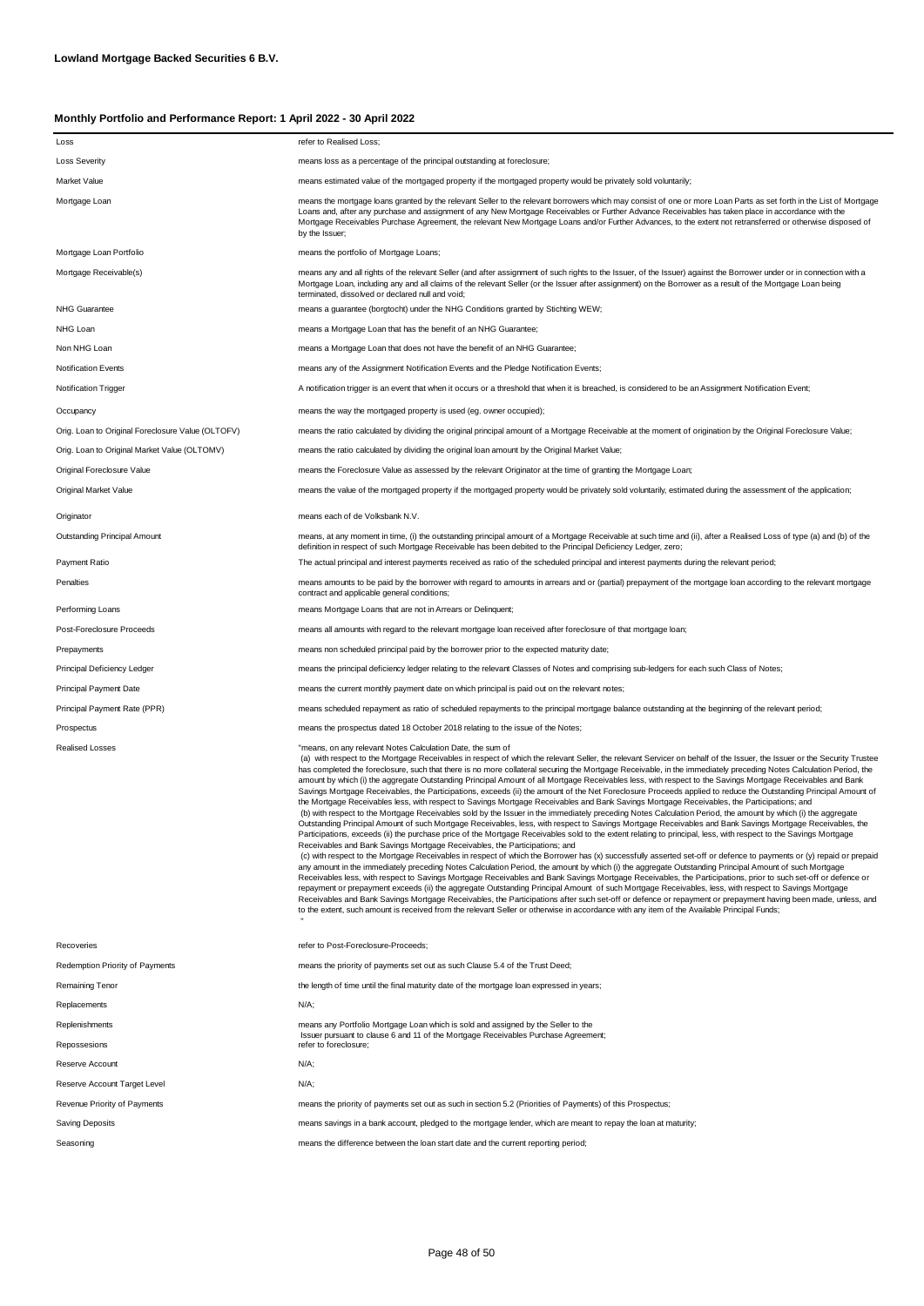**Lowland Mortgage Backed Securities 6 B.V.**

**Monthly Portfolio and Performance Report: 1 April 2022 - 30 April 2022**

| | |
|---|---|
| Loss | refer to Realised Loss; |
| Loss Severity | means loss as a percentage of the principal outstanding at foreclosure; |
| Market Value | means estimated value of the mortgaged property if the mortgaged property would be privately sold voluntarily; |
| Mortgage Loan | means the mortgage loans granted by the relevant Seller to the relevant borrowers which may consist of one or more Loan Parts as set forth in the List of Mortgage Loans and, after any purchase and assignment of any New Mortgage Receivables or Further Advance Receivables has taken place in accordance with the Mortgage Receivables Purchase Agreement, the relevant New Mortgage Loans and/or Further Advances, to the extent not retransferred or otherwise disposed of by the Issuer; |
| Mortgage Loan Portfolio | means the portfolio of Mortgage Loans; |
| Mortgage Receivable(s) | means any and all rights of the relevant Seller (and after assignment of such rights to the Issuer, of the Issuer) against the Borrower under or in connection with a Mortgage Loan, including any and all claims of the relevant Seller (or the Issuer after assignment) on the Borrower as a result of the Mortgage Loan being terminated, dissolved or declared null and void; |
| NHG Guarantee | means a guarantee (borgtocht) under the NHG Conditions granted by Stichting WEW; |
| NHG Loan | means a Mortgage Loan that has the benefit of an NHG Guarantee; |
| Non NHG Loan | means a Mortgage Loan that does not have the benefit of an NHG Guarantee; |
| Notification Events | means any of the Assignment Notification Events and the Pledge Notification Events; |
| Notification Trigger | A notification trigger is an event that when it occurs or a threshold that when it is breached, is considered to be an Assignment Notification Event; |
| Occupancy | means the way the mortgaged property is used (eg. owner occupied); |
| Orig. Loan to Original Foreclosure Value (OLTOFV) | means the ratio calculated by dividing the original principal amount of a Mortgage Receivable at the moment of origination by the Original Foreclosure Value; |
| Orig. Loan to Original Market Value (OLTOMV) | means the ratio calculated by dividing the original loan amount by the Original Market Value; |
| Original Foreclosure Value | means the Foreclosure Value as assessed by the relevant Originator at the time of granting the Mortgage Loan; |
| Original Market Value | means the value of the mortgaged property if the mortgaged property would be privately sold voluntarily, estimated during the assessment of the application; |
| Originator | means each of de Volksbank N.V. |
| Outstanding Principal Amount | means, at any moment in time, (i) the outstanding principal amount of a Mortgage Receivable at such time and (ii), after a Realised Loss of type (a) and (b) of the definition in respect of such Mortgage Receivable has been debited to the Principal Deficiency Ledger, zero; |
| Payment Ratio | The actual principal and interest payments received as ratio of the scheduled principal and interest payments during the relevant period; |
| Penalties | means amounts to be paid by the borrower with regard to amounts in arrears and or (partial) prepayment of the mortgage loan according to the relevant mortgage contract and applicable general conditions; |
| Performing Loans | means Mortgage Loans that are not in Arrears or Delinquent; |
| Post-Foreclosure Proceeds | means all amounts with regard to the relevant mortgage loan received after foreclosure of that mortgage loan; |
| Prepayments | means non scheduled principal paid by the borrower prior to the expected maturity date; |
| Principal Deficiency Ledger | means the principal deficiency ledger relating to the relevant Classes of Notes and comprising sub-ledgers for each such Class of Notes; |
| Principal Payment Date | means the current monthly payment date on which principal is paid out on the relevant notes; |
| Principal Payment Rate (PPR) | means scheduled repayment as ratio of scheduled repayments to the principal mortgage balance outstanding at the beginning of the relevant period; |
| Prospectus | means the prospectus dated 18 October 2018 relating to the issue of the Notes; |
| Realised Losses | "means, on any relevant Notes Calculation Date, the sum of (a) with respect to the Mortgage Receivables in respect of which the relevant Seller, the relevant Servicer on behalf of the Issuer, the Issuer or the Security Trustee has completed the foreclosure, such that there is no more collateral securing the Mortgage Receivable, in the immediately preceding Notes Calculation Period, the amount by which (i) the aggregate Outstanding Principal Amount of all Mortgage Receivables less, with respect to the Savings Mortgage Receivables and Bank Savings Mortgage Receivables, the Participations, exceeds (ii) the amount of the Net Foreclosure Proceeds applied to reduce the Outstanding Principal Amount of the Mortgage Receivables less, with respect to Savings Mortgage Receivables and Bank Savings Mortgage Receivables, the Participations; and (b) with respect to the Mortgage Receivables sold by the Issuer in the immediately preceding Notes Calculation Period, the amount by which (i) the aggregate Outstanding Principal Amount of such Mortgage Receivables, less, with respect to Savings Mortgage Receivables and Bank Savings Mortgage Receivables, the Participations, exceeds (ii) the purchase price of the Mortgage Receivables sold to the extent relating to principal, less, with respect to the Savings Mortgage Receivables and Bank Savings Mortgage Receivables, the Participations; and (c) with respect to the Mortgage Receivables in respect of which the Borrower has (x) successfully asserted set-off or defence to payments or (y) repaid or prepaid any amount in the immediately preceding Notes Calculation Period, the amount by which (i) the aggregate Outstanding Principal Amount of such Mortgage Receivables less, with respect to Savings Mortgage Receivables and Bank Savings Mortgage Receivables, the Participations, prior to such set-off or defence or repayment or prepayment exceeds (ii) the aggregate Outstanding Principal Amount of such Mortgage Receivables, less, with respect to Savings Mortgage Receivables and Bank Savings Mortgage Receivables, the Participations after such set-off or defence or repayment or prepayment having been made, unless, and to the extent, such amount is received from the relevant Seller or otherwise in accordance with any item of the Available Principal Funds; " |
| Recoveries | refer to Post-Foreclosure-Proceeds; |
| Redemption Priority of Payments | means the priority of payments set out as such Clause 5.4 of the Trust Deed; |
| Remaining Tenor | the length of time until the final maturity date of the mortgage loan expressed in years; |
| Replacements | N/A; |
| Replenishments | means any Portfolio Mortgage Loan which is sold and assigned by the Seller to the Issuer pursuant to clause 6 and 11 of the Mortgage Receivables Purchase Agreement; |
| Repossesions | refer to foreclosure; |
| Reserve Account | N/A; |
| Reserve Account Target Level | N/A; |
| Revenue Priority of Payments | means the priority of payments set out as such in section 5.2 (Priorities of Payments) of this Prospectus; |
| Saving Deposits | means savings in a bank account, pledged to the mortgage lender, which are meant to repay the loan at maturity; |
| Seasoning | means the difference between the loan start date and the current reporting period; |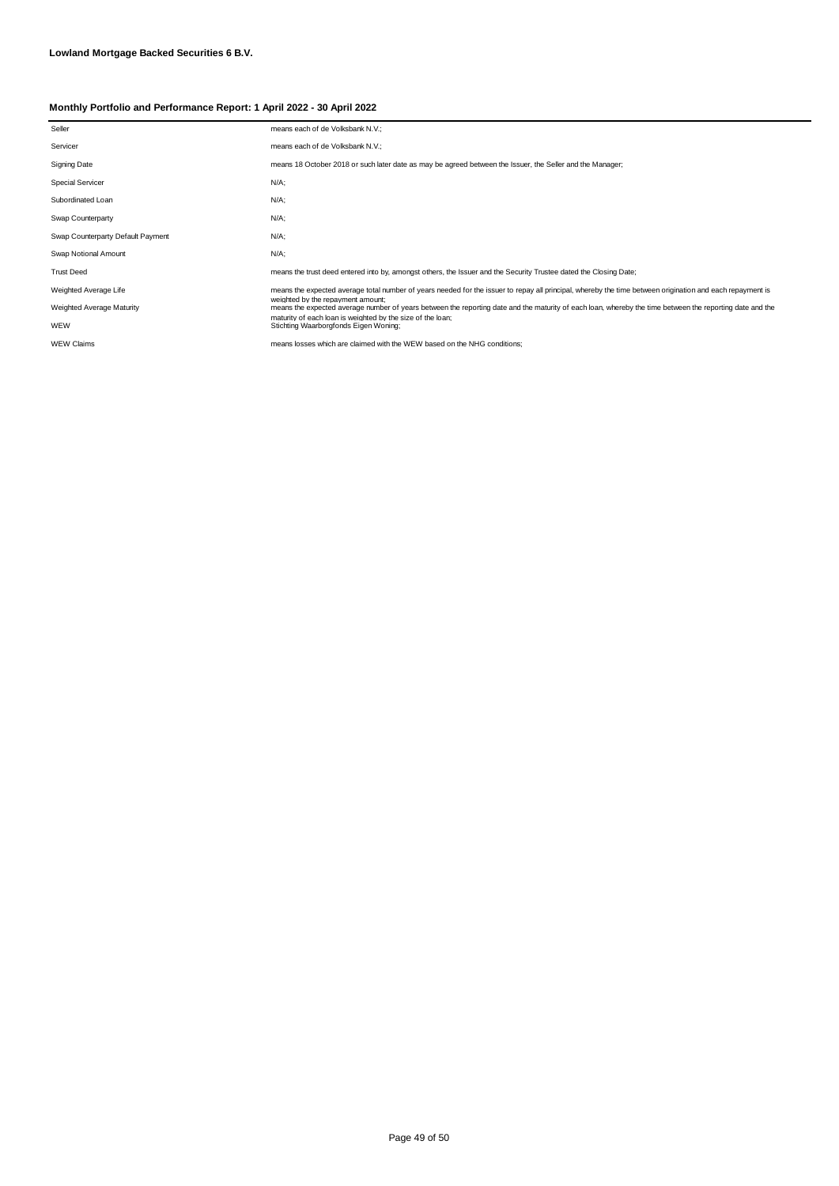**Lowland Mortgage Backed Securities 6 B.V.**

**Monthly Portfolio and Performance Report: 1 April 2022 - 30 April 2022**

| | |
|---|---|
| Seller | means each of de Volksbank N.V.; |
| Servicer | means each of de Volksbank N.V.; |
| Signing Date | means 18 October 2018 or such later date as may be agreed between the Issuer, the Seller and the Manager; |
| Special Servicer | N/A; |
| Subordinated Loan | N/A; |
| Swap Counterparty | N/A; |
| Swap Counterparty Default Payment | N/A; |
| Swap Notional Amount | N/A; |
| Trust Deed | means the trust deed entered into by, amongst others, the Issuer and the Security Trustee dated the Closing Date; |
| Weighted Average Life | means the expected average total number of years needed for the issuer to repay all principal, whereby the time between origination and each repayment is weighted by the repayment amount; |
| Weighted Average Maturity | means the expected average number of years between the reporting date and the maturity of each loan, whereby the time between the reporting date and the maturity of each loan is weighted by the size of the loan; |
| WEW | Stichting Waarborgfonds Eigen Woning; |
| WEW Claims | means losses which are claimed with the WEW based on the NHG conditions; |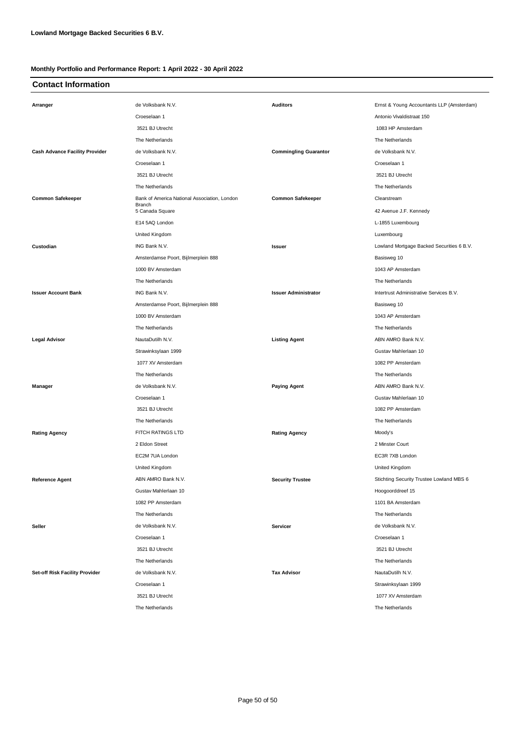**Lowland Mortgage Backed Securities 6 B.V.**

**Monthly Portfolio and Performance Report: 1 April 2022 - 30 April 2022**

## Contact Information

| | | | |
|---|---|---|---|
| **Arranger** | de Volksbank N.V. | **Auditors** | Ernst & Young Accountants LLP (Amsterdam) |
| | Croeselaan 1 | | Antonio Vivaldistraat 150 |
| | 3521 BJ Utrecht | | 1083 HP Amsterdam |
| | The Netherlands | | The Netherlands |
| **Cash Advance Facility Provider** | de Volksbank N.V. | **Commingling Guarantor** | de Volksbank N.V. |
| | Croeselaan 1 | | Croeselaan 1 |
| | 3521 BJ Utrecht | | 3521 BJ Utrecht |
| | The Netherlands | | The Netherlands |
| **Common Safekeeper** | Bank of America National Association, London Branch | **Common Safekeeper** | Clearstream |
| | 5 Canada Square | | 42 Avenue J.F. Kennedy |
| | E14 5AQ London | | L-1855 Luxembourg |
| | United Kingdom | | Luxembourg |
| **Custodian** | ING Bank N.V. | **Issuer** | Lowland Mortgage Backed Securities 6 B.V. |
| | Amsterdamse Poort, Bijlmerplein 888 | | Basisweg 10 |
| | 1000 BV Amsterdam | | 1043 AP Amsterdam |
| | The Netherlands | | The Netherlands |
| **Issuer Account Bank** | ING Bank N.V. | **Issuer Administrator** | Intertrust Administrative Services B.V. |
| | Amsterdamse Poort, Bijlmerplein 888 | | Basisweg 10 |
| | 1000 BV Amsterdam | | 1043 AP Amsterdam |
| | The Netherlands | | The Netherlands |
| **Legal Advisor** | NautaDutilh N.V. | **Listing Agent** | ABN AMRO Bank N.V. |
| | Strawinksylaan 1999 | | Gustav Mahlerlaan 10 |
| | 1077 XV Amsterdam | | 1082 PP Amsterdam |
| | The Netherlands | | The Netherlands |
| **Manager** | de Volksbank N.V. | **Paying Agent** | ABN AMRO Bank N.V. |
| | Croeselaan 1 | | Gustav Mahlerlaan 10 |
| | 3521 BJ Utrecht | | 1082 PP Amsterdam |
| | The Netherlands | | The Netherlands |
| **Rating Agency** | FITCH RATINGS LTD | **Rating Agency** | Moody's |
| | 2 Eldon Street | | 2 Minster Court |
| | EC2M 7UA London | | EC3R 7XB London |
| | United Kingdom | | United Kingdom |
| **Reference Agent** | ABN AMRO Bank N.V. | **Security Trustee** | Stichting Security Trustee Lowland MBS 6 |
| | Gustav Mahlerlaan 10 | | Hoogoorddreef 15 |
| | 1082 PP Amsterdam | | 1101 BA Amsterdam |
| | The Netherlands | | The Netherlands |
| **Seller** | de Volksbank N.V. | **Servicer** | de Volksbank N.V. |
| | Croeselaan 1 | | Croeselaan 1 |
| | 3521 BJ Utrecht | | 3521 BJ Utrecht |
| | The Netherlands | | The Netherlands |
| **Set-off Risk Facility Provider** | de Volksbank N.V. | **Tax Advisor** | NautaDutilh N.V. |
| | Croeselaan 1 | | Strawinksylaan 1999 |
| | 3521 BJ Utrecht | | 1077 XV Amsterdam |
| | The Netherlands | | The Netherlands |